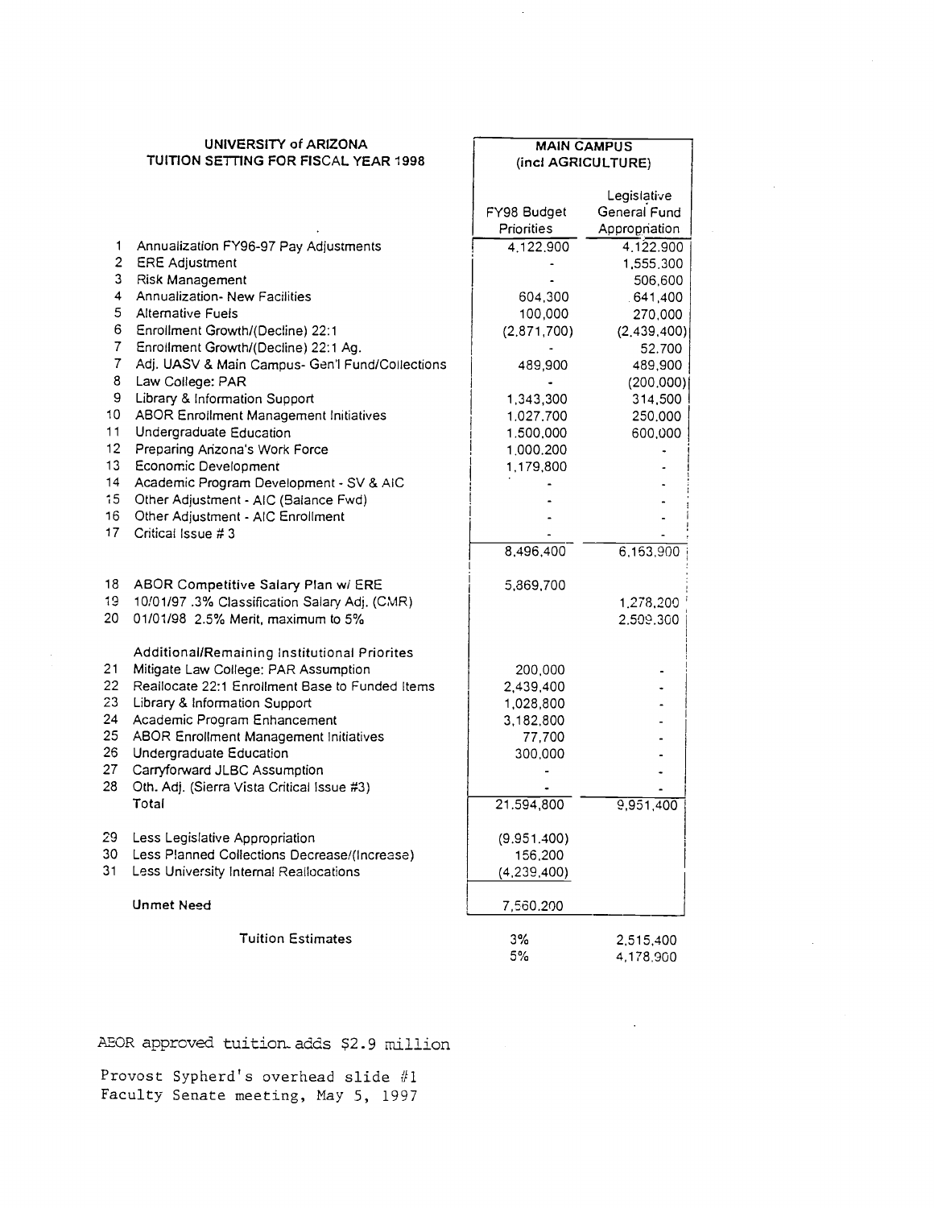# UNIVERSITY of ARIZONA
## TUITION SETTING FOR FISCAL YEAR 1998

| | | MAIN CAMPUS (incl AGRICULTURE) | |
|---|---|---|---|
| | | FY98 Budget Priorities | Legislative General Fund Appropriation |
| 1 | Annualization FY96-97 Pay Adjustments | 4,122,900 | 4,122,900 |
| 2 | ERE Adjustment | - | 1,555,300 |
| 3 | Risk Management | - | 506,600 |
| 4 | Annualization- New Facilities | 604,300 | 641,400 |
| 5 | Alternative Fuels | 100,000 | 270,000 |
| 6 | Enrollment Growth/(Decline) 22:1 | (2,871,700) | (2,439,400) |
| 7 | Enrollment Growth/(Decline) 22:1 Ag. | - | 52,700 |
| 7 | Adj. UASV & Main Campus- Gen'l Fund/Collections | 489,900 | 489,900 |
| 8 | Law College: PAR | - | (200,000) |
| 9 | Library & Information Support | 1,343,300 | 314,500 |
| 10 | ABOR Enrollment Management Initiatives | 1,027,700 | 250,000 |
| 11 | Undergraduate Education | 1,500,000 | 600,000 |
| 12 | Preparing Arizona's Work Force | 1,000,200 | - |
| 13 | Economic Development | 1,179,800 | - |
| 14 | Academic Program Development - SV & AIC | - | - |
| 15 | Other Adjustment - AIC (Balance Fwd) | - | - |
| 16 | Other Adjustment - AIC Enrollment | - | - |
| 17 | Critical Issue # 3 | - | - |
| | | 8,496,400 | 6,163,900 |
| 18 | ABOR Competitive Salary Plan w/ ERE | 5,869,700 | |
| 19 | 10/01/97 .3% Classification Salary Adj. (CMR) | | 1,278,200 |
| 20 | 01/01/98 2.5% Merit, maximum to 5% | | 2,509,300 |
| | Additional/Remaining Institutional Priorites | | |
| 21 | Mitigate Law College: PAR Assumption | 200,000 | - |
| 22 | Reallocate 22:1 Enrollment Base to Funded Items | 2,439,400 | - |
| 23 | Library & Information Support | 1,028,800 | - |
| 24 | Academic Program Enhancement | 3,182,800 | - |
| 25 | ABOR Enrollment Management Initiatives | 77,700 | - |
| 26 | Undergraduate Education | 300,000 | - |
| 27 | Carryforward JLBC Assumption | - | - |
| 28 | Oth. Adj. (Sierra Vista Critical Issue #3) | - | - |
| | Total | 21,594,800 | 9,951,400 |
| 29 | Less Legislative Appropriation | (9,951,400) | |
| 30 | Less Planned Collections Decrease/(Increase) | 156,200 | |
| 31 | Less University Internal Reallocations | (4,239,400) | |
| | Unmet Need | 7,560,200 | |
| | Tuition Estimates | 3% | 2,515,400 |
| | | 5% | 4,178,900 |

ABOR approved tuition adds $2.9 million

Provost Sypherd's overhead slide #1
Faculty Senate meeting, May 5, 1997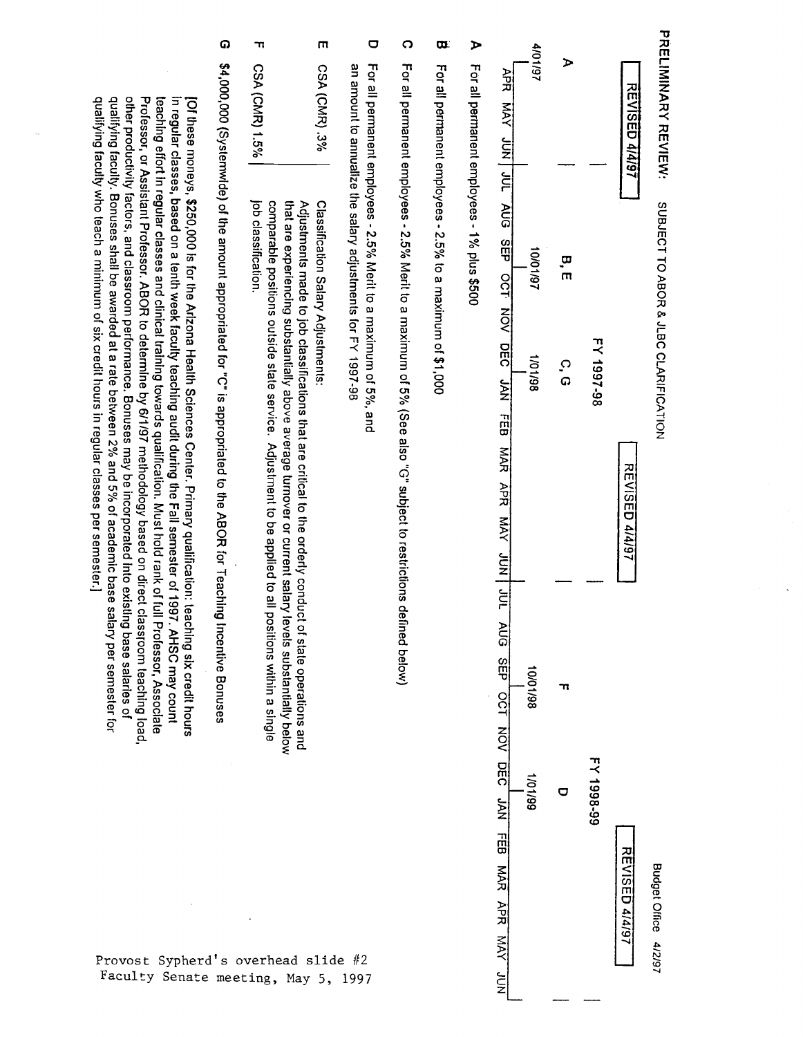**PRELIMINARY REVIEW:** SUBJECT TO ABOR & JLBC CLARIFICATION

Budget Office 4/2/97

| | FY 1997-98 | | | | | | | | | | | | FY 1998-99 | | | | | | | | | | | |
|---|---|---|---|---|---|---|---|---|---|---|---|---|---|---|---|---|---|---|---|---|---|---|---|---|
| | **REVISED 4/4/97** | | | | | | | | **REVISED 4/4/97** | | | | | | | | | | **REVISED 4/4/97** | | | | | |
| | A | | | | | B, E | | | C, G | | | | | | | | | F | | | D | | | |
| 4/01/97 | | | | | | 10/01/97 | | | 1/01/98 | | | | | | | | | 10/01/98 | | | 1/01/99 | | | |
| | APR | MAY | JUN | JUL | AUG | SEP | OCT | NOV | DEC | JAN | FEB | MAR | APR | MAY | JUN | JUL | AUG | SEP | OCT | NOV | DEC | JAN | FEB | MAR | APR | MAY | JUN |

**A** For all permanent employees - 1% plus $500

**B** For all permanent employees - 2.5% to a maximum of $1,000

**C** For all permanent employees - 2.5% Merit to a maximum of 5% (See also "G" subject to restrictions defined below)

**D** For all permanent employees - 2.5% Merit to a maximum of 5%, and an amount to annualize the salary adjustments for FY 1997-98

**E** CSA (CMR) .3% — Classification Salary Adjustments:
Adjustments made to job classifications that are critical to the orderly conduct of state operations and that are experiencing substantially above average turnover or current salary levels substantially below comparable positions outside state service. Adjustment to be applied to all positions within a single job classification.

**F** CSA (CMR) 1.5%

**G** **$4,000,000 (Systemwide) of the amount appropriated for "C" is appropriated to the ABOR for Teaching Incentive Bonuses**

[Of these moneys, **$250,000** is for the Arizona Health Sciences Center. Primary qualification: teaching six credit hours in regular classes, based on a tenth week faculty teaching audit during the Fall semester of 1997. AHSC may count teaching effort in regular classes and clinical training towards qualification. Must hold rank of full Professor, Associate Professor, or Assistant Professor. ABOR to determine by 6/1/97 methodology based on direct classroom teaching load, other productivity factors, and classroom performance. Bonuses may be incorporated into existing base salaries of qualifying faculty. Bonuses shall be awarded at a rate between 2% and 5% of academic base salary per semester for qualifying faculty who teach a minimum of six credit hours in regular classes per semester.]

Provost Sypherd's overhead slide #2
Faculty Senate meeting, May 5, 1997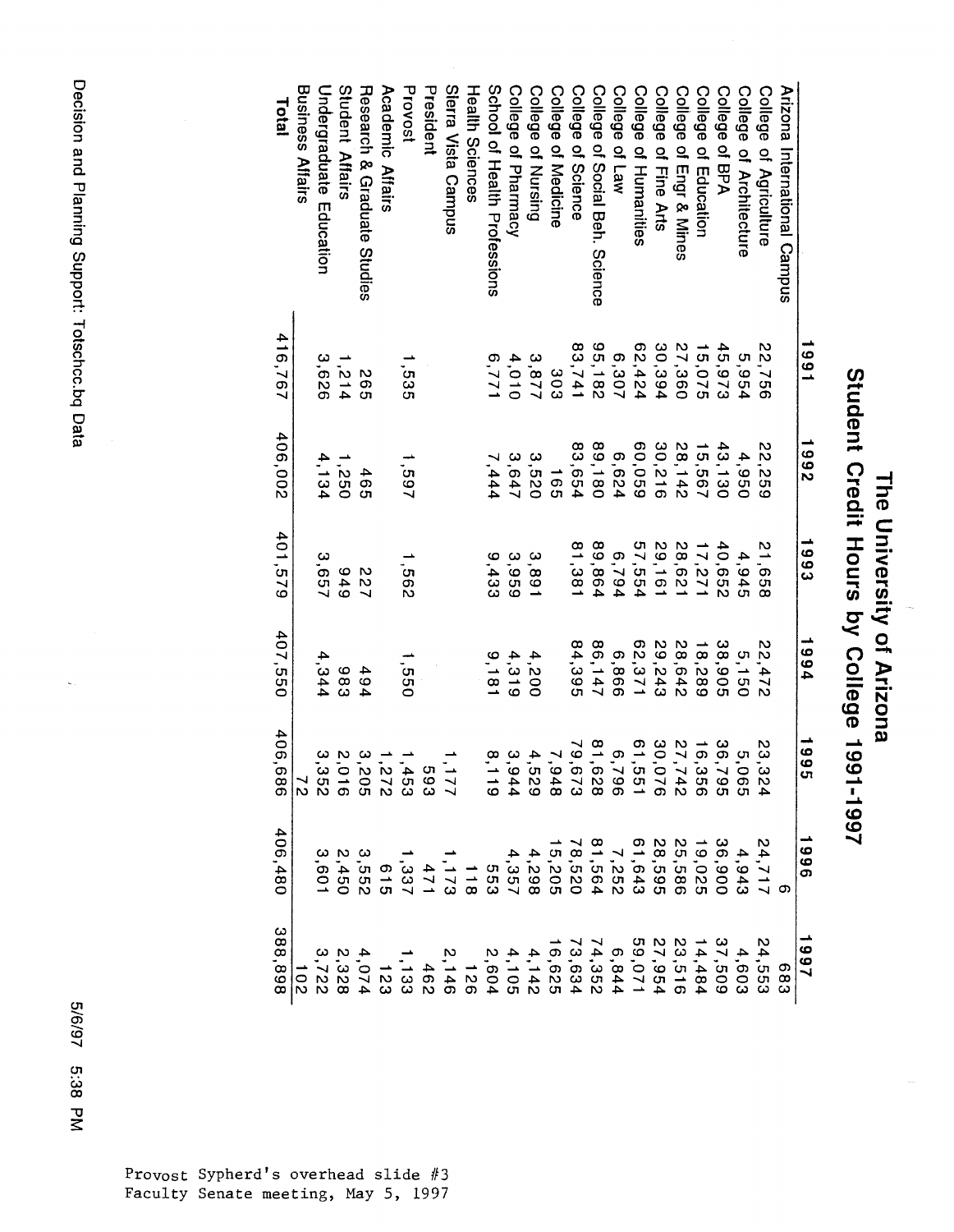# The University of Arizona
## Student Credit Hours by College 1991-1997

| | 1991 | 1992 | 1993 | 1994 | 1995 | 1996 | 1997 |
|---|---|---|---|---|---|---|---|
| Arizona International Campus | | | | | | 6 | 683 |
| College of Agriculture | 22,756 | 22,259 | 21,658 | 22,472 | 23,324 | 24,717 | 24,553 |
| College of Architecture | 5,954 | 4,950 | 4,945 | 5,150 | 5,065 | 4,943 | 4,603 |
| College of BPA | 45,973 | 43,130 | 40,652 | 38,905 | 36,795 | 36,900 | 37,509 |
| College of Education | 15,075 | 15,567 | 17,271 | 18,289 | 16,356 | 19,025 | 14,484 |
| College of Engr & Mines | 27,360 | 28,142 | 28,621 | 28,642 | 27,742 | 25,586 | 23,516 |
| College of Fine Arts | 30,394 | 30,216 | 29,161 | 29,243 | 30,076 | 28,595 | 27,954 |
| College of Humanities | 62,424 | 60,059 | 57,554 | 62,371 | 61,551 | 61,643 | 59,071 |
| College of Law | 6,307 | 6,624 | 6,794 | 6,866 | 6,796 | 7,252 | 6,844 |
| College of Social Beh. Science | 95,182 | 89,180 | 89,864 | 86,147 | 81,628 | 81,564 | 74,352 |
| College of Science | 83,741 | 83,654 | 81,381 | 84,395 | 79,673 | 78,520 | 73,634 |
| College of Medicine | 303 | 165 | | | 7,948 | 15,205 | 16,625 |
| College of Nursing | 3,877 | 3,520 | 3,891 | 4,200 | 4,529 | 4,298 | 4,142 |
| College of Pharmacy | 4,010 | 3,647 | 3,959 | 4,319 | 3,944 | 4,357 | 4,105 |
| School of Health Professions | 6,771 | 7,444 | 9,433 | 9,181 | 8,119 | 553 | 2,604 |
| Health Sciences | | | | | | 118 | 126 |
| Sierra Vista Campus | | | | | 1,177 | 1,173 | 2,146 |
| President | | | | | 593 | 471 | 462 |
| Provost | 1,535 | 1,597 | 1,562 | 1,550 | 1,453 | 1,337 | 1,133 |
| Academic Affairs | | | | | 1,272 | 615 | 123 |
| Research & Graduate Studies | 265 | 465 | 227 | 494 | 3,205 | 3,552 | 4,074 |
| Student Affairs | 1,214 | 1,250 | 949 | 983 | 2,016 | 2,450 | 2,328 |
| Undergraduate Education | 3,626 | 4,134 | 3,657 | 4,344 | 3,352 | 3,601 | 3,722 |
| Business Affairs | | | | | 72 | | 102 |
| **Total** | 416,767 | 406,002 | 401,579 | 407,550 | 406,686 | 406,480 | 388,898 |

Decision and Planning Support: Totschc.bq Data

5/6/97 5:38 PM

Provost Sypherd's overhead slide #3
Faculty Senate meeting, May 5, 1997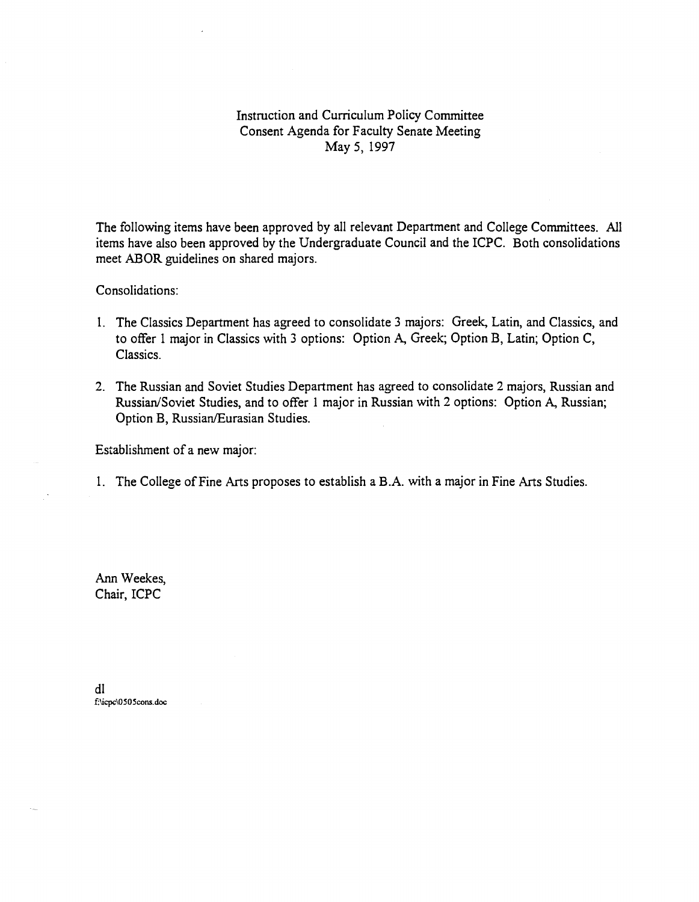Instruction and Curriculum Policy Committee
Consent Agenda for Faculty Senate Meeting
May 5, 1997

The following items have been approved by all relevant Department and College Committees. All items have also been approved by the Undergraduate Council and the ICPC. Both consolidations meet ABOR guidelines on shared majors.

Consolidations:

1. The Classics Department has agreed to consolidate 3 majors: Greek, Latin, and Classics, and to offer 1 major in Classics with 3 options: Option A, Greek; Option B, Latin; Option C, Classics.

2. The Russian and Soviet Studies Department has agreed to consolidate 2 majors, Russian and Russian/Soviet Studies, and to offer 1 major in Russian with 2 options: Option A, Russian; Option B, Russian/Eurasian Studies.

Establishment of a new major:

1. The College of Fine Arts proposes to establish a B.A. with a major in Fine Arts Studies.

Ann Weekes,
Chair, ICPC

dl
f:\icpc\0505cons.doc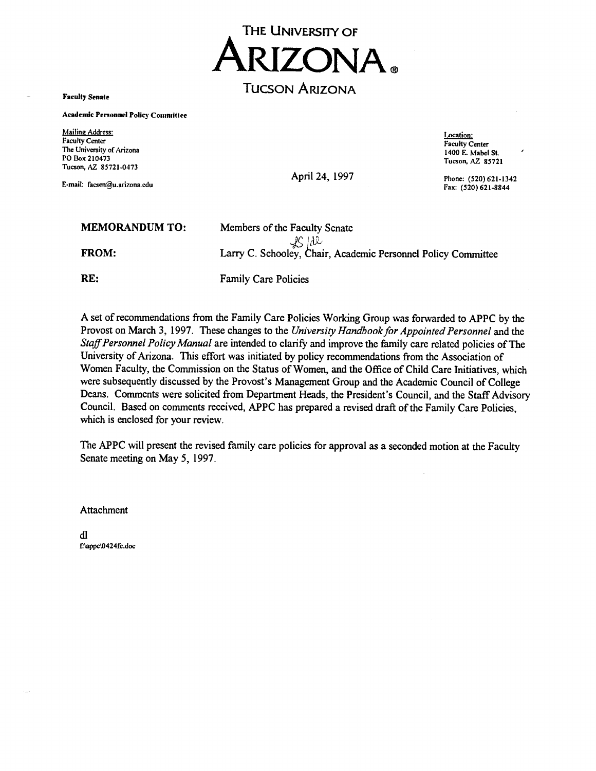# THE UNIVERSITY OF ARIZONA®
## TUCSON ARIZONA

**Faculty Senate**

**Academic Personnel Policy Committee**

Mailing Address:
Faculty Center
The University of Arizona
PO Box 210473
Tucson, AZ 85721-0473

E-mail: facsen@u.arizona.edu

Location:
Faculty Center
1400 E. Mabel St.
Tucson, AZ 85721

Phone: (520) 621-1342
Fax: (520) 621-8844

April 24, 1997

**MEMORANDUM TO:** Members of the Faculty Senate

**FROM:** Larry C. Schooley, Chair, Academic Personnel Policy Committee

**RE:** Family Care Policies

A set of recommendations from the Family Care Policies Working Group was forwarded to APPC by the Provost on March 3, 1997. These changes to the *University Handbook for Appointed Personnel* and the *Staff Personnel Policy Manual* are intended to clarify and improve the family care related policies of The University of Arizona. This effort was initiated by policy recommendations from the Association of Women Faculty, the Commission on the Status of Women, and the Office of Child Care Initiatives, which were subsequently discussed by the Provost's Management Group and the Academic Council of College Deans. Comments were solicited from Department Heads, the President's Council, and the Staff Advisory Council. Based on comments received, APPC has prepared a revised draft of the Family Care Policies, which is enclosed for your review.

The APPC will present the revised family care policies for approval as a seconded motion at the Faculty Senate meeting on May 5, 1997.

Attachment

dl
f:\appc\0424fc.doc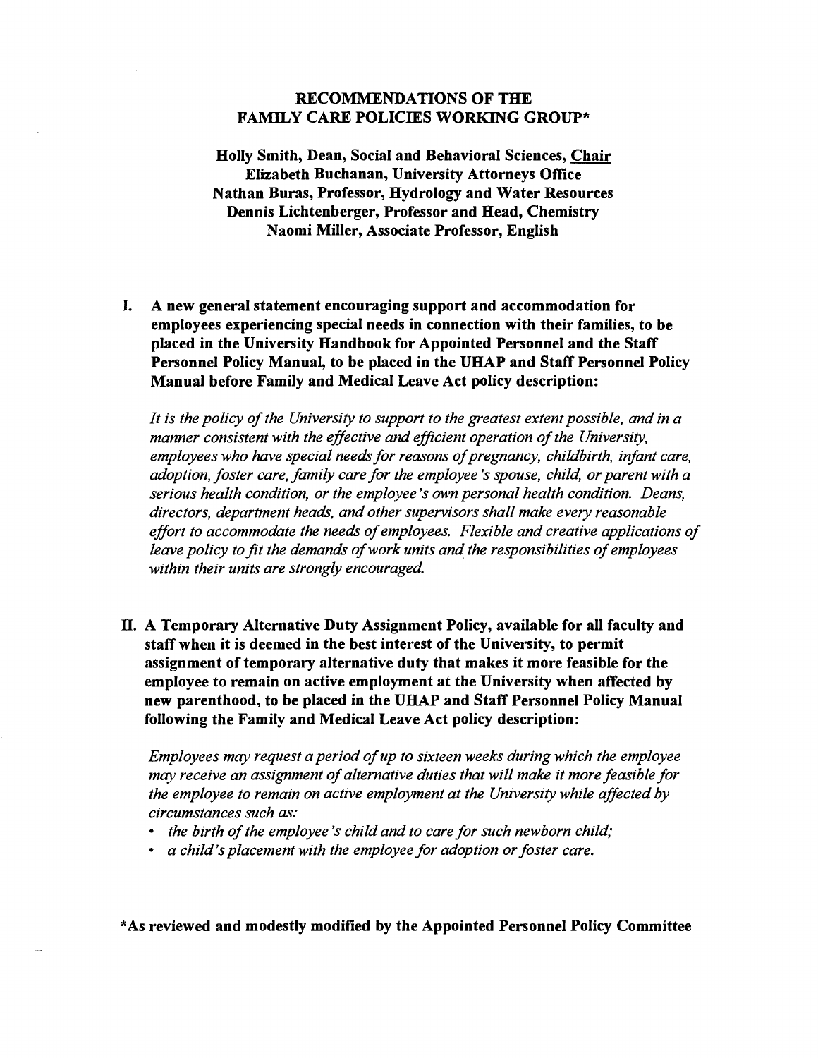# RECOMMENDATIONS OF THE FAMILY CARE POLICIES WORKING GROUP*

**Holly Smith, Dean, Social and Behavioral Sciences, Chair**
**Elizabeth Buchanan, University Attorneys Office**
**Nathan Buras, Professor, Hydrology and Water Resources**
**Dennis Lichtenberger, Professor and Head, Chemistry**
**Naomi Miller, Associate Professor, English**

**I. A new general statement encouraging support and accommodation for employees experiencing special needs in connection with their families, to be placed in the University Handbook for Appointed Personnel and the Staff Personnel Policy Manual, to be placed in the UHAP and Staff Personnel Policy Manual before Family and Medical Leave Act policy description:**

*It is the policy of the University to support to the greatest extent possible, and in a manner consistent with the effective and efficient operation of the University, employees who have special needs for reasons of pregnancy, childbirth, infant care, adoption, foster care, family care for the employee's spouse, child, or parent with a serious health condition, or the employee's own personal health condition. Deans, directors, department heads, and other supervisors shall make every reasonable effort to accommodate the needs of employees. Flexible and creative applications of leave policy to fit the demands of work units and the responsibilities of employees within their units are strongly encouraged.*

**II. A Temporary Alternative Duty Assignment Policy, available for all faculty and staff when it is deemed in the best interest of the University, to permit assignment of temporary alternative duty that makes it more feasible for the employee to remain on active employment at the University when affected by new parenthood, to be placed in the UHAP and Staff Personnel Policy Manual following the Family and Medical Leave Act policy description:**

*Employees may request a period of up to sixteen weeks during which the employee may receive an assignment of alternative duties that will make it more feasible for the employee to remain on active employment at the University while affected by circumstances such as:*

- *the birth of the employee's child and to care for such newborn child;*
- *a child's placement with the employee for adoption or foster care.*

**\*As reviewed and modestly modified by the Appointed Personnel Policy Committee**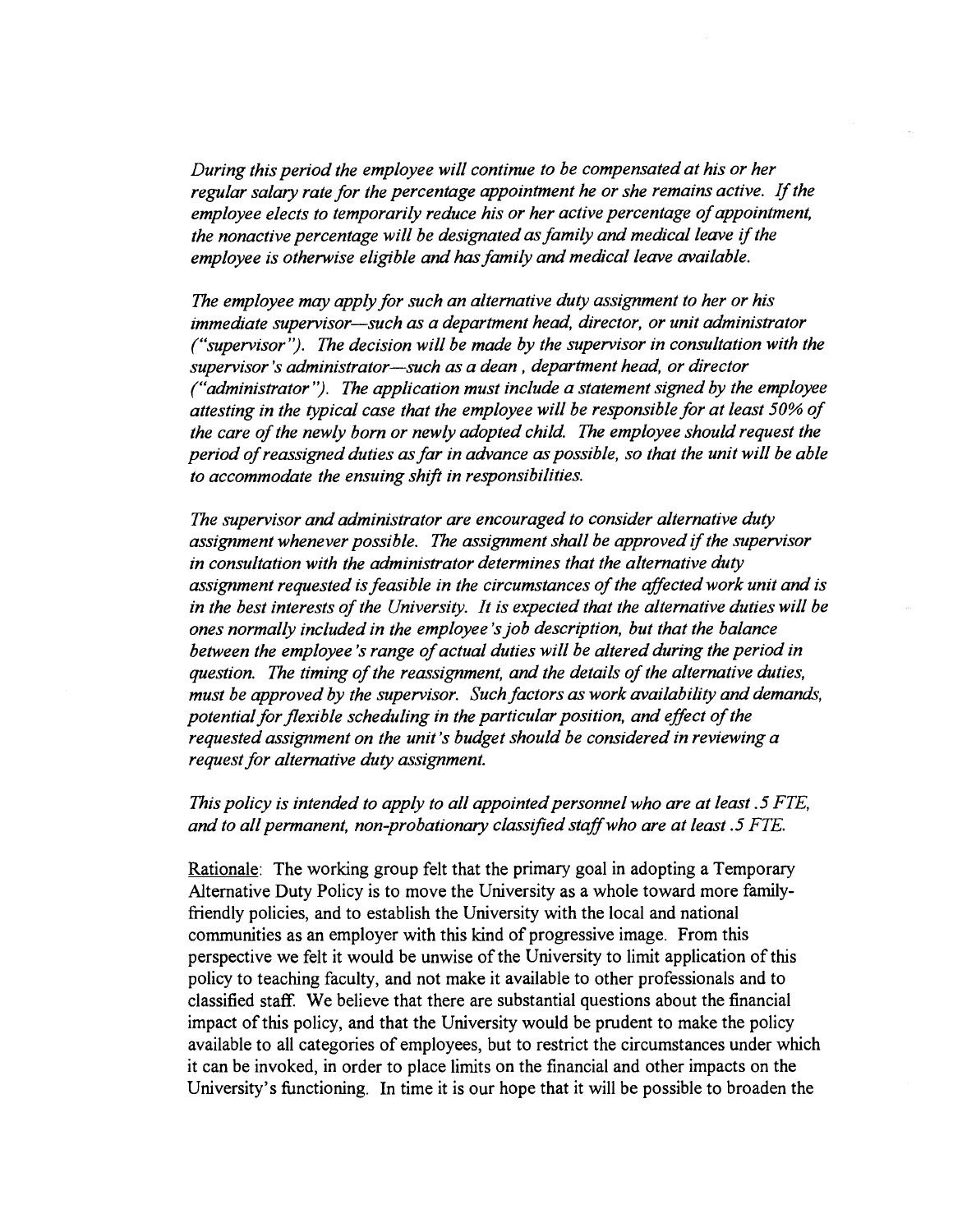*During this period the employee will continue to be compensated at his or her regular salary rate for the percentage appointment he or she remains active. If the employee elects to temporarily reduce his or her active percentage of appointment, the nonactive percentage will be designated as family and medical leave if the employee is otherwise eligible and has family and medical leave available.*

*The employee may apply for such an alternative duty assignment to her or his immediate supervisor—such as a department head, director, or unit administrator ("supervisor"). The decision will be made by the supervisor in consultation with the supervisor's administrator—such as a dean , department head, or director ("administrator"). The application must include a statement signed by the employee attesting in the typical case that the employee will be responsible for at least 50% of the care of the newly born or newly adopted child. The employee should request the period of reassigned duties as far in advance as possible, so that the unit will be able to accommodate the ensuing shift in responsibilities.*

*The supervisor and administrator are encouraged to consider alternative duty assignment whenever possible. The assignment shall be approved if the supervisor in consultation with the administrator determines that the alternative duty assignment requested is feasible in the circumstances of the affected work unit and is in the best interests of the University. It is expected that the alternative duties will be ones normally included in the employee's job description, but that the balance between the employee's range of actual duties will be altered during the period in question. The timing of the reassignment, and the details of the alternative duties, must be approved by the supervisor. Such factors as work availability and demands, potential for flexible scheduling in the particular position, and effect of the requested assignment on the unit's budget should be considered in reviewing a request for alternative duty assignment.*

*This policy is intended to apply to all appointed personnel who are at least .5 FTE, and to all permanent, non-probationary classified staff who are at least .5 FTE.*

Rationale: The working group felt that the primary goal in adopting a Temporary Alternative Duty Policy is to move the University as a whole toward more family-friendly policies, and to establish the University with the local and national communities as an employer with this kind of progressive image. From this perspective we felt it would be unwise of the University to limit application of this policy to teaching faculty, and not make it available to other professionals and to classified staff. We believe that there are substantial questions about the financial impact of this policy, and that the University would be prudent to make the policy available to all categories of employees, but to restrict the circumstances under which it can be invoked, in order to place limits on the financial and other impacts on the University's functioning. In time it is our hope that it will be possible to broaden the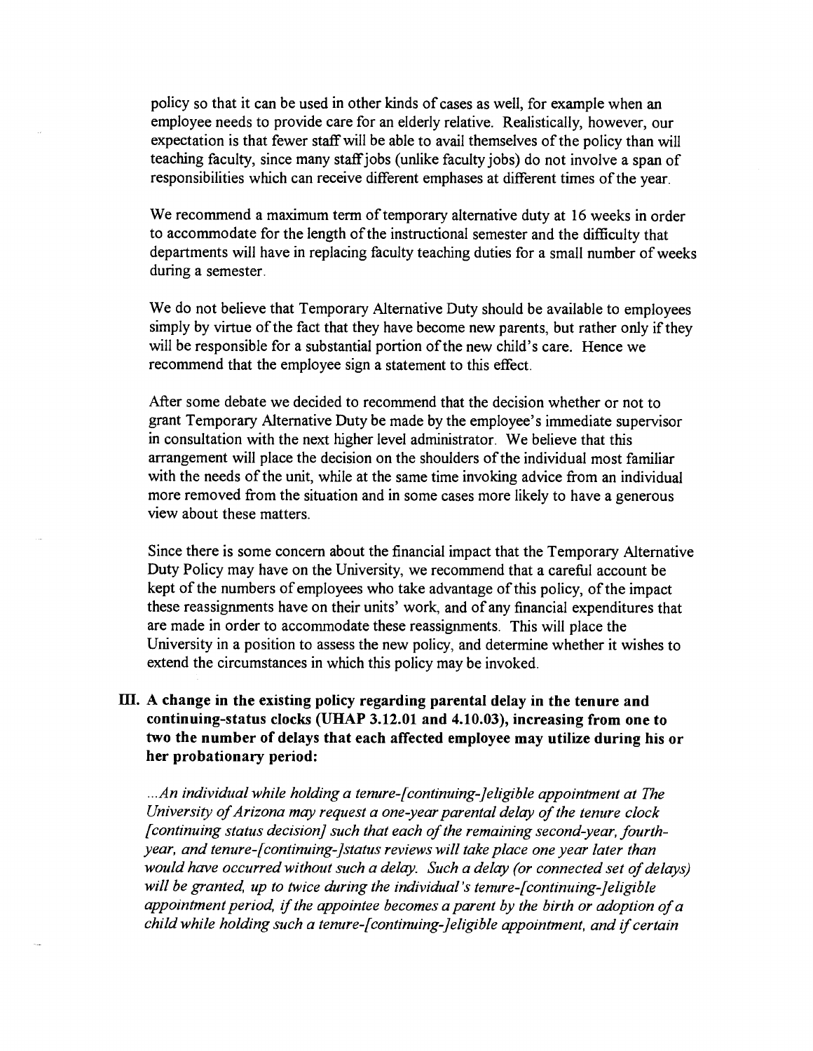policy so that it can be used in other kinds of cases as well, for example when an employee needs to provide care for an elderly relative. Realistically, however, our expectation is that fewer staff will be able to avail themselves of the policy than will teaching faculty, since many staff jobs (unlike faculty jobs) do not involve a span of responsibilities which can receive different emphases at different times of the year.

We recommend a maximum term of temporary alternative duty at 16 weeks in order to accommodate for the length of the instructional semester and the difficulty that departments will have in replacing faculty teaching duties for a small number of weeks during a semester.

We do not believe that Temporary Alternative Duty should be available to employees simply by virtue of the fact that they have become new parents, but rather only if they will be responsible for a substantial portion of the new child's care. Hence we recommend that the employee sign a statement to this effect.

After some debate we decided to recommend that the decision whether or not to grant Temporary Alternative Duty be made by the employee's immediate supervisor in consultation with the next higher level administrator. We believe that this arrangement will place the decision on the shoulders of the individual most familiar with the needs of the unit, while at the same time invoking advice from an individual more removed from the situation and in some cases more likely to have a generous view about these matters.

Since there is some concern about the financial impact that the Temporary Alternative Duty Policy may have on the University, we recommend that a careful account be kept of the numbers of employees who take advantage of this policy, of the impact these reassignments have on their units' work, and of any financial expenditures that are made in order to accommodate these reassignments. This will place the University in a position to assess the new policy, and determine whether it wishes to extend the circumstances in which this policy may be invoked.

**III. A change in the existing policy regarding parental delay in the tenure and continuing-status clocks (UHAP 3.12.01 and 4.10.03), increasing from one to two the number of delays that each affected employee may utilize during his or her probationary period:**

*...An individual while holding a tenure-[continuing-]eligible appointment at The University of Arizona may request a one-year parental delay of the tenure clock [continuing status decision] such that each of the remaining second-year, fourth-year, and tenure-[continuing-]status reviews will take place one year later than would have occurred without such a delay. Such a delay (or connected set of delays) will be granted, up to twice during the individual's tenure-[continuing-]eligible appointment period, if the appointee becomes a parent by the birth or adoption of a child while holding such a tenure-[continuing-]eligible appointment, and if certain*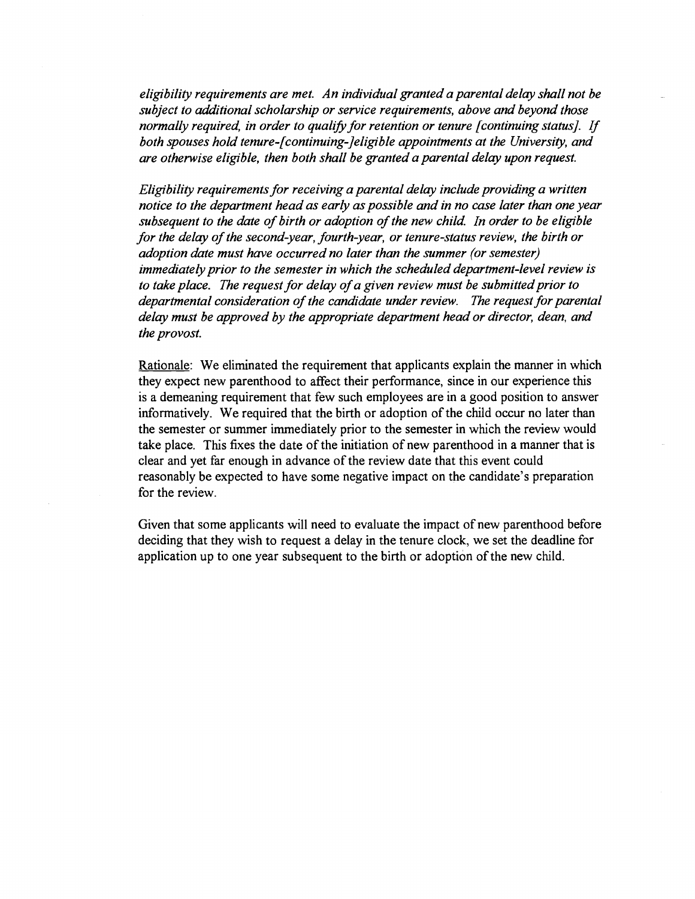*eligibility requirements are met. An individual granted a parental delay shall not be subject to additional scholarship or service requirements, above and beyond those normally required, in order to qualify for retention or tenure [continuing status]. If both spouses hold tenure-[continuing-]eligible appointments at the University, and are otherwise eligible, then both shall be granted a parental delay upon request.*

*Eligibility requirements for receiving a parental delay include providing a written notice to the department head as early as possible and in no case later than one year subsequent to the date of birth or adoption of the new child. In order to be eligible for the delay of the second-year, fourth-year, or tenure-status review, the birth or adoption date must have occurred no later than the summer (or semester) immediately prior to the semester in which the scheduled department-level review is to take place. The request for delay of a given review must be submitted prior to departmental consideration of the candidate under review. The request for parental delay must be approved by the appropriate department head or director, dean, and the provost.*

Rationale: We eliminated the requirement that applicants explain the manner in which they expect new parenthood to affect their performance, since in our experience this is a demeaning requirement that few such employees are in a good position to answer informatively. We required that the birth or adoption of the child occur no later than the semester or summer immediately prior to the semester in which the review would take place. This fixes the date of the initiation of new parenthood in a manner that is clear and yet far enough in advance of the review date that this event could reasonably be expected to have some negative impact on the candidate's preparation for the review.

Given that some applicants will need to evaluate the impact of new parenthood before deciding that they wish to request a delay in the tenure clock, we set the deadline for application up to one year subsequent to the birth or adoption of the new child.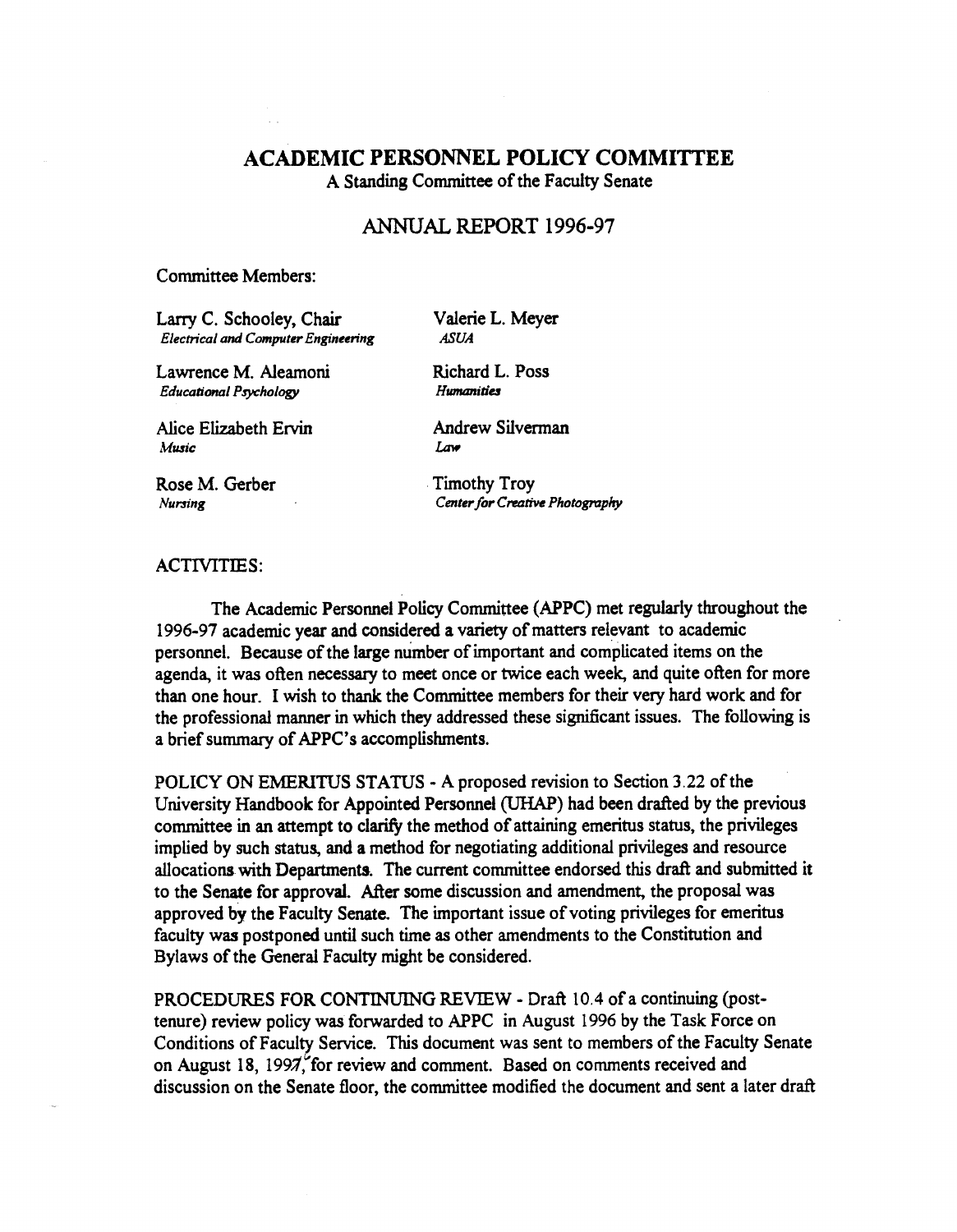# ACADEMIC PERSONNEL POLICY COMMITTEE

A Standing Committee of the Faculty Senate

## ANNUAL REPORT 1996-97

Committee Members:

| | |
|---|---|
| Larry C. Schooley, Chair<br>*Electrical and Computer Engineering* | Valerie L. Meyer<br>*ASUA* |
| Lawrence M. Aleamoni<br>*Educational Psychology* | Richard L. Poss<br>*Humanities* |
| Alice Elizabeth Ervin<br>*Music* | Andrew Silverman<br>*Law* |
| Rose M. Gerber<br>*Nursing* | Timothy Troy<br>*Center for Creative Photography* |

ACTIVITIES:

The Academic Personnel Policy Committee (APPC) met regularly throughout the 1996-97 academic year and considered a variety of matters relevant to academic personnel. Because of the large number of important and complicated items on the agenda, it was often necessary to meet once or twice each week, and quite often for more than one hour. I wish to thank the Committee members for their very hard work and for the professional manner in which they addressed these significant issues. The following is a brief summary of APPC's accomplishments.

POLICY ON EMERITUS STATUS - A proposed revision to Section 3.22 of the University Handbook for Appointed Personnel (UHAP) had been drafted by the previous committee in an attempt to clarify the method of attaining emeritus status, the privileges implied by such status, and a method for negotiating additional privileges and resource allocations with Departments. The current committee endorsed this draft and submitted it to the Senate for approval. After some discussion and amendment, the proposal was approved by the Faculty Senate. The important issue of voting privileges for emeritus faculty was postponed until such time as other amendments to the Constitution and Bylaws of the General Faculty might be considered.

PROCEDURES FOR CONTINUING REVIEW - Draft 10.4 of a continuing (post-tenure) review policy was forwarded to APPC in August 1996 by the Task Force on Conditions of Faculty Service. This document was sent to members of the Faculty Senate on August 18, 1997, for review and comment. Based on comments received and discussion on the Senate floor, the committee modified the document and sent a later draft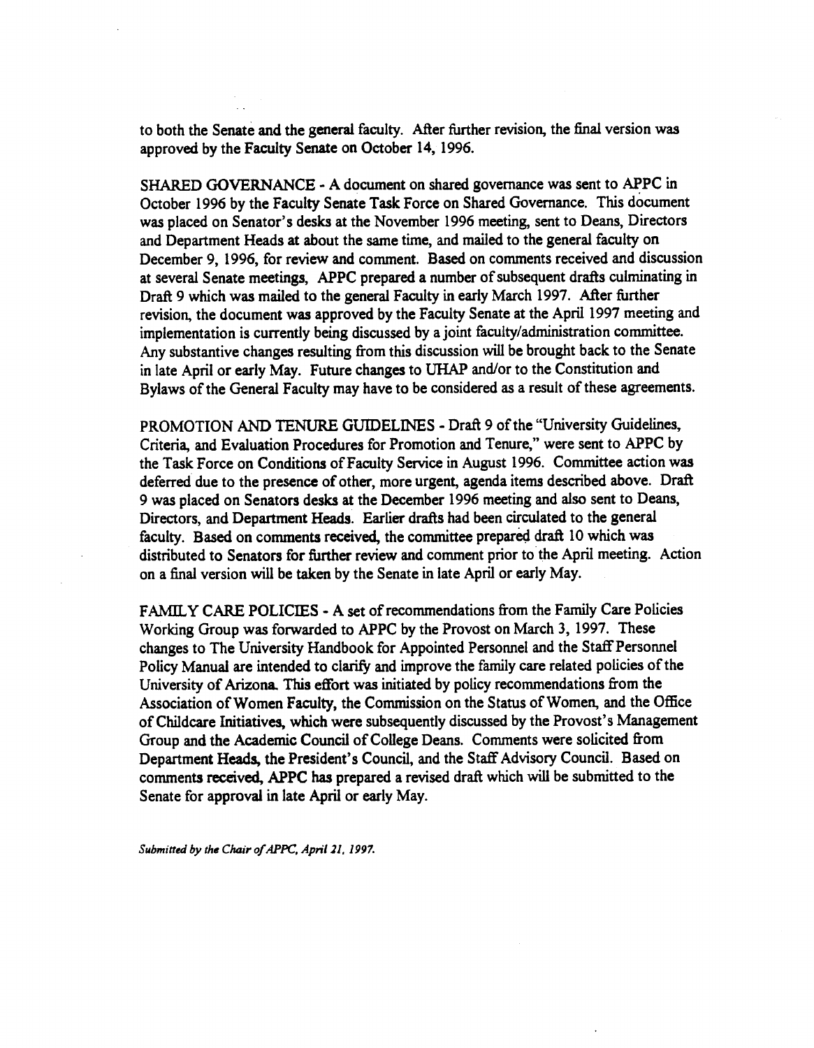to both the Senate and the general faculty. After further revision, the final version was approved by the Faculty Senate on October 14, 1996.

SHARED GOVERNANCE - A document on shared governance was sent to APPC in October 1996 by the Faculty Senate Task Force on Shared Governance. This document was placed on Senator's desks at the November 1996 meeting, sent to Deans, Directors and Department Heads at about the same time, and mailed to the general faculty on December 9, 1996, for review and comment. Based on comments received and discussion at several Senate meetings, APPC prepared a number of subsequent drafts culminating in Draft 9 which was mailed to the general Faculty in early March 1997. After further revision, the document was approved by the Faculty Senate at the April 1997 meeting and implementation is currently being discussed by a joint faculty/administration committee. Any substantive changes resulting from this discussion will be brought back to the Senate in late April or early May. Future changes to UHAP and/or to the Constitution and Bylaws of the General Faculty may have to be considered as a result of these agreements.

PROMOTION AND TENURE GUIDELINES - Draft 9 of the "University Guidelines, Criteria, and Evaluation Procedures for Promotion and Tenure," were sent to APPC by the Task Force on Conditions of Faculty Service in August 1996. Committee action was deferred due to the presence of other, more urgent, agenda items described above. Draft 9 was placed on Senators desks at the December 1996 meeting and also sent to Deans, Directors, and Department Heads. Earlier drafts had been circulated to the general faculty. Based on comments received, the committee prepared draft 10 which was distributed to Senators for further review and comment prior to the April meeting. Action on a final version will be taken by the Senate in late April or early May.

FAMILY CARE POLICIES - A set of recommendations from the Family Care Policies Working Group was forwarded to APPC by the Provost on March 3, 1997. These changes to The University Handbook for Appointed Personnel and the Staff Personnel Policy Manual are intended to clarify and improve the family care related policies of the University of Arizona. This effort was initiated by policy recommendations from the Association of Women Faculty, the Commission on the Status of Women, and the Office of Childcare Initiatives, which were subsequently discussed by the Provost's Management Group and the Academic Council of College Deans. Comments were solicited from Department Heads, the President's Council, and the Staff Advisory Council. Based on comments received, APPC has prepared a revised draft which will be submitted to the Senate for approval in late April or early May.

*Submitted by the Chair of APPC, April 21, 1997.*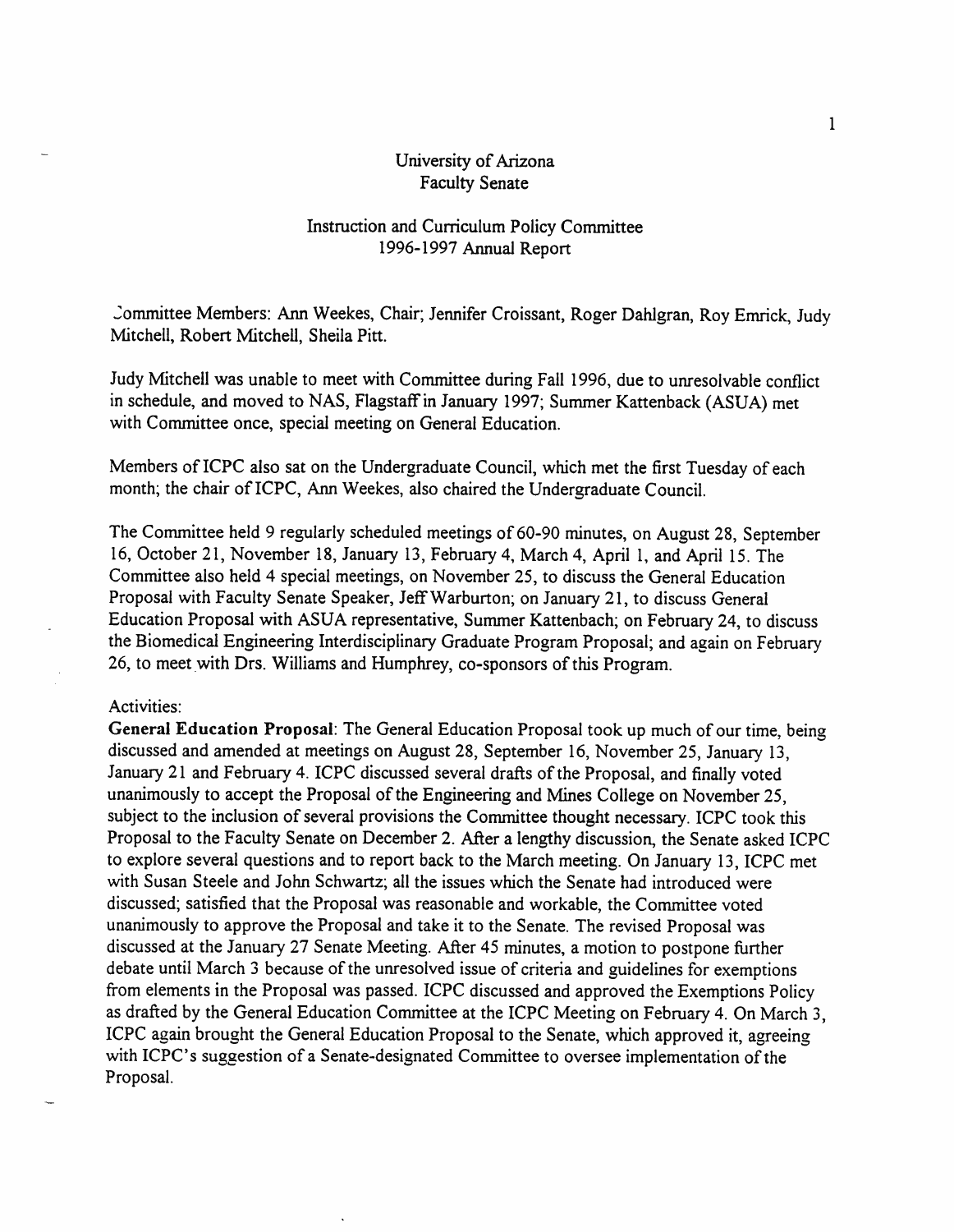University of Arizona
Faculty Senate

Instruction and Curriculum Policy Committee
1996-1997 Annual Report

Committee Members: Ann Weekes, Chair; Jennifer Croissant, Roger Dahlgran, Roy Emrick, Judy Mitchell, Robert Mitchell, Sheila Pitt.

Judy Mitchell was unable to meet with Committee during Fall 1996, due to unresolvable conflict in schedule, and moved to NAS, Flagstaff in January 1997; Summer Kattenback (ASUA) met with Committee once, special meeting on General Education.

Members of ICPC also sat on the Undergraduate Council, which met the first Tuesday of each month; the chair of ICPC, Ann Weekes, also chaired the Undergraduate Council.

The Committee held 9 regularly scheduled meetings of 60-90 minutes, on August 28, September 16, October 21, November 18, January 13, February 4, March 4, April 1, and April 15. The Committee also held 4 special meetings, on November 25, to discuss the General Education Proposal with Faculty Senate Speaker, Jeff Warburton; on January 21, to discuss General Education Proposal with ASUA representative, Summer Kattenbach; on February 24, to discuss the Biomedical Engineering Interdisciplinary Graduate Program Proposal; and again on February 26, to meet with Drs. Williams and Humphrey, co-sponsors of this Program.

Activities:

**General Education Proposal**: The General Education Proposal took up much of our time, being discussed and amended at meetings on August 28, September 16, November 25, January 13, January 21 and February 4. ICPC discussed several drafts of the Proposal, and finally voted unanimously to accept the Proposal of the Engineering and Mines College on November 25, subject to the inclusion of several provisions the Committee thought necessary. ICPC took this Proposal to the Faculty Senate on December 2. After a lengthy discussion, the Senate asked ICPC to explore several questions and to report back to the March meeting. On January 13, ICPC met with Susan Steele and John Schwartz; all the issues which the Senate had introduced were discussed; satisfied that the Proposal was reasonable and workable, the Committee voted unanimously to approve the Proposal and take it to the Senate. The revised Proposal was discussed at the January 27 Senate Meeting. After 45 minutes, a motion to postpone further debate until March 3 because of the unresolved issue of criteria and guidelines for exemptions from elements in the Proposal was passed. ICPC discussed and approved the Exemptions Policy as drafted by the General Education Committee at the ICPC Meeting on February 4. On March 3, ICPC again brought the General Education Proposal to the Senate, which approved it, agreeing with ICPC's suggestion of a Senate-designated Committee to oversee implementation of the Proposal.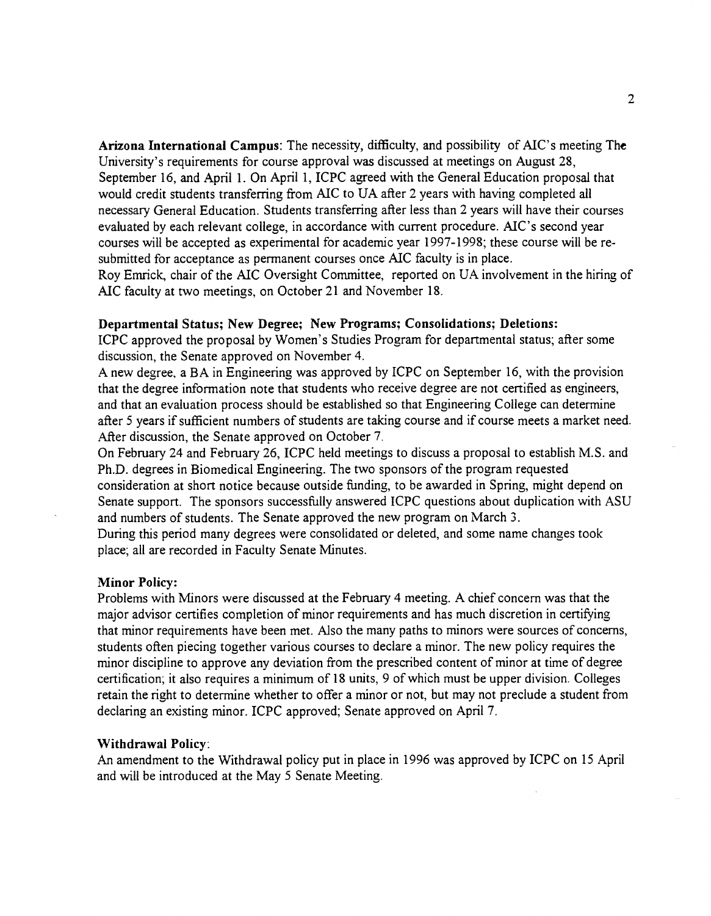**Arizona International Campus**: The necessity, difficulty, and possibility of AIC's meeting The University's requirements for course approval was discussed at meetings on August 28, September 16, and April 1. On April 1, ICPC agreed with the General Education proposal that would credit students transferring from AIC to UA after 2 years with having completed all necessary General Education. Students transferring after less than 2 years will have their courses evaluated by each relevant college, in accordance with current procedure. AIC's second year courses will be accepted as experimental for academic year 1997-1998; these course will be re-submitted for acceptance as permanent courses once AIC faculty is in place.
Roy Emrick, chair of the AIC Oversight Committee, reported on UA involvement in the hiring of AIC faculty at two meetings, on October 21 and November 18.

**Departmental Status; New Degree; New Programs; Consolidations; Deletions:**
ICPC approved the proposal by Women's Studies Program for departmental status; after some discussion, the Senate approved on November 4.
A new degree, a BA in Engineering was approved by ICPC on September 16, with the provision that the degree information note that students who receive degree are not certified as engineers, and that an evaluation process should be established so that Engineering College can determine after 5 years if sufficient numbers of students are taking course and if course meets a market need. After discussion, the Senate approved on October 7.
On February 24 and February 26, ICPC held meetings to discuss a proposal to establish M.S. and Ph.D. degrees in Biomedical Engineering. The two sponsors of the program requested consideration at short notice because outside funding, to be awarded in Spring, might depend on Senate support. The sponsors successfully answered ICPC questions about duplication with ASU and numbers of students. The Senate approved the new program on March 3.
During this period many degrees were consolidated or deleted, and some name changes took place; all are recorded in Faculty Senate Minutes.

**Minor Policy:**
Problems with Minors were discussed at the February 4 meeting. A chief concern was that the major advisor certifies completion of minor requirements and has much discretion in certifying that minor requirements have been met. Also the many paths to minors were sources of concerns, students often piecing together various courses to declare a minor. The new policy requires the minor discipline to approve any deviation from the prescribed content of minor at time of degree certification; it also requires a minimum of 18 units, 9 of which must be upper division. Colleges retain the right to determine whether to offer a minor or not, but may not preclude a student from declaring an existing minor. ICPC approved; Senate approved on April 7.

**Withdrawal Policy**:
An amendment to the Withdrawal policy put in place in 1996 was approved by ICPC on 15 April and will be introduced at the May 5 Senate Meeting.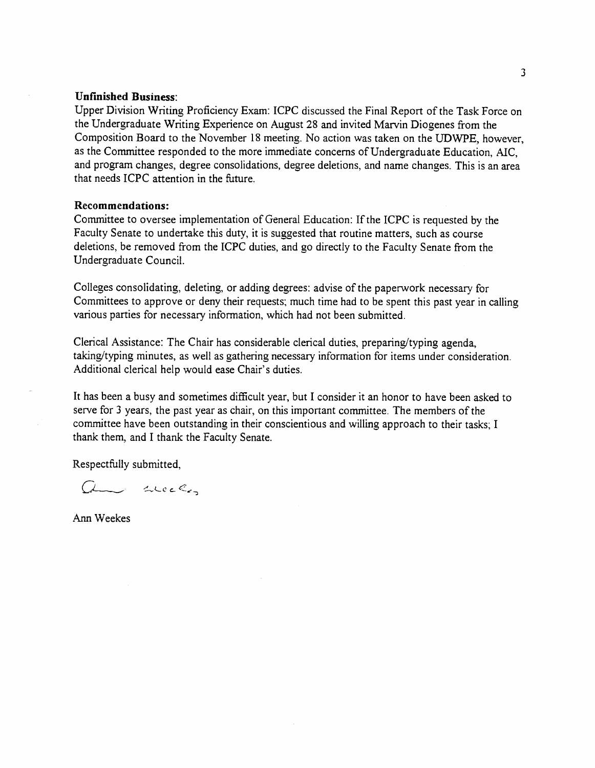**Unfinished Business**:

Upper Division Writing Proficiency Exam: ICPC discussed the Final Report of the Task Force on the Undergraduate Writing Experience on August 28 and invited Marvin Diogenes from the Composition Board to the November 18 meeting. No action was taken on the UDWPE, however, as the Committee responded to the more immediate concerns of Undergraduate Education, AIC, and program changes, degree consolidations, degree deletions, and name changes. This is an area that needs ICPC attention in the future.

**Recommendations:**

Committee to oversee implementation of General Education: If the ICPC is requested by the Faculty Senate to undertake this duty, it is suggested that routine matters, such as course deletions, be removed from the ICPC duties, and go directly to the Faculty Senate from the Undergraduate Council.

Colleges consolidating, deleting, or adding degrees: advise of the paperwork necessary for Committees to approve or deny their requests; much time had to be spent this past year in calling various parties for necessary information, which had not been submitted.

Clerical Assistance: The Chair has considerable clerical duties, preparing/typing agenda, taking/typing minutes, as well as gathering necessary information for items under consideration. Additional clerical help would ease Chair's duties.

It has been a busy and sometimes difficult year, but I consider it an honor to have been asked to serve for 3 years, the past year as chair, on this important committee. The members of the committee have been outstanding in their conscientious and willing approach to their tasks; I thank them, and I thank the Faculty Senate.

Respectfully submitted,

Ann Weekes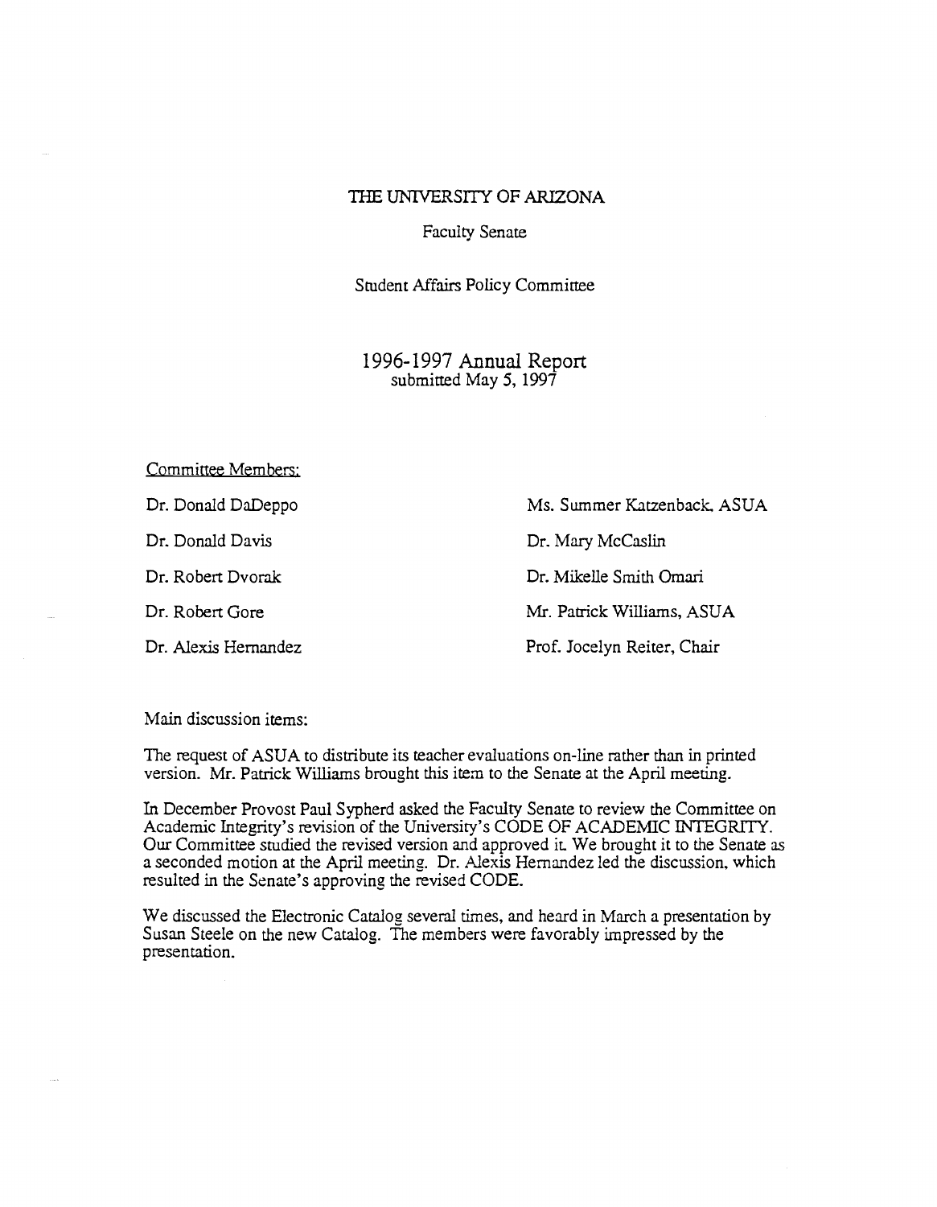# THE UNIVERSITY OF ARIZONA

Faculty Senate

Student Affairs Policy Committee

## 1996-1997 Annual Report
submitted May 5, 1997

Committee Members:

Dr. Donald DaDeppo

Dr. Donald Davis

Dr. Robert Dvorak

Dr. Robert Gore

Dr. Alexis Hernandez

Ms. Summer Katzenback, ASUA

Dr. Mary McCaslin

Dr. Mikelle Smith Omari

Mr. Patrick Williams, ASUA

Prof. Jocelyn Reiter, Chair

Main discussion items:

The request of ASUA to distribute its teacher evaluations on-line rather than in printed version. Mr. Patrick Williams brought this item to the Senate at the April meeting.

In December Provost Paul Sypherd asked the Faculty Senate to review the Committee on Academic Integrity's revision of the University's CODE OF ACADEMIC INTEGRITY. Our Committee studied the revised version and approved it. We brought it to the Senate as a seconded motion at the April meeting. Dr. Alexis Hernandez led the discussion, which resulted in the Senate's approving the revised CODE.

We discussed the Electronic Catalog several times, and heard in March a presentation by Susan Steele on the new Catalog. The members were favorably impressed by the presentation.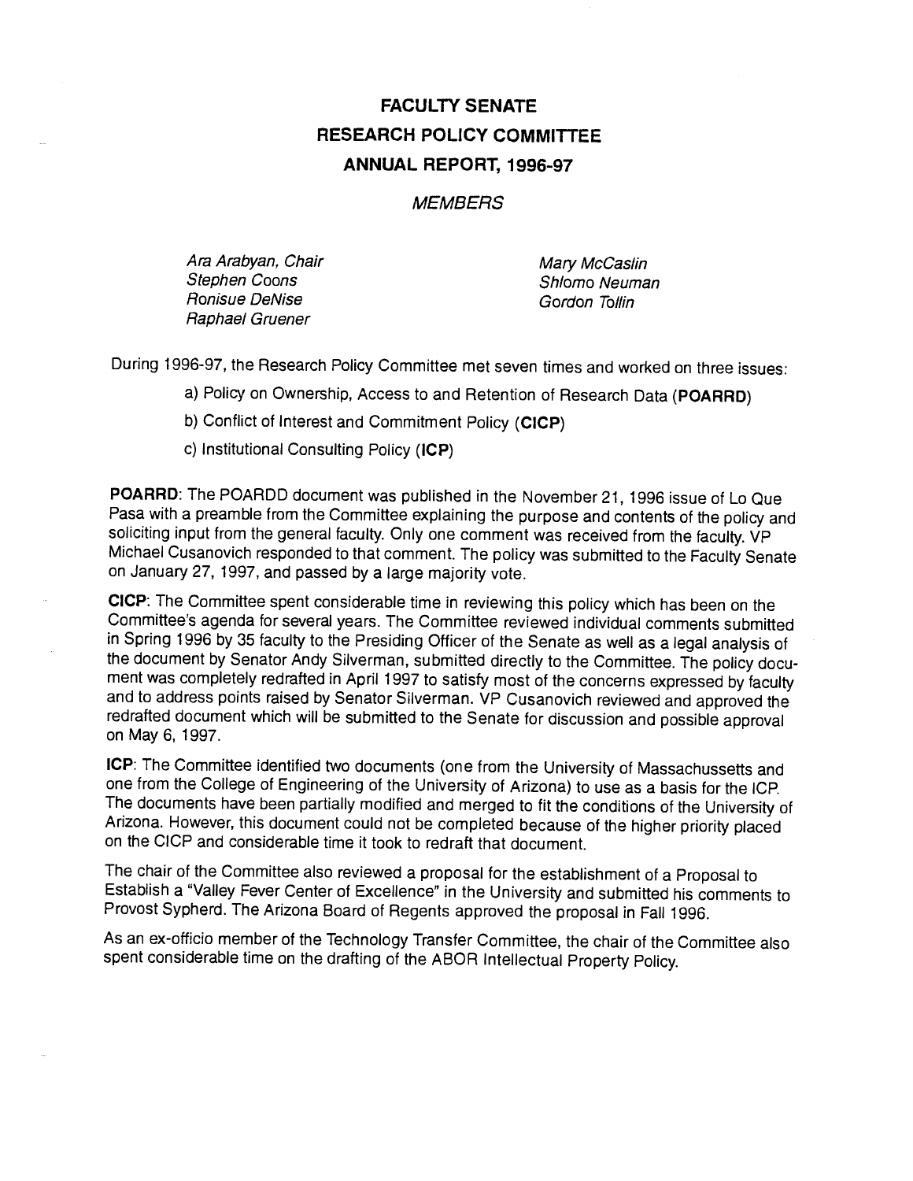# FACULTY SENATE
# RESEARCH POLICY COMMITTEE
# ANNUAL REPORT, 1996-97

*MEMBERS*

*Ara Arabyan, Chair*
*Stephen Coons*
*Ronisue DeNise*
*Raphael Gruener*
*Mary McCaslin*
*Shlomo Neuman*
*Gordon Tollin*

During 1996-97, the Research Policy Committee met seven times and worked on three issues:

a) Policy on Ownership, Access to and Retention of Research Data (**POARRD**)

b) Conflict of Interest and Commitment Policy (**CICP**)

c) Institutional Consulting Policy (**ICP**)

**POARRD**: The POARDD document was published in the November 21, 1996 issue of Lo Que Pasa with a preamble from the Committee explaining the purpose and contents of the policy and soliciting input from the general faculty. Only one comment was received from the faculty. VP Michael Cusanovich responded to that comment. The policy was submitted to the Faculty Senate on January 27, 1997, and passed by a large majority vote.

**CICP**: The Committee spent considerable time in reviewing this policy which has been on the Committee's agenda for several years. The Committee reviewed individual comments submitted in Spring 1996 by 35 faculty to the Presiding Officer of the Senate as well as a legal analysis of the document by Senator Andy Silverman, submitted directly to the Committee. The policy document was completely redrafted in April 1997 to satisfy most of the concerns expressed by faculty and to address points raised by Senator Silverman. VP Cusanovich reviewed and approved the redrafted document which will be submitted to the Senate for discussion and possible approval on May 6, 1997.

**ICP**: The Committee identified two documents (one from the University of Massachussetts and one from the College of Engineering of the University of Arizona) to use as a basis for the ICP. The documents have been partially modified and merged to fit the conditions of the University of Arizona. However, this document could not be completed because of the higher priority placed on the CICP and considerable time it took to redraft that document.

The chair of the Committee also reviewed a proposal for the establishment of a Proposal to Establish a "Valley Fever Center of Excellence" in the University and submitted his comments to Provost Sypherd. The Arizona Board of Regents approved the proposal in Fall 1996.

As an ex-officio member of the Technology Transfer Committee, the chair of the Committee also spent considerable time on the drafting of the ABOR Intellectual Property Policy.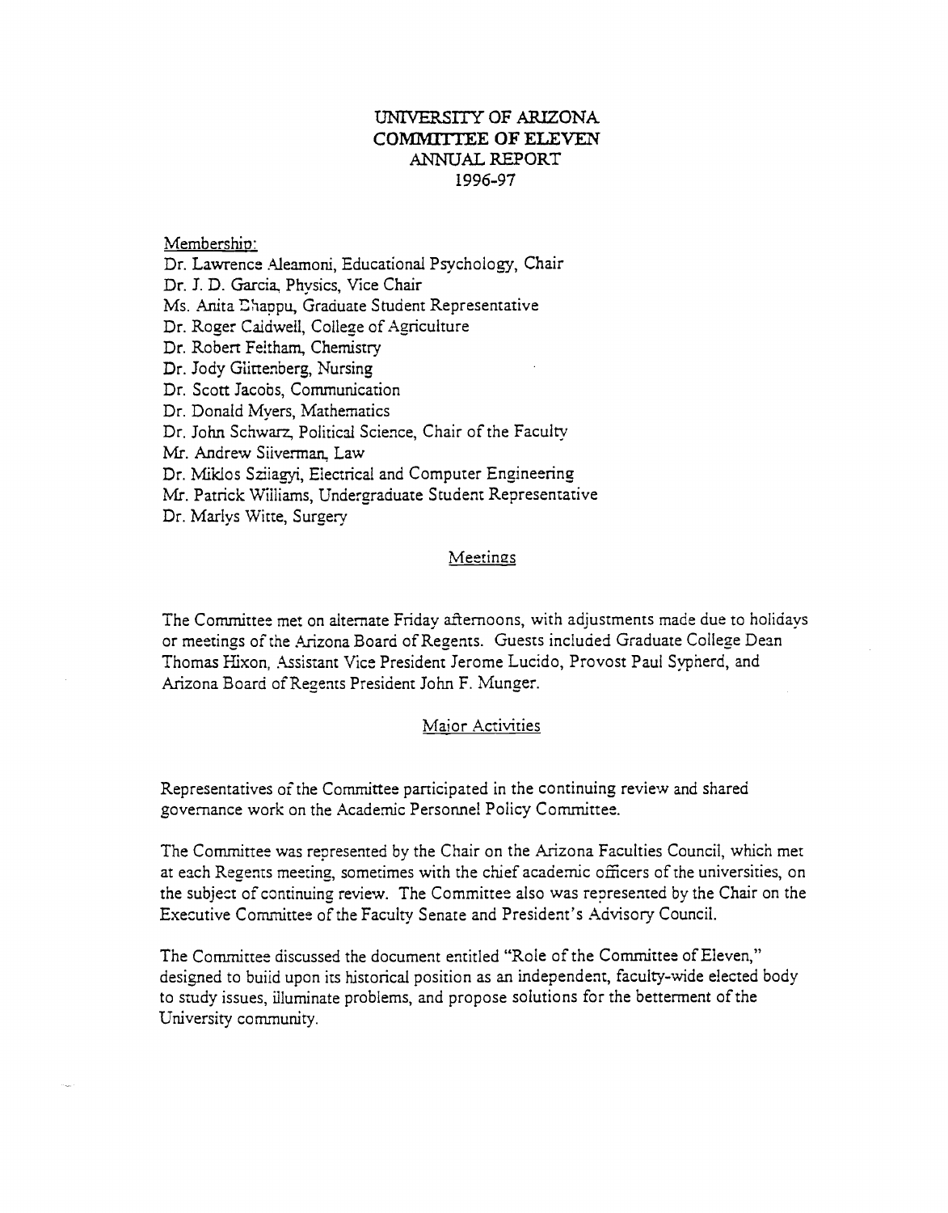# UNIVERSITY OF ARIZONA
# COMMITTEE OF ELEVEN
## ANNUAL REPORT
## 1996-97

Membership:

Dr. Lawrence Aleamoni, Educational Psychology, Chair
Dr. J. D. Garcia, Physics, Vice Chair
Ms. Anita Chappu, Graduate Student Representative
Dr. Roger Caldwell, College of Agriculture
Dr. Robert Feltham, Chemistry
Dr. Jody Glittenberg, Nursing
Dr. Scott Jacobs, Communication
Dr. Donald Myers, Mathematics
Dr. John Schwarz, Political Science, Chair of the Faculty
Mr. Andrew Silverman, Law
Dr. Miklos Szilagyi, Electrical and Computer Engineering
Mr. Patrick Williams, Undergraduate Student Representative
Dr. Marlys Witte, Surgery

### Meetings

The Committee met on alternate Friday afternoons, with adjustments made due to holidays or meetings of the Arizona Board of Regents. Guests included Graduate College Dean Thomas Hixon, Assistant Vice President Jerome Lucido, Provost Paul Sypherd, and Arizona Board of Regents President John F. Munger.

### Major Activities

Representatives of the Committee participated in the continuing review and shared governance work on the Academic Personnel Policy Committee.

The Committee was represented by the Chair on the Arizona Faculties Council, which met at each Regents meeting, sometimes with the chief academic officers of the universities, on the subject of continuing review. The Committee also was represented by the Chair on the Executive Committee of the Faculty Senate and President's Advisory Council.

The Committee discussed the document entitled "Role of the Committee of Eleven," designed to build upon its historical position as an independent, faculty-wide elected body to study issues, illuminate problems, and propose solutions for the betterment of the University community.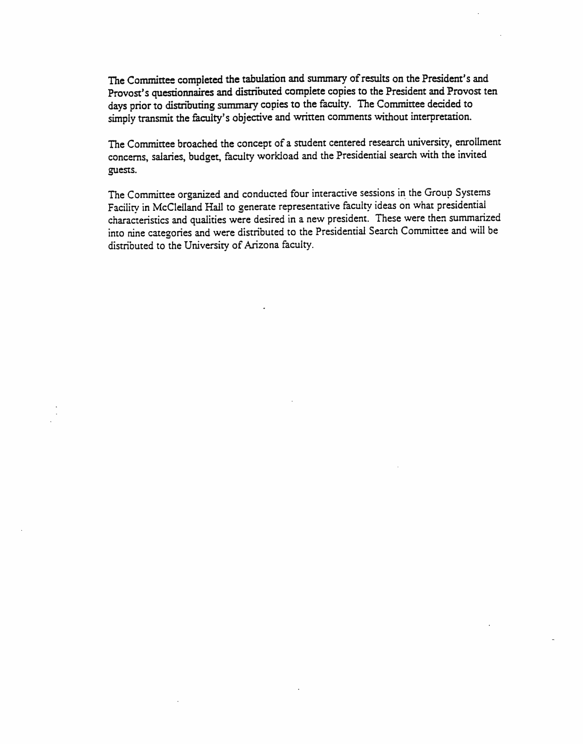The Committee completed the tabulation and summary of results on the President's and Provost's questionnaires and distributed complete copies to the President and Provost ten days prior to distributing summary copies to the faculty. The Committee decided to simply transmit the faculty's objective and written comments without interpretation.

The Committee broached the concept of a student centered research university, enrollment concerns, salaries, budget, faculty workload and the Presidential search with the invited guests.

The Committee organized and conducted four interactive sessions in the Group Systems Facility in McClelland Hall to generate representative faculty ideas on what presidential characteristics and qualities were desired in a new president. These were then summarized into nine categories and were distributed to the Presidential Search Committee and will be distributed to the University of Arizona faculty.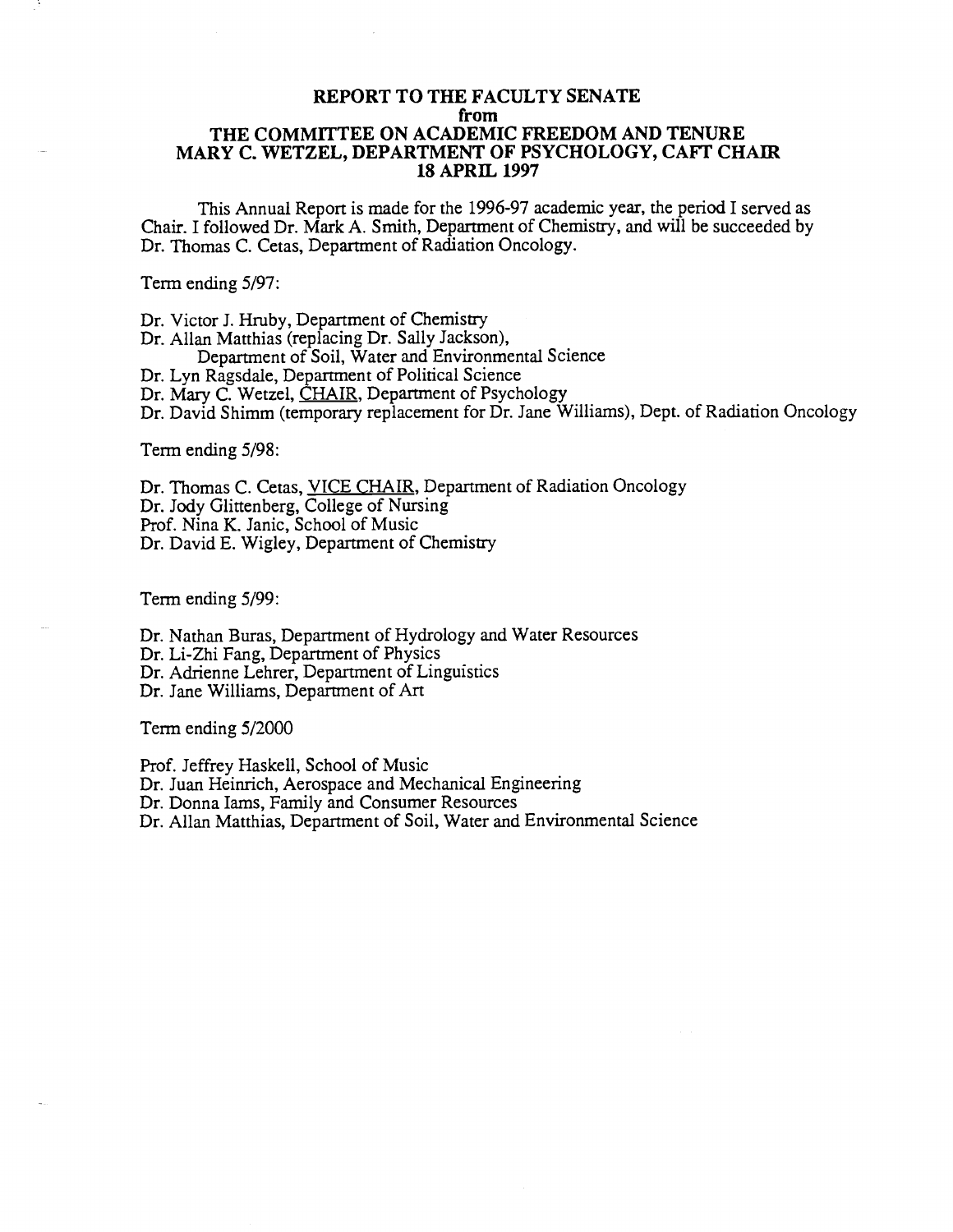# REPORT TO THE FACULTY SENATE
## from
## THE COMMITTEE ON ACADEMIC FREEDOM AND TENURE
## MARY C. WETZEL, DEPARTMENT OF PSYCHOLOGY, CAFT CHAIR
## 18 APRIL 1997

This Annual Report is made for the 1996-97 academic year, the period I served as Chair. I followed Dr. Mark A. Smith, Department of Chemistry, and will be succeeded by Dr. Thomas C. Cetas, Department of Radiation Oncology.

Term ending 5/97:

Dr. Victor J. Hruby, Department of Chemistry
Dr. Allan Matthias (replacing Dr. Sally Jackson),
Department of Soil, Water and Environmental Science
Dr. Lyn Ragsdale, Department of Political Science
Dr. Mary C. Wetzel, CHAIR, Department of Psychology
Dr. David Shimm (temporary replacement for Dr. Jane Williams), Dept. of Radiation Oncology

Term ending 5/98:

Dr. Thomas C. Cetas, VICE CHAIR, Department of Radiation Oncology
Dr. Jody Glittenberg, College of Nursing
Prof. Nina K. Janic, School of Music
Dr. David E. Wigley, Department of Chemistry

Term ending 5/99:

Dr. Nathan Buras, Department of Hydrology and Water Resources
Dr. Li-Zhi Fang, Department of Physics
Dr. Adrienne Lehrer, Department of Linguistics
Dr. Jane Williams, Department of Art

Term ending 5/2000

Prof. Jeffrey Haskell, School of Music
Dr. Juan Heinrich, Aerospace and Mechanical Engineering
Dr. Donna Iams, Family and Consumer Resources
Dr. Allan Matthias, Department of Soil, Water and Environmental Science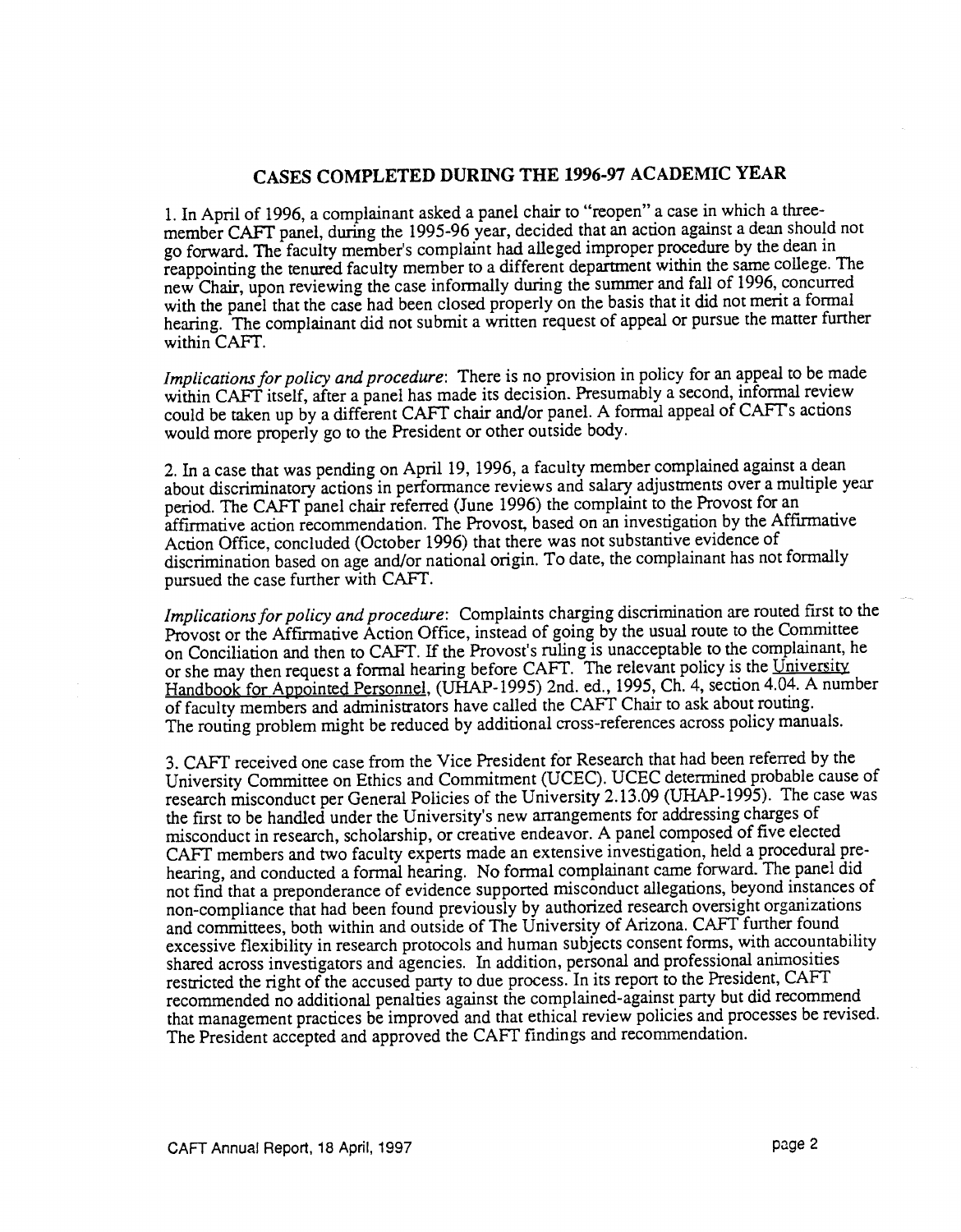## CASES COMPLETED DURING THE 1996-97 ACADEMIC YEAR

1. In April of 1996, a complainant asked a panel chair to "reopen" a case in which a three-member CAFT panel, during the 1995-96 year, decided that an action against a dean should not go forward. The faculty member's complaint had alleged improper procedure by the dean in reappointing the tenured faculty member to a different department within the same college. The new Chair, upon reviewing the case informally during the summer and fall of 1996, concurred with the panel that the case had been closed properly on the basis that it did not merit a formal hearing. The complainant did not submit a written request of appeal or pursue the matter further within CAFT.

*Implications for policy and procedure*: There is no provision in policy for an appeal to be made within CAFT itself, after a panel has made its decision. Presumably a second, informal review could be taken up by a different CAFT chair and/or panel. A formal appeal of CAFT's actions would more properly go to the President or other outside body.

2. In a case that was pending on April 19, 1996, a faculty member complained against a dean about discriminatory actions in performance reviews and salary adjustments over a multiple year period. The CAFT panel chair referred (June 1996) the complaint to the Provost for an affirmative action recommendation. The Provost, based on an investigation by the Affirmative Action Office, concluded (October 1996) that there was not substantive evidence of discrimination based on age and/or national origin. To date, the complainant has not formally pursued the case further with CAFT.

*Implications for policy and procedure*: Complaints charging discrimination are routed first to the Provost or the Affirmative Action Office, instead of going by the usual route to the Committee on Conciliation and then to CAFT. If the Provost's ruling is unacceptable to the complainant, he or she may then request a formal hearing before CAFT. The relevant policy is the University Handbook for Appointed Personnel, (UHAP-1995) 2nd. ed., 1995, Ch. 4, section 4.04. A number of faculty members and administrators have called the CAFT Chair to ask about routing. The routing problem might be reduced by additional cross-references across policy manuals.

3. CAFT received one case from the Vice President for Research that had been referred by the University Committee on Ethics and Commitment (UCEC). UCEC determined probable cause of research misconduct per General Policies of the University 2.13.09 (UHAP-1995). The case was the first to be handled under the University's new arrangements for addressing charges of misconduct in research, scholarship, or creative endeavor. A panel composed of five elected CAFT members and two faculty experts made an extensive investigation, held a procedural pre-hearing, and conducted a formal hearing. No formal complainant came forward. The panel did not find that a preponderance of evidence supported misconduct allegations, beyond instances of non-compliance that had been found previously by authorized research oversight organizations and committees, both within and outside of The University of Arizona. CAFT further found excessive flexibility in research protocols and human subjects consent forms, with accountability shared across investigators and agencies. In addition, personal and professional animosities restricted the right of the accused party to due process. In its report to the President, CAFT recommended no additional penalties against the complained-against party but did recommend that management practices be improved and that ethical review policies and processes be revised. The President accepted and approved the CAFT findings and recommendation.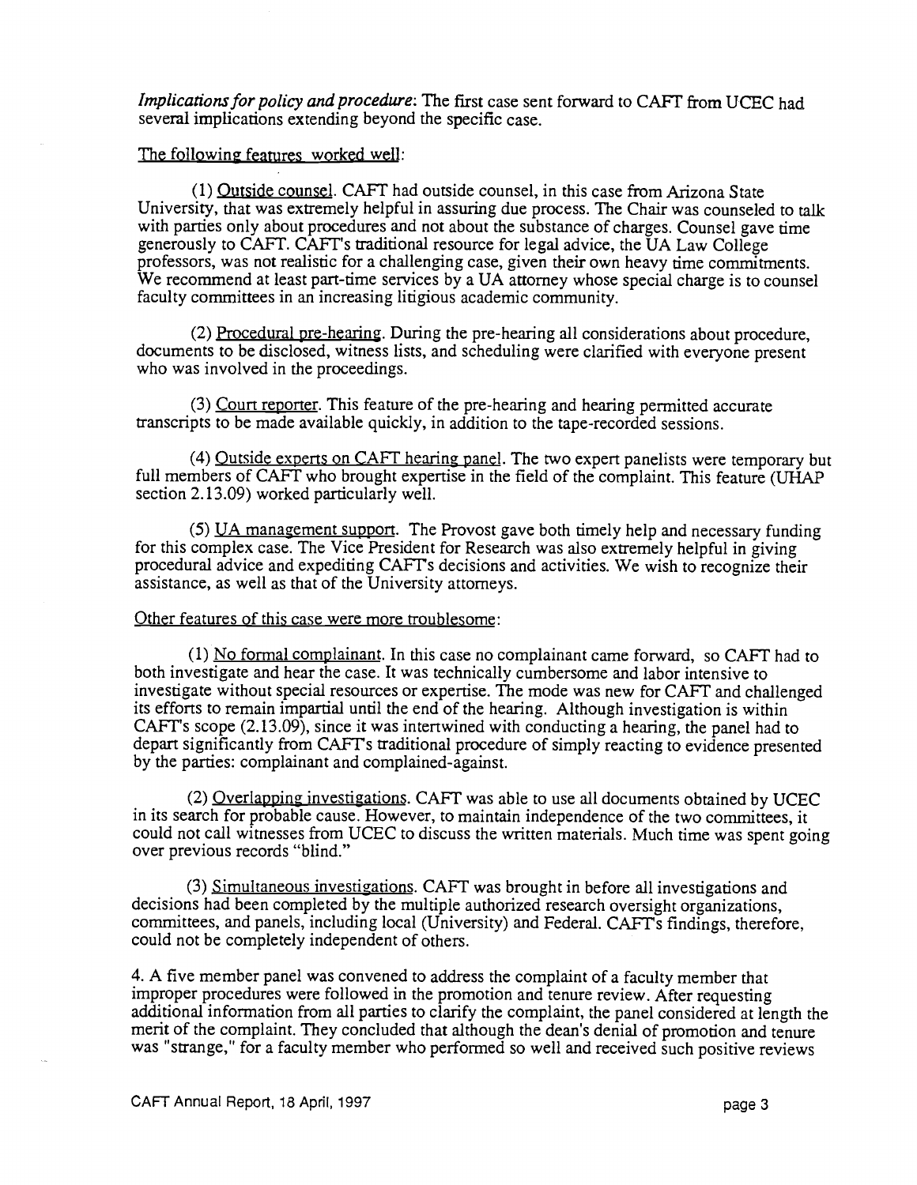*Implications for policy and procedure*: The first case sent forward to CAFT from UCEC had several implications extending beyond the specific case.

The following features worked well:

(1) Outside counsel. CAFT had outside counsel, in this case from Arizona State University, that was extremely helpful in assuring due process. The Chair was counseled to talk with parties only about procedures and not about the substance of charges. Counsel gave time generously to CAFT. CAFT's traditional resource for legal advice, the UA Law College professors, was not realistic for a challenging case, given their own heavy time commitments. We recommend at least part-time services by a UA attorney whose special charge is to counsel faculty committees in an increasing litigious academic community.

(2) Procedural pre-hearing. During the pre-hearing all considerations about procedure, documents to be disclosed, witness lists, and scheduling were clarified with everyone present who was involved in the proceedings.

(3) Court reporter. This feature of the pre-hearing and hearing permitted accurate transcripts to be made available quickly, in addition to the tape-recorded sessions.

(4) Outside experts on CAFT hearing panel. The two expert panelists were temporary but full members of CAFT who brought expertise in the field of the complaint. This feature (UHAP section 2.13.09) worked particularly well.

(5) UA management support. The Provost gave both timely help and necessary funding for this complex case. The Vice President for Research was also extremely helpful in giving procedural advice and expediting CAFT's decisions and activities. We wish to recognize their assistance, as well as that of the University attorneys.

Other features of this case were more troublesome:

(1) No formal complainant. In this case no complainant came forward, so CAFT had to both investigate and hear the case. It was technically cumbersome and labor intensive to investigate without special resources or expertise. The mode was new for CAFT and challenged its efforts to remain impartial until the end of the hearing. Although investigation is within CAFT's scope (2.13.09), since it was intertwined with conducting a hearing, the panel had to depart significantly from CAFT's traditional procedure of simply reacting to evidence presented by the parties: complainant and complained-against.

(2) Overlapping investigations. CAFT was able to use all documents obtained by UCEC in its search for probable cause. However, to maintain independence of the two committees, it could not call witnesses from UCEC to discuss the written materials. Much time was spent going over previous records "blind."

(3) Simultaneous investigations. CAFT was brought in before all investigations and decisions had been completed by the multiple authorized research oversight organizations, committees, and panels, including local (University) and Federal. CAFT's findings, therefore, could not be completely independent of others.

4. A five member panel was convened to address the complaint of a faculty member that improper procedures were followed in the promotion and tenure review. After requesting additional information from all parties to clarify the complaint, the panel considered at length the merit of the complaint. They concluded that although the dean's denial of promotion and tenure was "strange," for a faculty member who performed so well and received such positive reviews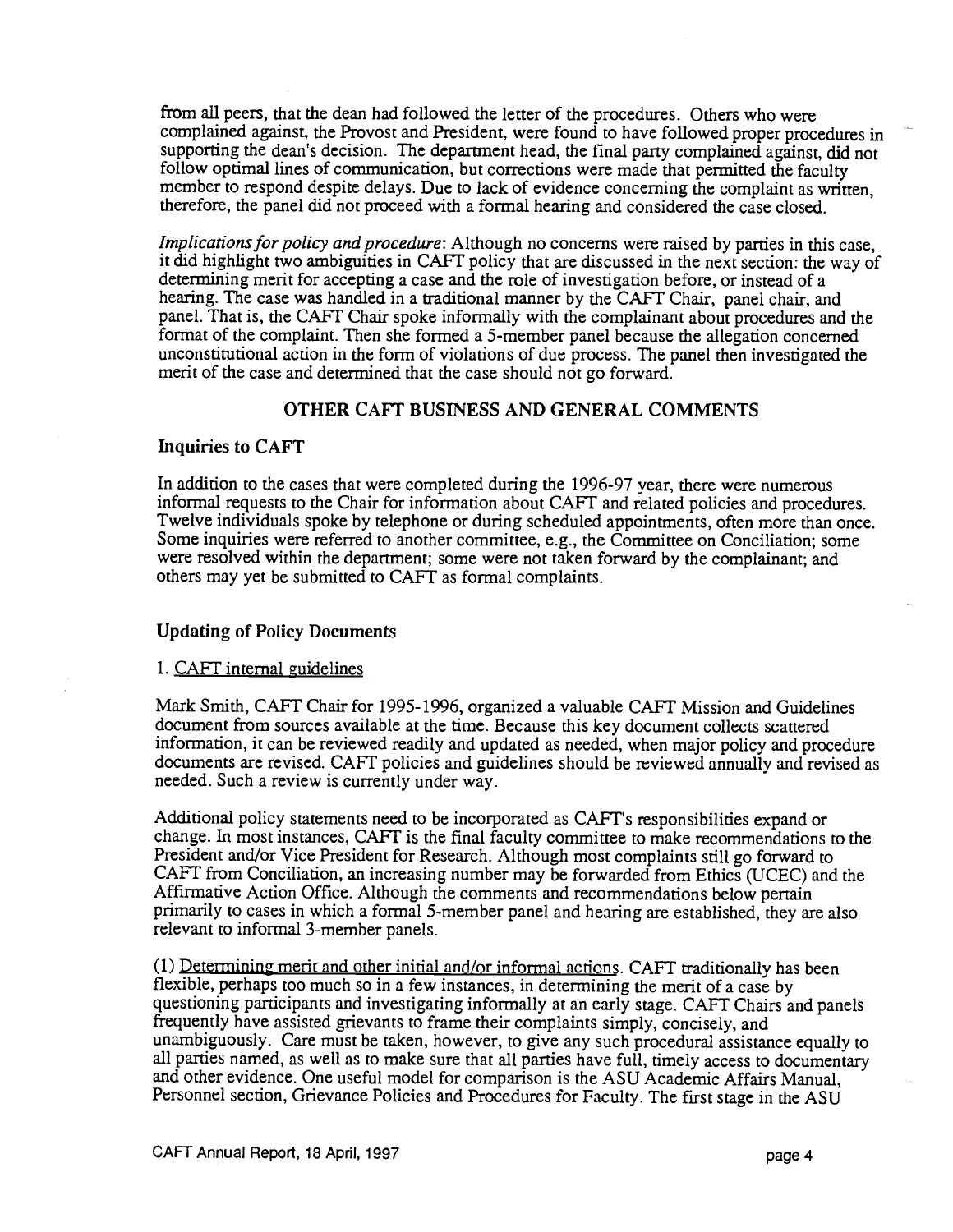from all peers, that the dean had followed the letter of the procedures. Others who were complained against, the Provost and President, were found to have followed proper procedures in supporting the dean's decision. The department head, the final party complained against, did not follow optimal lines of communication, but corrections were made that permitted the faculty member to respond despite delays. Due to lack of evidence concerning the complaint as written, therefore, the panel did not proceed with a formal hearing and considered the case closed.

*Implications for policy and procedure*: Although no concerns were raised by parties in this case, it did highlight two ambiguities in CAFT policy that are discussed in the next section: the way of determining merit for accepting a case and the role of investigation before, or instead of a hearing. The case was handled in a traditional manner by the CAFT Chair, panel chair, and panel. That is, the CAFT Chair spoke informally with the complainant about procedures and the format of the complaint. Then she formed a 5-member panel because the allegation concerned unconstitutional action in the form of violations of due process. The panel then investigated the merit of the case and determined that the case should not go forward.

## OTHER CAFT BUSINESS AND GENERAL COMMENTS

### Inquiries to CAFT

In addition to the cases that were completed during the 1996-97 year, there were numerous informal requests to the Chair for information about CAFT and related policies and procedures. Twelve individuals spoke by telephone or during scheduled appointments, often more than once. Some inquiries were referred to another committee, e.g., the Committee on Conciliation; some were resolved within the department; some were not taken forward by the complainant; and others may yet be submitted to CAFT as formal complaints.

### Updating of Policy Documents

1. CAFT internal guidelines

Mark Smith, CAFT Chair for 1995-1996, organized a valuable CAFT Mission and Guidelines document from sources available at the time. Because this key document collects scattered information, it can be reviewed readily and updated as needed, when major policy and procedure documents are revised. CAFT policies and guidelines should be reviewed annually and revised as needed. Such a review is currently under way.

Additional policy statements need to be incorporated as CAFT's responsibilities expand or change. In most instances, CAFT is the final faculty committee to make recommendations to the President and/or Vice President for Research. Although most complaints still go forward to CAFT from Conciliation, an increasing number may be forwarded from Ethics (UCEC) and the Affirmative Action Office. Although the comments and recommendations below pertain primarily to cases in which a formal 5-member panel and hearing are established, they are also relevant to informal 3-member panels.

(1) Determining merit and other initial and/or informal actions. CAFT traditionally has been flexible, perhaps too much so in a few instances, in determining the merit of a case by questioning participants and investigating informally at an early stage. CAFT Chairs and panels frequently have assisted grievants to frame their complaints simply, concisely, and unambiguously. Care must be taken, however, to give any such procedural assistance equally to all parties named, as well as to make sure that all parties have full, timely access to documentary and other evidence. One useful model for comparison is the ASU Academic Affairs Manual, Personnel section, Grievance Policies and Procedures for Faculty. The first stage in the ASU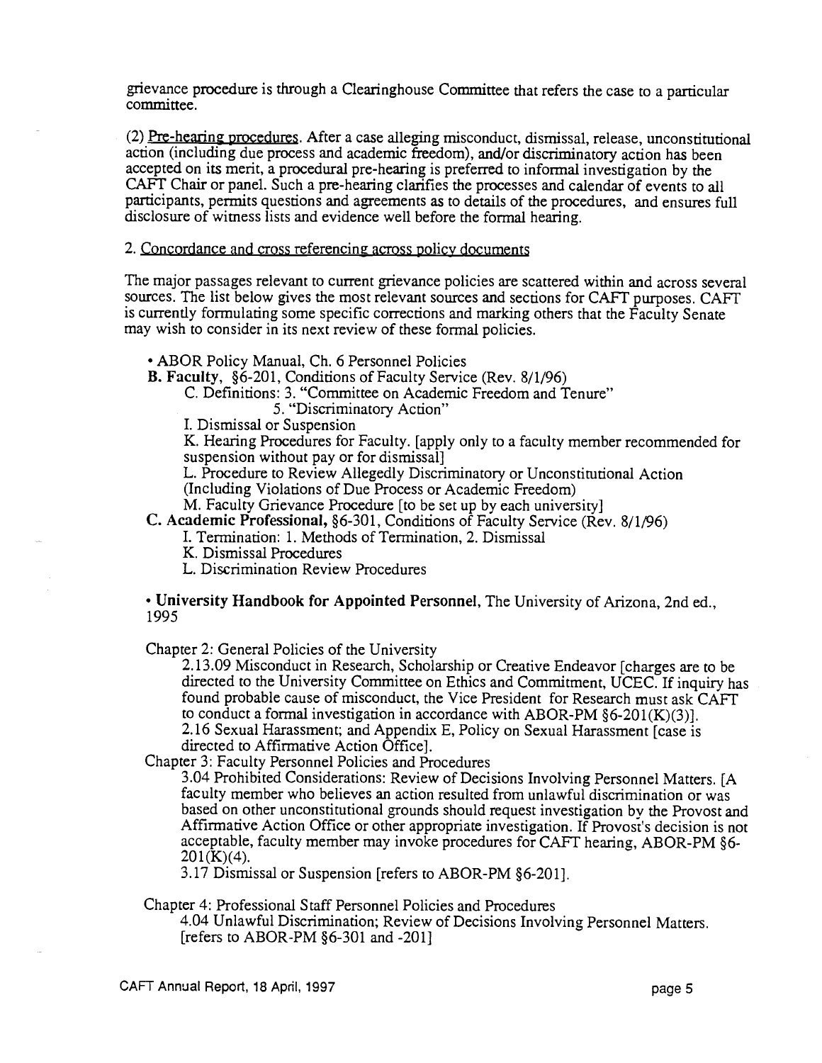grievance procedure is through a Clearinghouse Committee that refers the case to a particular committee.

(2) Pre-hearing procedures. After a case alleging misconduct, dismissal, release, unconstitutional action (including due process and academic freedom), and/or discriminatory action has been accepted on its merit, a procedural pre-hearing is preferred to informal investigation by the CAFT Chair or panel. Such a pre-hearing clarifies the processes and calendar of events to all participants, permits questions and agreements as to details of the procedures, and ensures full disclosure of witness lists and evidence well before the formal hearing.

2. Concordance and cross referencing across policy documents

The major passages relevant to current grievance policies are scattered within and across several sources. The list below gives the most relevant sources and sections for CAFT purposes. CAFT is currently formulating some specific corrections and marking others that the Faculty Senate may wish to consider in its next review of these formal policies.

- ABOR Policy Manual, Ch. 6 Personnel Policies

**B. Faculty**, §6-201, Conditions of Faculty Service (Rev. 8/1/96)
- C. Definitions: 3. "Committee on Academic Freedom and Tenure"
  - 5. "Discriminatory Action"
- I. Dismissal or Suspension
- K. Hearing Procedures for Faculty. [apply only to a faculty member recommended for suspension without pay or for dismissal]
- L. Procedure to Review Allegedly Discriminatory or Unconstitutional Action (Including Violations of Due Process or Academic Freedom)
- M. Faculty Grievance Procedure [to be set up by each university]

**C. Academic Professional,** §6-301, Conditions of Faculty Service (Rev. 8/1/96)
- I. Termination: 1. Methods of Termination, 2. Dismissal
- K. Dismissal Procedures
- L. Discrimination Review Procedures

- **University Handbook for Appointed Personnel**, The University of Arizona, 2nd ed., 1995

Chapter 2: General Policies of the University
- 2.13.09 Misconduct in Research, Scholarship or Creative Endeavor [charges are to be directed to the University Committee on Ethics and Commitment, UCEC. If inquiry has found probable cause of misconduct, the Vice President for Research must ask CAFT to conduct a formal investigation in accordance with ABOR-PM §6-201(K)(3)].
- 2.16 Sexual Harassment; and Appendix E, Policy on Sexual Harassment [case is directed to Affirmative Action Office].

Chapter 3: Faculty Personnel Policies and Procedures
- 3.04 Prohibited Considerations: Review of Decisions Involving Personnel Matters. [A faculty member who believes an action resulted from unlawful discrimination or was based on other unconstitutional grounds should request investigation by the Provost and Affirmative Action Office or other appropriate investigation. If Provost's decision is not acceptable, faculty member may invoke procedures for CAFT hearing, ABOR-PM §6-201(K)(4).
- 3.17 Dismissal or Suspension [refers to ABOR-PM §6-201].

Chapter 4: Professional Staff Personnel Policies and Procedures
- 4.04 Unlawful Discrimination; Review of Decisions Involving Personnel Matters. [refers to ABOR-PM §6-301 and -201]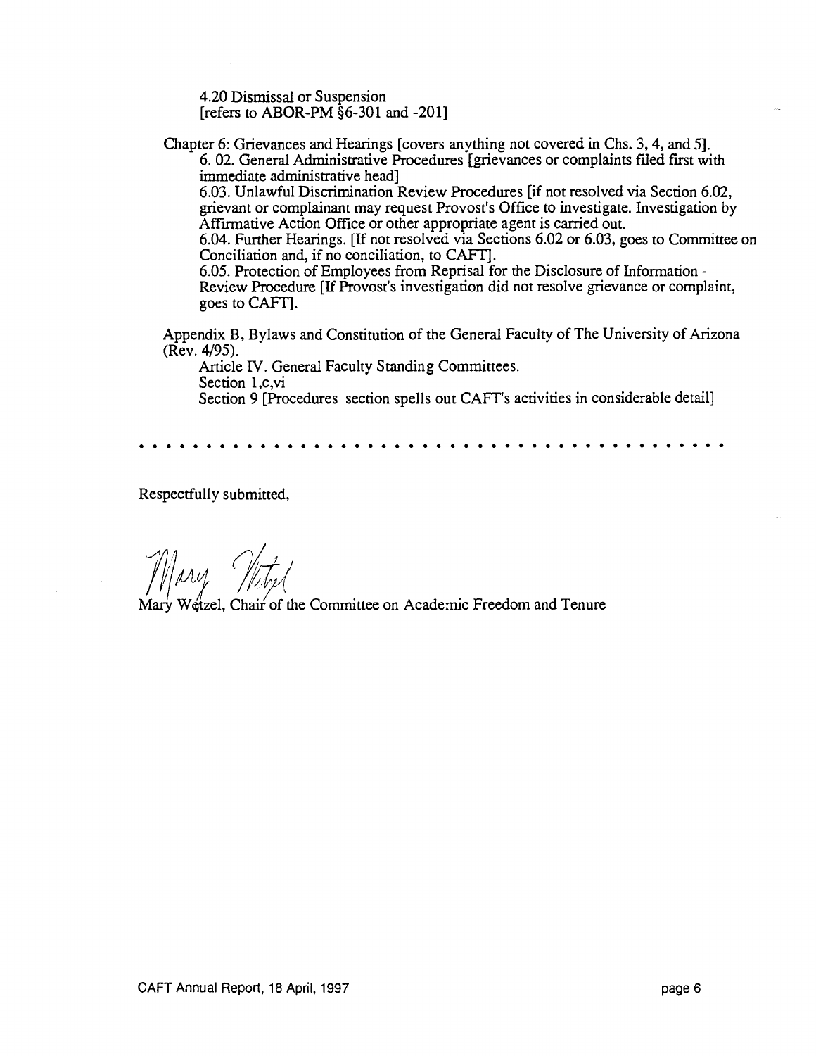4.20 Dismissal or Suspension
[refers to ABOR-PM §6-301 and -201]

Chapter 6: Grievances and Hearings [covers anything not covered in Chs. 3, 4, and 5].
6. 02. General Administrative Procedures [grievances or complaints filed first with immediate administrative head]
6.03. Unlawful Discrimination Review Procedures [if not resolved via Section 6.02, grievant or complainant may request Provost's Office to investigate. Investigation by Affirmative Action Office or other appropriate agent is carried out.
6.04. Further Hearings. [If not resolved via Sections 6.02 or 6.03, goes to Committee on Conciliation and, if no conciliation, to CAFT].
6.05. Protection of Employees from Reprisal for the Disclosure of Information - Review Procedure [If Provost's investigation did not resolve grievance or complaint, goes to CAFT].

Appendix B, Bylaws and Constitution of the General Faculty of The University of Arizona (Rev. 4/95).
Article IV. General Faculty Standing Committees.
Section 1,c,vi
Section 9 [Procedures section spells out CAFT's activities in considerable detail]

. . . . . . . . . . . . . . . . . . . . . . . . . . . . . . . . . . . . . . . . . . . .

Respectfully submitted,

Mary Wetzel, Chair of the Committee on Academic Freedom and Tenure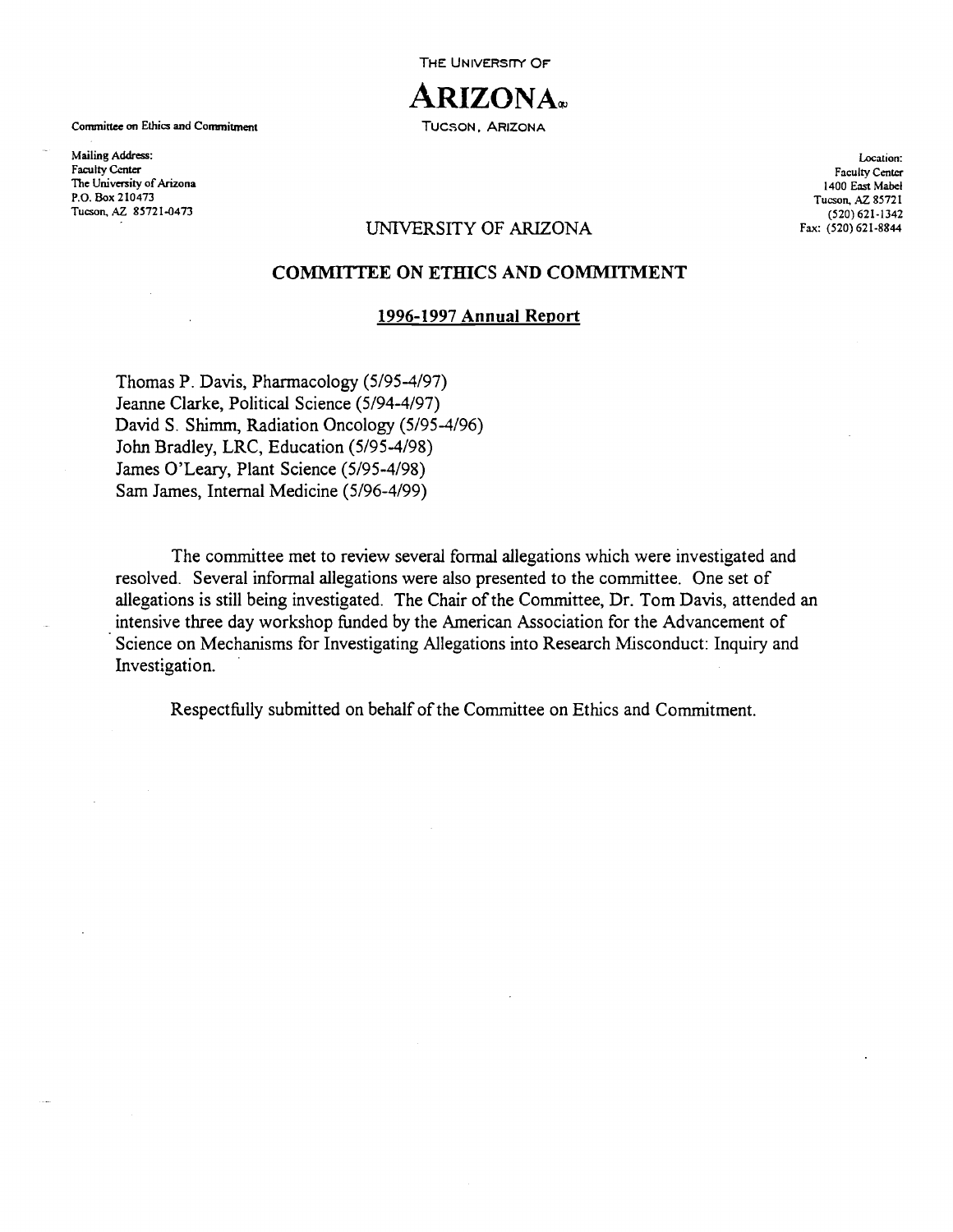THE UNIVERSITY OF

# ARIZONA®

TUCSON, ARIZONA

Committee on Ethics and Commitment

Mailing Address:
Faculty Center
The University of Arizona
P.O. Box 210473
Tucson, AZ 85721-0473

Location:
Faculty Center
1400 East Mabel
Tucson, AZ 85721
(520) 621-1342
Fax: (520) 621-8844

## UNIVERSITY OF ARIZONA

## COMMITTEE ON ETHICS AND COMMITMENT

### 1996-1997 Annual Report

Thomas P. Davis, Pharmacology (5/95-4/97)
Jeanne Clarke, Political Science (5/94-4/97)
David S. Shimm, Radiation Oncology (5/95-4/96)
John Bradley, LRC, Education (5/95-4/98)
James O'Leary, Plant Science (5/95-4/98)
Sam James, Internal Medicine (5/96-4/99)

The committee met to review several formal allegations which were investigated and resolved. Several informal allegations were also presented to the committee. One set of allegations is still being investigated. The Chair of the Committee, Dr. Tom Davis, attended an intensive three day workshop funded by the American Association for the Advancement of Science on Mechanisms for Investigating Allegations into Research Misconduct: Inquiry and Investigation.

Respectfully submitted on behalf of the Committee on Ethics and Commitment.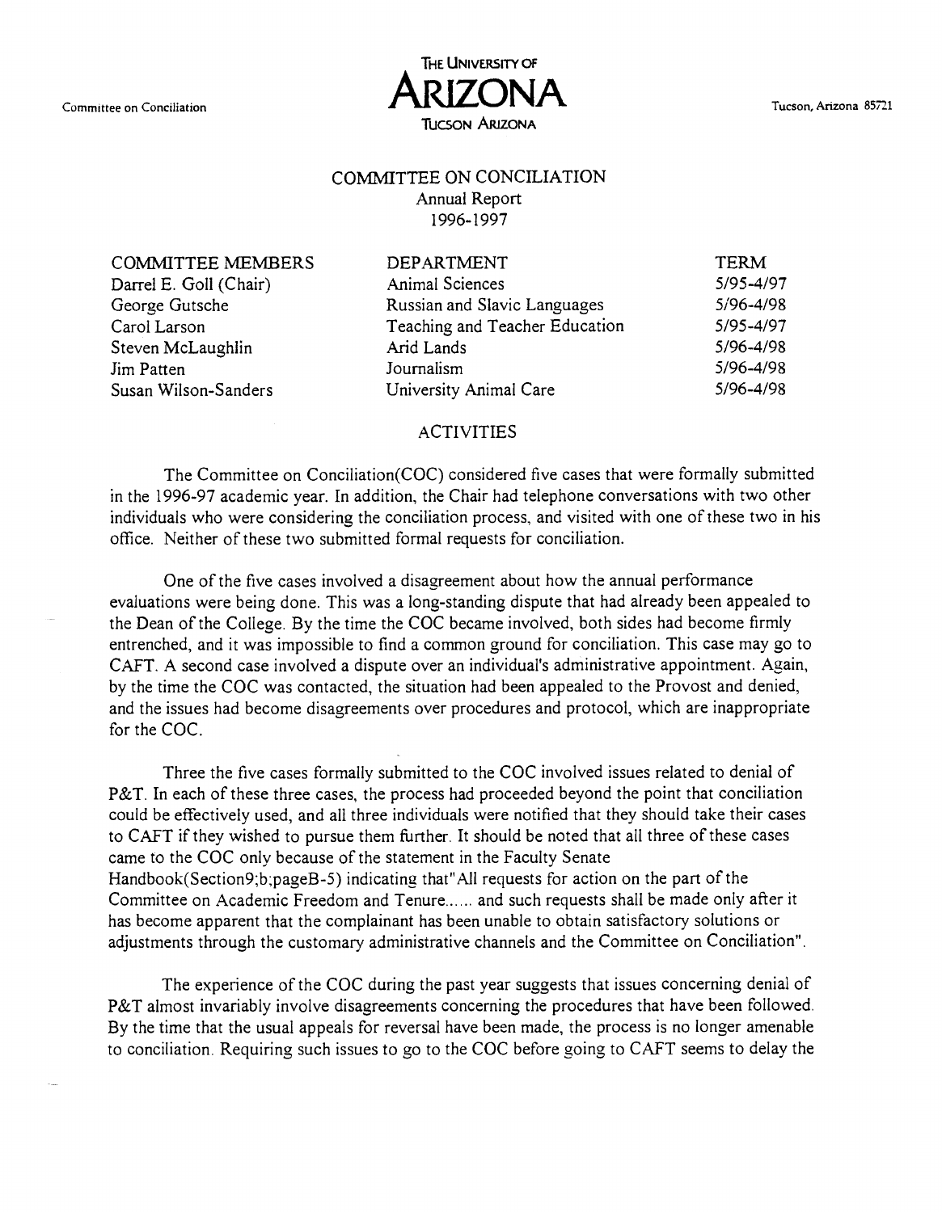Committee on Conciliation

THE UNIVERSITY OF
**ARIZONA**
TUCSON ARIZONA

Tucson, Arizona 85721

# COMMITTEE ON CONCILIATION
## Annual Report
## 1996-1997

| COMMITTEE MEMBERS | DEPARTMENT | TERM |
|---|---|---|
| Darrel E. Goll (Chair) | Animal Sciences | 5/95-4/97 |
| George Gutsche | Russian and Slavic Languages | 5/96-4/98 |
| Carol Larson | Teaching and Teacher Education | 5/95-4/97 |
| Steven McLaughlin | Arid Lands | 5/96-4/98 |
| Jim Patten | Journalism | 5/96-4/98 |
| Susan Wilson-Sanders | University Animal Care | 5/96-4/98 |

### ACTIVITIES

The Committee on Conciliation(COC) considered five cases that were formally submitted in the 1996-97 academic year. In addition, the Chair had telephone conversations with two other individuals who were considering the conciliation process, and visited with one of these two in his office. Neither of these two submitted formal requests for conciliation.

One of the five cases involved a disagreement about how the annual performance evaluations were being done. This was a long-standing dispute that had already been appealed to the Dean of the College. By the time the COC became involved, both sides had become firmly entrenched, and it was impossible to find a common ground for conciliation. This case may go to CAFT. A second case involved a dispute over an individual's administrative appointment. Again, by the time the COC was contacted, the situation had been appealed to the Provost and denied, and the issues had become disagreements over procedures and protocol, which are inappropriate for the COC.

Three the five cases formally submitted to the COC involved issues related to denial of P&T. In each of these three cases, the process had proceeded beyond the point that conciliation could be effectively used, and all three individuals were notified that they should take their cases to CAFT if they wished to pursue them further. It should be noted that all three of these cases came to the COC only because of the statement in the Faculty Senate Handbook(Section9;b;pageB-5) indicating that"All requests for action on the part of the Committee on Academic Freedom and Tenure...... and such requests shall be made only after it has become apparent that the complainant has been unable to obtain satisfactory solutions or adjustments through the customary administrative channels and the Committee on Conciliation".

The experience of the COC during the past year suggests that issues concerning denial of P&T almost invariably involve disagreements concerning the procedures that have been followed. By the time that the usual appeals for reversal have been made, the process is no longer amenable to conciliation. Requiring such issues to go to the COC before going to CAFT seems to delay the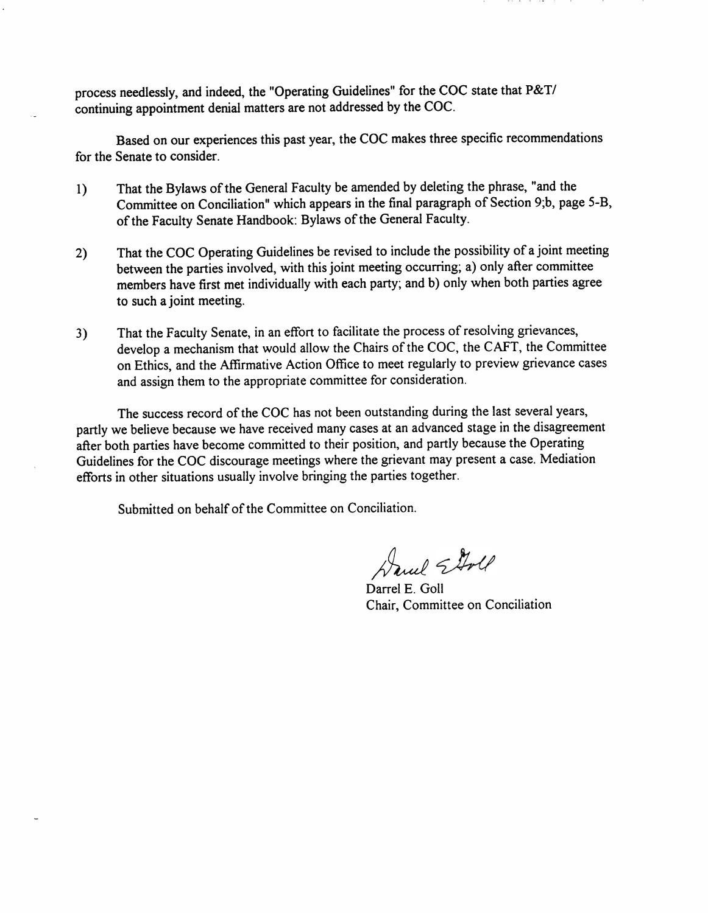process needlessly, and indeed, the "Operating Guidelines" for the COC state that P&T/ continuing appointment denial matters are not addressed by the COC.

Based on our experiences this past year, the COC makes three specific recommendations for the Senate to consider.

1) That the Bylaws of the General Faculty be amended by deleting the phrase, "and the Committee on Conciliation" which appears in the final paragraph of Section 9;b, page 5-B, of the Faculty Senate Handbook: Bylaws of the General Faculty.

2) That the COC Operating Guidelines be revised to include the possibility of a joint meeting between the parties involved, with this joint meeting occurring; a) only after committee members have first met individually with each party; and b) only when both parties agree to such a joint meeting.

3) That the Faculty Senate, in an effort to facilitate the process of resolving grievances, develop a mechanism that would allow the Chairs of the COC, the CAFT, the Committee on Ethics, and the Affirmative Action Office to meet regularly to preview grievance cases and assign them to the appropriate committee for consideration.

The success record of the COC has not been outstanding during the last several years, partly we believe because we have received many cases at an advanced stage in the disagreement after both parties have become committed to their position, and partly because the Operating Guidelines for the COC discourage meetings where the grievant may present a case. Mediation efforts in other situations usually involve bringing the parties together.

Submitted on behalf of the Committee on Conciliation.

Darrel E. Goll
Chair, Committee on Conciliation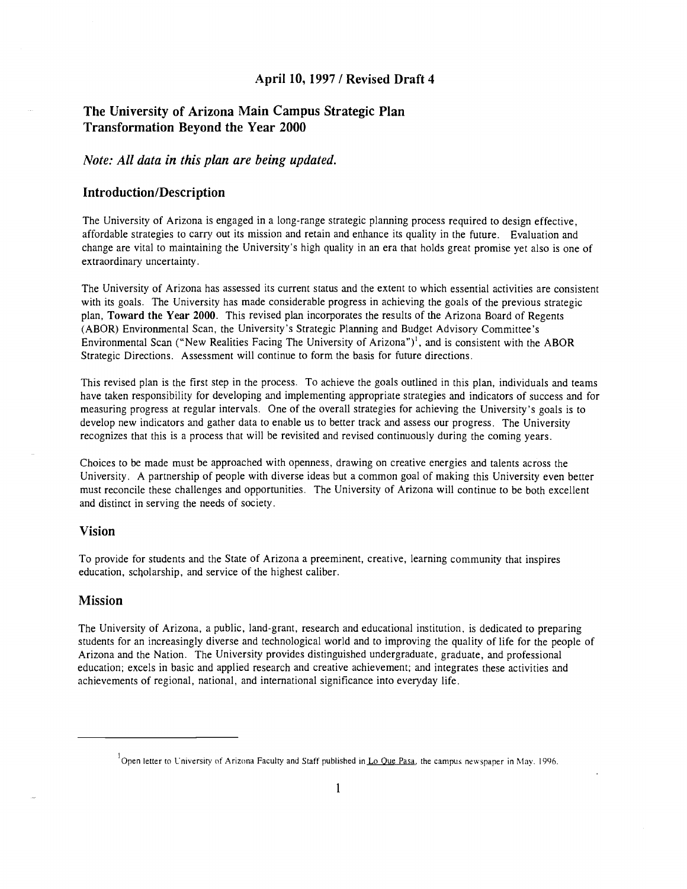## April 10, 1997 / Revised Draft 4

# The University of Arizona Main Campus Strategic Plan Transformation Beyond the Year 2000

*Note: All data in this plan are being updated.*

## Introduction/Description

The University of Arizona is engaged in a long-range strategic planning process required to design effective, affordable strategies to carry out its mission and retain and enhance its quality in the future. Evaluation and change are vital to maintaining the University's high quality in an era that holds great promise yet also is one of extraordinary uncertainty.

The University of Arizona has assessed its current status and the extent to which essential activities are consistent with its goals. The University has made considerable progress in achieving the goals of the previous strategic plan, **Toward the Year 2000**. This revised plan incorporates the results of the Arizona Board of Regents (ABOR) Environmental Scan, the University's Strategic Planning and Budget Advisory Committee's Environmental Scan ("New Realities Facing The University of Arizona")[1], and is consistent with the ABOR Strategic Directions. Assessment will continue to form the basis for future directions.

This revised plan is the first step in the process. To achieve the goals outlined in this plan, individuals and teams have taken responsibility for developing and implementing appropriate strategies and indicators of success and for measuring progress at regular intervals. One of the overall strategies for achieving the University's goals is to develop new indicators and gather data to enable us to better track and assess our progress. The University recognizes that this is a process that will be revisited and revised continuously during the coming years.

Choices to be made must be approached with openness, drawing on creative energies and talents across the University. A partnership of people with diverse ideas but a common goal of making this University even better must reconcile these challenges and opportunities. The University of Arizona will continue to be both excellent and distinct in serving the needs of society.

## Vision

To provide for students and the State of Arizona a preeminent, creative, learning community that inspires education, scholarship, and service of the highest caliber.

## Mission

The University of Arizona, a public, land-grant, research and educational institution, is dedicated to preparing students for an increasingly diverse and technological world and to improving the quality of life for the people of Arizona and the Nation. The University provides distinguished undergraduate, graduate, and professional education; excels in basic and applied research and creative achievement; and integrates these activities and achievements of regional, national, and international significance into everyday life.

---

[1] Open letter to University of Arizona Faculty and Staff published in Lo Que Pasa, the campus newspaper in May. 1996.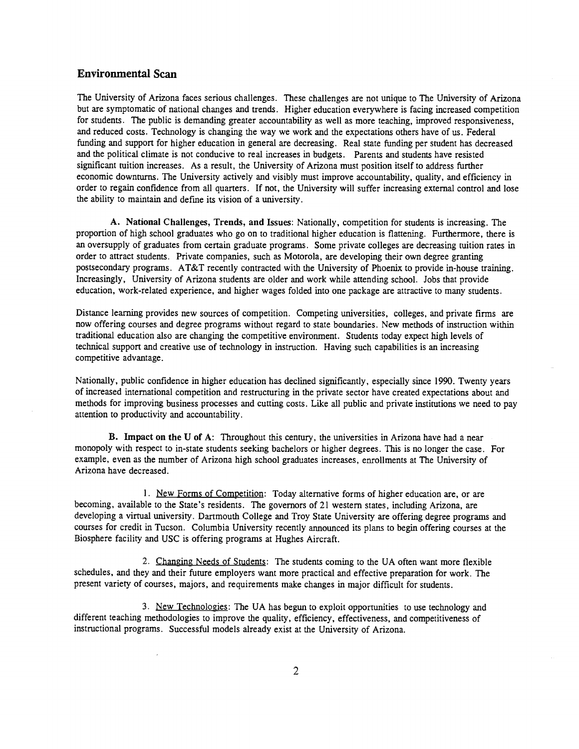## Environmental Scan

The University of Arizona faces serious challenges. These challenges are not unique to The University of Arizona but are symptomatic of national changes and trends. Higher education everywhere is facing increased competition for students. The public is demanding greater accountability as well as more teaching, improved responsiveness, and reduced costs. Technology is changing the way we work and the expectations others have of us. Federal funding and support for higher education in general are decreasing. Real state funding per student has decreased and the political climate is not conducive to real increases in budgets. Parents and students have resisted significant tuition increases. As a result, the University of Arizona must position itself to address further economic downturns. The University actively and visibly must improve accountability, quality, and efficiency in order to regain confidence from all quarters. If not, the University will suffer increasing external control and lose the ability to maintain and define its vision of a university.

**A. National Challenges, Trends, and Issues**: Nationally, competition for students is increasing. The proportion of high school graduates who go on to traditional higher education is flattening. Furthermore, there is an oversupply of graduates from certain graduate programs. Some private colleges are decreasing tuition rates in order to attract students. Private companies, such as Motorola, are developing their own degree granting postsecondary programs. AT&T recently contracted with the University of Phoenix to provide in-house training. Increasingly, University of Arizona students are older and work while attending school. Jobs that provide education, work-related experience, and higher wages folded into one package are attractive to many students.

Distance learning provides new sources of competition. Competing universities, colleges, and private firms are now offering courses and degree programs without regard to state boundaries. New methods of instruction within traditional education also are changing the competitive environment. Students today expect high levels of technical support and creative use of technology in instruction. Having such capabilities is an increasing competitive advantage.

Nationally, public confidence in higher education has declined significantly, especially since 1990. Twenty years of increased international competition and restructuring in the private sector have created expectations about and methods for improving business processes and cutting costs. Like all public and private institutions we need to pay attention to productivity and accountability.

**B. Impact on the U of A**: Throughout this century, the universities in Arizona have had a near monopoly with respect to in-state students seeking bachelors or higher degrees. This is no longer the case. For example, even as the number of Arizona high school graduates increases, enrollments at The University of Arizona have decreased.

1. New Forms of Competition: Today alternative forms of higher education are, or are becoming, available to the State's residents. The governors of 21 western states, including Arizona, are developing a virtual university. Dartmouth College and Troy State University are offering degree programs and courses for credit in Tucson. Columbia University recently announced its plans to begin offering courses at the Biosphere facility and USC is offering programs at Hughes Aircraft.

2. Changing Needs of Students: The students coming to the UA often want more flexible schedules, and they and their future employers want more practical and effective preparation for work. The present variety of courses, majors, and requirements make changes in major difficult for students.

3. New Technologies: The UA has begun to exploit opportunities to use technology and different teaching methodologies to improve the quality, efficiency, effectiveness, and competitiveness of instructional programs. Successful models already exist at the University of Arizona.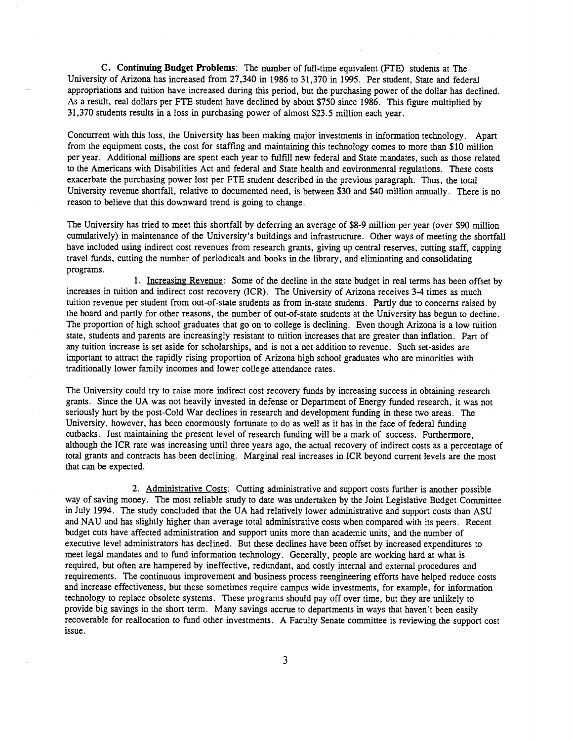**C. Continuing Budget Problems**: The number of full-time equivalent (FTE) students at The University of Arizona has increased from 27,340 in 1986 to 31,370 in 1995. Per student, State and federal appropriations and tuition have increased during this period, but the purchasing power of the dollar has declined. As a result, real dollars per FTE student have declined by about $750 since 1986. This figure multiplied by 31,370 students results in a loss in purchasing power of almost $23.5 million each year.

Concurrent with this loss, the University has been making major investments in information technology. Apart from the equipment costs, the cost for staffing and maintaining this technology comes to more than $10 million per year. Additional millions are spent each year to fulfill new federal and State mandates, such as those related to the Americans with Disabilities Act and federal and State health and environmental regulations. These costs exacerbate the purchasing power lost per FTE student described in the previous paragraph. Thus, the total University revenue shortfall, relative to documented need, is between $30 and $40 million annually. There is no reason to believe that this downward trend is going to change.

The University has tried to meet this shortfall by deferring an average of $8-9 million per year (over $90 million cumulatively) in maintenance of the University's buildings and infrastructure. Other ways of meeting the shortfall have included using indirect cost revenues from research grants, giving up central reserves, cutting staff, capping travel funds, cutting the number of periodicals and books in the library, and eliminating and consolidating programs.

1. Increasing Revenue: Some of the decline in the state budget in real terms has been offset by increases in tuition and indirect cost recovery (ICR). The University of Arizona receives 3-4 times as much tuition revenue per student from out-of-state students as from in-state students. Partly due to concerns raised by the board and partly for other reasons, the number of out-of-state students at the University has begun to decline. The proportion of high school graduates that go on to college is declining. Even though Arizona is a low tuition state, students and parents are increasingly resistant to tuition increases that are greater than inflation. Part of any tuition increase is set aside for scholarships, and is not a net addition to revenue. Such set-asides are important to attract the rapidly rising proportion of Arizona high school graduates who are minorities with traditionally lower family incomes and lower college attendance rates.

The University could try to raise more indirect cost recovery funds by increasing success in obtaining research grants. Since the UA was not heavily invested in defense or Department of Energy funded research, it was not seriously hurt by the post-Cold War declines in research and development funding in these two areas. The University, however, has been enormously fortunate to do as well as it has in the face of federal funding cutbacks. Just maintaining the present level of research funding will be a mark of success. Furthermore, although the ICR rate was increasing until three years ago, the actual recovery of indirect costs as a percentage of total grants and contracts has been declining. Marginal real increases in ICR beyond current levels are the most that can be expected.

2. Administrative Costs: Cutting administrative and support costs further is another possible way of saving money. The most reliable study to date was undertaken by the Joint Legislative Budget Committee in July 1994. The study concluded that the UA had relatively lower administrative and support costs than ASU and NAU and has slightly higher than average total administrative costs when compared with its peers. Recent budget cuts have affected administration and support units more than academic units, and the number of executive level administrators has declined. But these declines have been offset by increased expenditures to meet legal mandates and to fund information technology. Generally, people are working hard at what is required, but often are hampered by ineffective, redundant, and costly internal and external procedures and requirements. The continuous improvement and business process reengineering efforts have helped reduce costs and increase effectiveness, but these sometimes require campus wide investments, for example, for information technology to replace obsolete systems. These programs should pay off over time, but they are unlikely to provide big savings in the short term. Many savings accrue to departments in ways that haven't been easily recoverable for reallocation to fund other investments. A Faculty Senate committee is reviewing the support cost issue.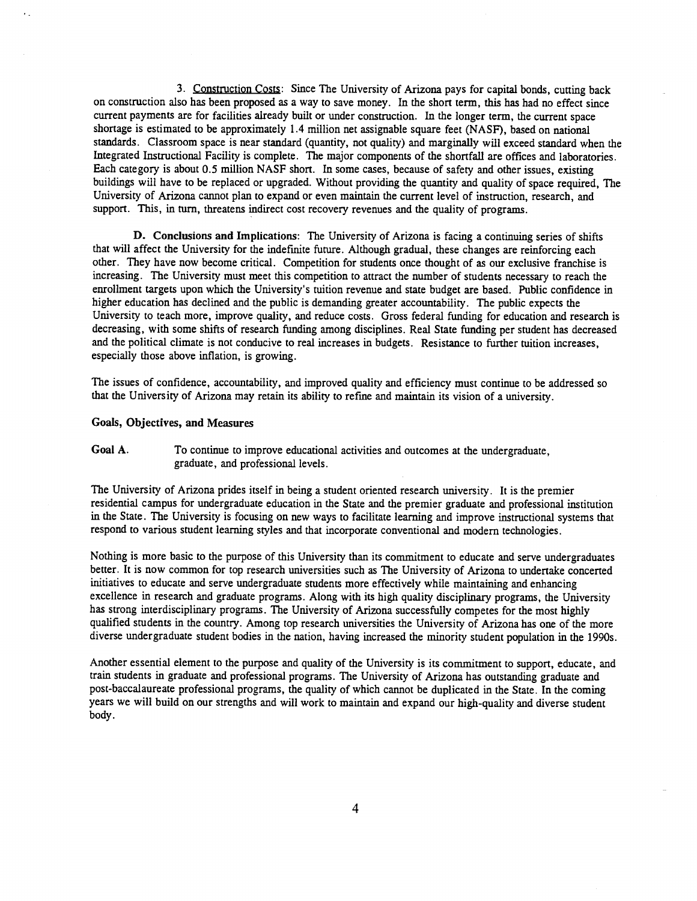3. <u>Construction Costs</u>: Since The University of Arizona pays for capital bonds, cutting back on construction also has been proposed as a way to save money. In the short term, this has had no effect since current payments are for facilities already built or under construction. In the longer term, the current space shortage is estimated to be approximately 1.4 million net assignable square feet (NASF), based on national standards. Classroom space is near standard (quantity, not quality) and marginally will exceed standard when the Integrated Instructional Facility is complete. The major components of the shortfall are offices and laboratories. Each category is about 0.5 million NASF short. In some cases, because of safety and other issues, existing buildings will have to be replaced or upgraded. Without providing the quantity and quality of space required, The University of Arizona cannot plan to expand or even maintain the current level of instruction, research, and support. This, in turn, threatens indirect cost recovery revenues and the quality of programs.

**D. Conclusions and Implications**: The University of Arizona is facing a continuing series of shifts that will affect the University for the indefinite future. Although gradual, these changes are reinforcing each other. They have now become critical. Competition for students once thought of as our exclusive franchise is increasing. The University must meet this competition to attract the number of students necessary to reach the enrollment targets upon which the University's tuition revenue and state budget are based. Public confidence in higher education has declined and the public is demanding greater accountability. The public expects the University to teach more, improve quality, and reduce costs. Gross federal funding for education and research is decreasing, with some shifts of research funding among disciplines. Real State funding per student has decreased and the political climate is not conducive to real increases in budgets. Resistance to further tuition increases, especially those above inflation, is growing.

The issues of confidence, accountability, and improved quality and efficiency must continue to be addressed so that the University of Arizona may retain its ability to refine and maintain its vision of a university.

### Goals, Objectives, and Measures

**Goal A.** To continue to improve educational activities and outcomes at the undergraduate, graduate, and professional levels.

The University of Arizona prides itself in being a student oriented research university. It is the premier residential campus for undergraduate education in the State and the premier graduate and professional institution in the State. The University is focusing on new ways to facilitate learning and improve instructional systems that respond to various student learning styles and that incorporate conventional and modern technologies.

Nothing is more basic to the purpose of this University than its commitment to educate and serve undergraduates better. It is now common for top research universities such as The University of Arizona to undertake concerted initiatives to educate and serve undergraduate students more effectively while maintaining and enhancing excellence in research and graduate programs. Along with its high quality disciplinary programs, the University has strong interdisciplinary programs. The University of Arizona successfully competes for the most highly qualified students in the country. Among top research universities the University of Arizona has one of the more diverse undergraduate student bodies in the nation, having increased the minority student population in the 1990s.

Another essential element to the purpose and quality of the University is its commitment to support, educate, and train students in graduate and professional programs. The University of Arizona has outstanding graduate and post-baccalaureate professional programs, the quality of which cannot be duplicated in the State. In the coming years we will build on our strengths and will work to maintain and expand our high-quality and diverse student body.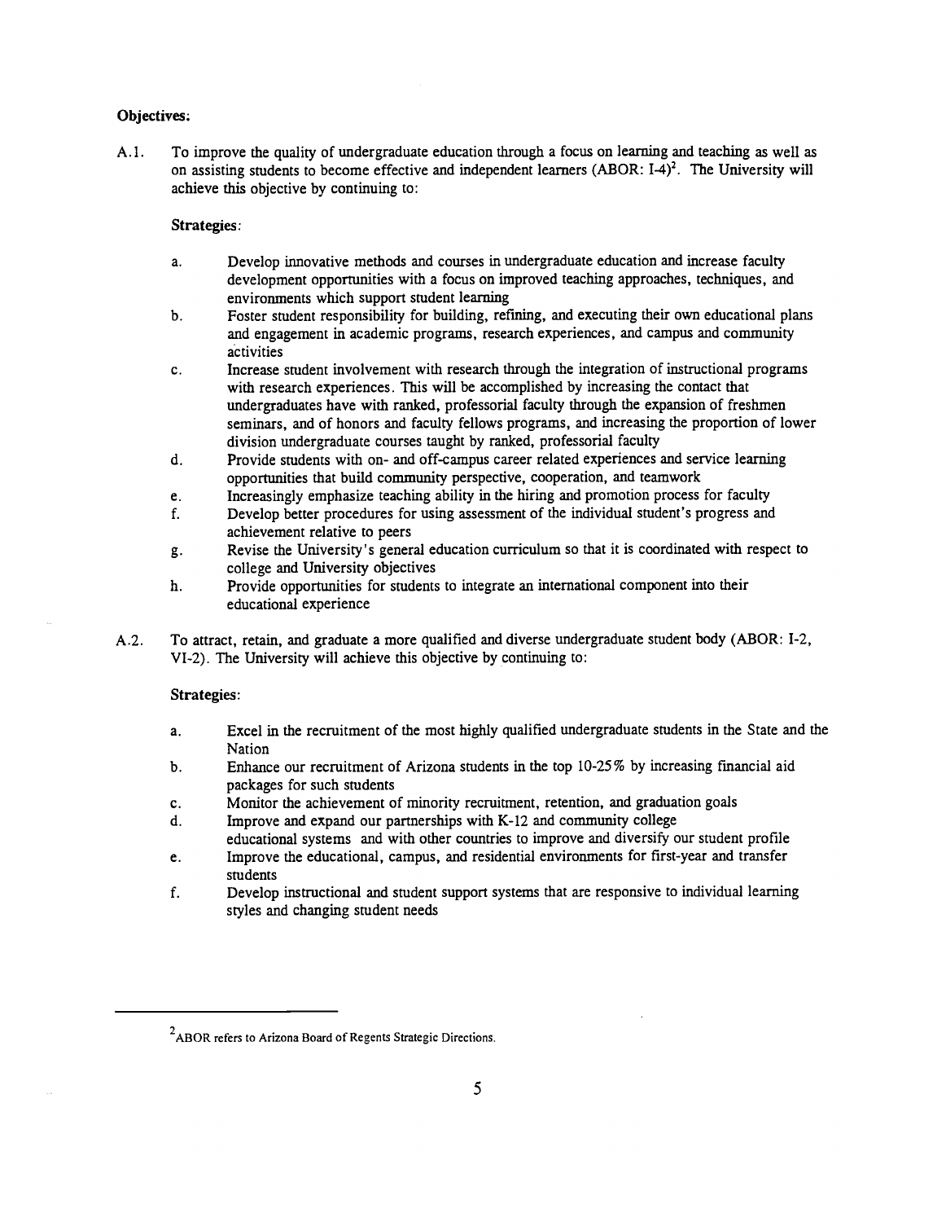**Objectives:**

A.1. To improve the quality of undergraduate education through a focus on learning and teaching as well as on assisting students to become effective and independent learners (ABOR: I-4)[2]. The University will achieve this objective by continuing to:

**Strategies:**

a. Develop innovative methods and courses in undergraduate education and increase faculty development opportunities with a focus on improved teaching approaches, techniques, and environments which support student learning

b. Foster student responsibility for building, refining, and executing their own educational plans and engagement in academic programs, research experiences, and campus and community activities

c. Increase student involvement with research through the integration of instructional programs with research experiences. This will be accomplished by increasing the contact that undergraduates have with ranked, professorial faculty through the expansion of freshmen seminars, and of honors and faculty fellows programs, and increasing the proportion of lower division undergraduate courses taught by ranked, professorial faculty

d. Provide students with on- and off-campus career related experiences and service learning opportunities that build community perspective, cooperation, and teamwork

e. Increasingly emphasize teaching ability in the hiring and promotion process for faculty

f. Develop better procedures for using assessment of the individual student's progress and achievement relative to peers

g. Revise the University's general education curriculum so that it is coordinated with respect to college and University objectives

h. Provide opportunities for students to integrate an international component into their educational experience

A.2. To attract, retain, and graduate a more qualified and diverse undergraduate student body (ABOR: I-2, VI-2). The University will achieve this objective by continuing to:

**Strategies:**

a. Excel in the recruitment of the most highly qualified undergraduate students in the State and the Nation

b. Enhance our recruitment of Arizona students in the top 10-25% by increasing financial aid packages for such students

c. Monitor the achievement of minority recruitment, retention, and graduation goals

d. Improve and expand our partnerships with K-12 and community college educational systems and with other countries to improve and diversify our student profile

e. Improve the educational, campus, and residential environments for first-year and transfer students

f. Develop instructional and student support systems that are responsive to individual learning styles and changing student needs

---

[2] ABOR refers to Arizona Board of Regents Strategic Directions.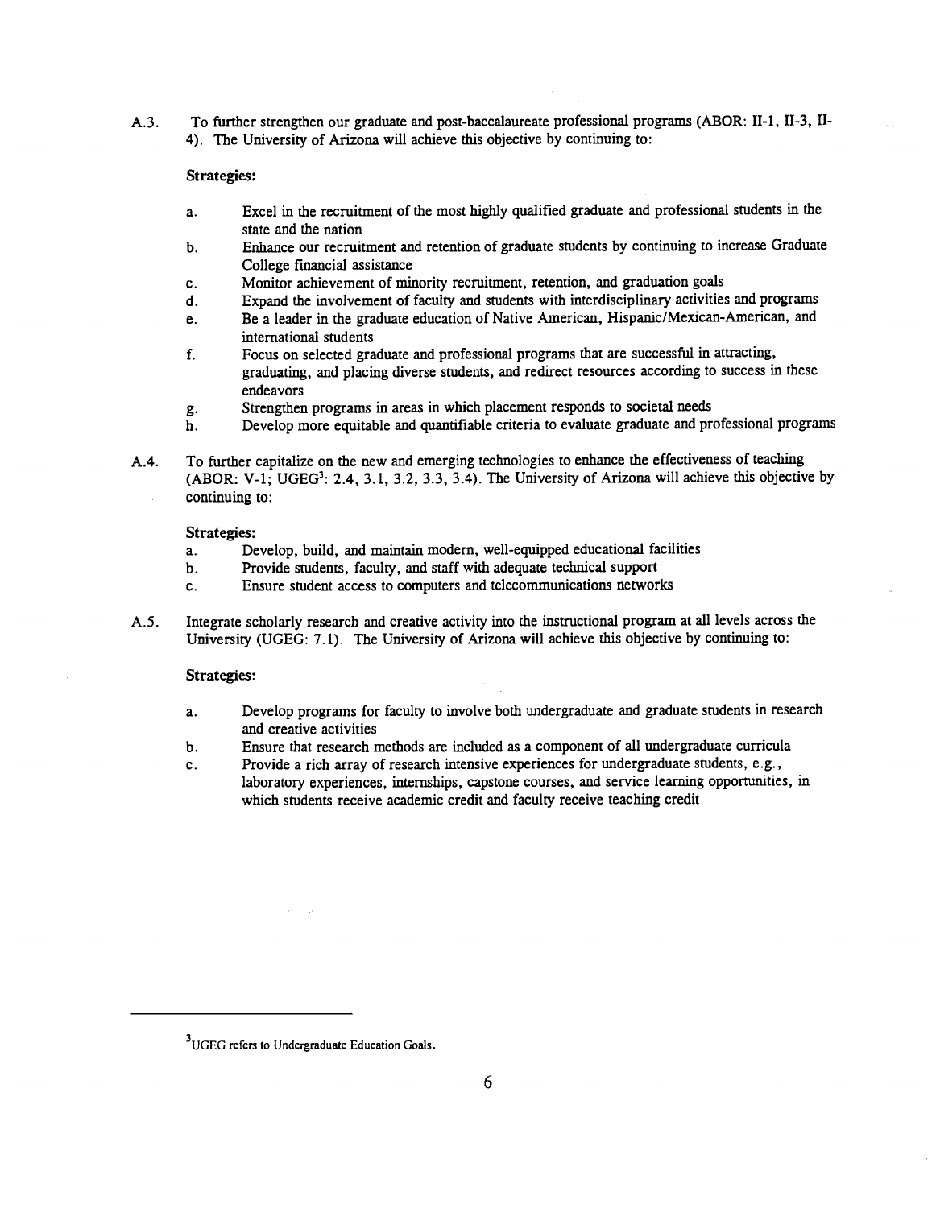A.3. To further strengthen our graduate and post-baccalaureate professional programs (ABOR: II-1, II-3, II-4). The University of Arizona will achieve this objective by continuing to:

**Strategies:**

a. Excel in the recruitment of the most highly qualified graduate and professional students in the state and the nation
b. Enhance our recruitment and retention of graduate students by continuing to increase Graduate College financial assistance
c. Monitor achievement of minority recruitment, retention, and graduation goals
d. Expand the involvement of faculty and students with interdisciplinary activities and programs
e. Be a leader in the graduate education of Native American, Hispanic/Mexican-American, and international students
f. Focus on selected graduate and professional programs that are successful in attracting, graduating, and placing diverse students, and redirect resources according to success in these endeavors
g. Strengthen programs in areas in which placement responds to societal needs
h. Develop more equitable and quantifiable criteria to evaluate graduate and professional programs

A.4. To further capitalize on the new and emerging technologies to enhance the effectiveness of teaching (ABOR: V-1; UGEG[3]: 2.4, 3.1, 3.2, 3.3, 3.4). The University of Arizona will achieve this objective by continuing to:

**Strategies:**

a. Develop, build, and maintain modern, well-equipped educational facilities
b. Provide students, faculty, and staff with adequate technical support
c. Ensure student access to computers and telecommunications networks

A.5. Integrate scholarly research and creative activity into the instructional program at all levels across the University (UGEG: 7.1). The University of Arizona will achieve this objective by continuing to:

**Strategies:**

a. Develop programs for faculty to involve both undergraduate and graduate students in research and creative activities
b. Ensure that research methods are included as a component of all undergraduate curricula
c. Provide a rich array of research intensive experiences for undergraduate students, e.g., laboratory experiences, internships, capstone courses, and service learning opportunities, in which students receive academic credit and faculty receive teaching credit

---

[3] UGEG refers to Undergraduate Education Goals.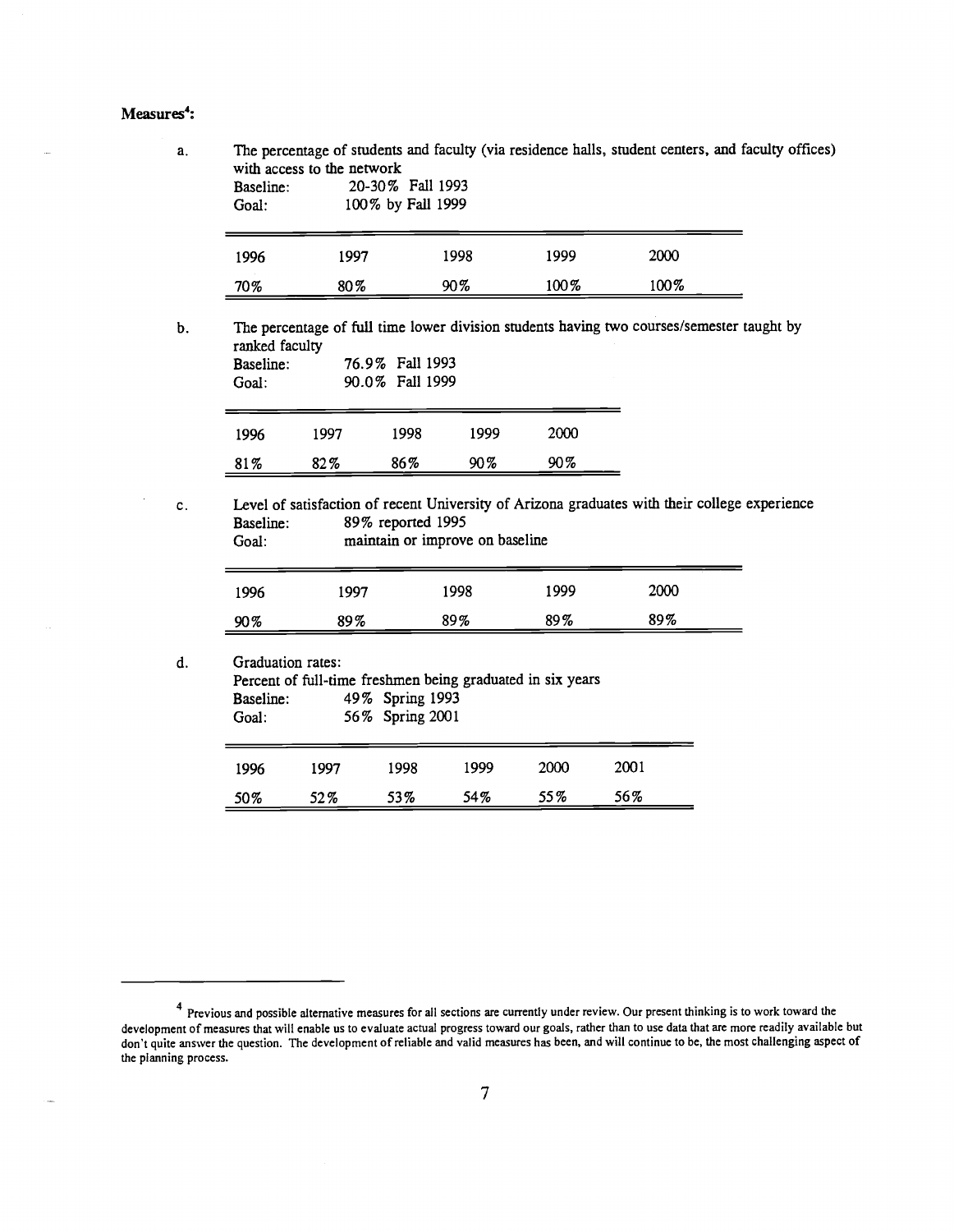**Measures[4]:**

a. The percentage of students and faculty (via residence halls, student centers, and faculty offices) with access to the network

Baseline: 20-30% Fall 1993
Goal: 100% by Fall 1999

| 1996 | 1997 | 1998 | 1999 | 2000 |
|---|---|---|---|---|
| 70% | 80% | 90% | 100% | 100% |

b. The percentage of full time lower division students having two courses/semester taught by ranked faculty

Baseline: 76.9% Fall 1993
Goal: 90.0% Fall 1999

| 1996 | 1997 | 1998 | 1999 | 2000 |
|---|---|---|---|---|
| 81% | 82% | 86% | 90% | 90% |

c. Level of satisfaction of recent University of Arizona graduates with their college experience

Baseline: 89% reported 1995
Goal: maintain or improve on baseline

| 1996 | 1997 | 1998 | 1999 | 2000 |
|---|---|---|---|---|
| 90% | 89% | 89% | 89% | 89% |

d. Graduation rates:
Percent of full-time freshmen being graduated in six years

Baseline: 49% Spring 1993
Goal: 56% Spring 2001

| 1996 | 1997 | 1998 | 1999 | 2000 | 2001 |
|---|---|---|---|---|---|
| 50% | 52% | 53% | 54% | 55% | 56% |

---

[4] Previous and possible alternative measures for all sections are currently under review. Our present thinking is to work toward the development of measures that will enable us to evaluate actual progress toward our goals, rather than to use data that are more readily available but don't quite answer the question. The development of reliable and valid measures has been, and will continue to be, the most challenging aspect of the planning process.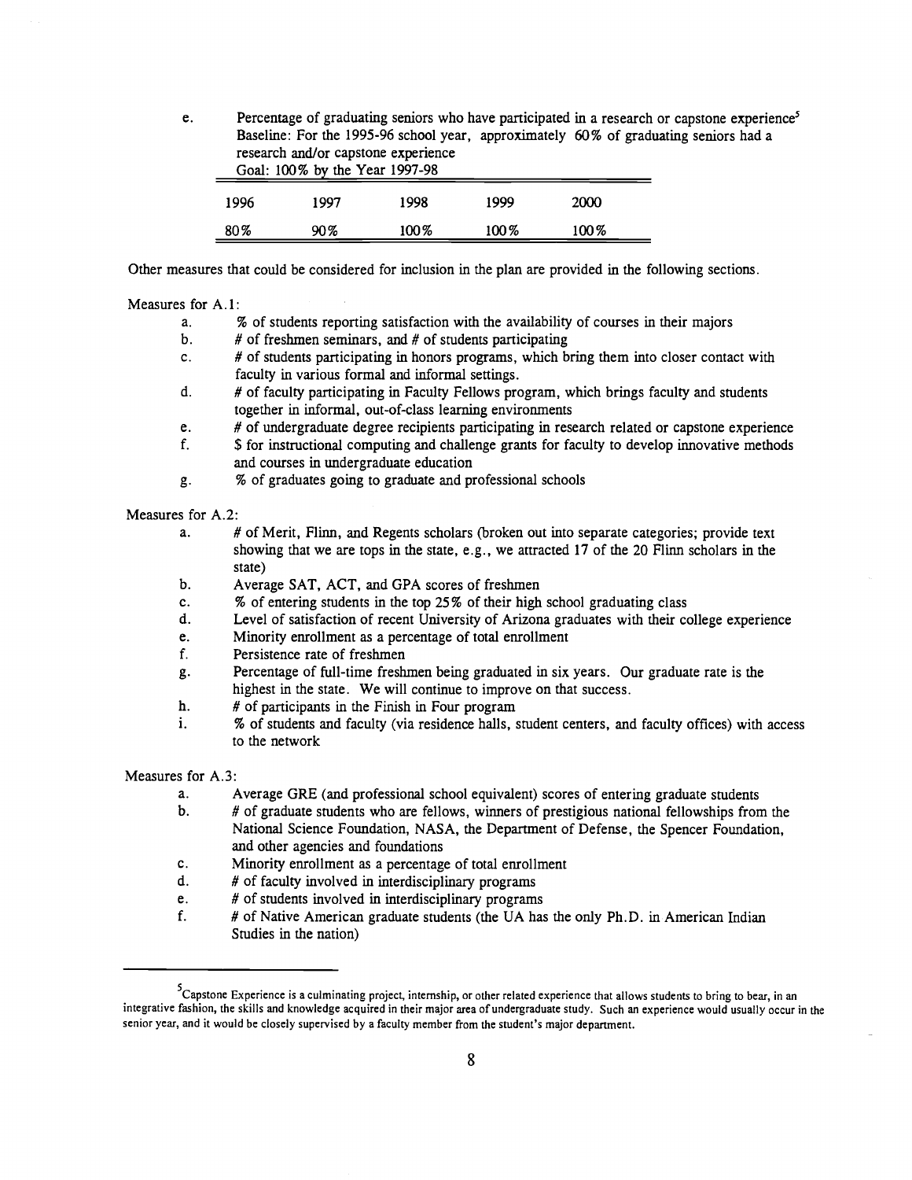e. Percentage of graduating seniors who have participated in a research or capstone experience[5]
Baseline: For the 1995-96 school year, approximately 60% of graduating seniors had a research and/or capstone experience
Goal: 100% by the Year 1997-98

| 1996 | 1997 | 1998 | 1999 | 2000 |
|---|---|---|---|---|
| 80% | 90% | 100% | 100% | 100% |

Other measures that could be considered for inclusion in the plan are provided in the following sections.

Measures for A.1:

- a. % of students reporting satisfaction with the availability of courses in their majors
- b. # of freshmen seminars, and # of students participating
- c. # of students participating in honors programs, which bring them into closer contact with faculty in various formal and informal settings.
- d. # of faculty participating in Faculty Fellows program, which brings faculty and students together in informal, out-of-class learning environments
- e. # of undergraduate degree recipients participating in research related or capstone experience
- f. $ for instructional computing and challenge grants for faculty to develop innovative methods and courses in undergraduate education
- g. % of graduates going to graduate and professional schools

Measures for A.2:

- a. # of Merit, Flinn, and Regents scholars (broken out into separate categories; provide text showing that we are tops in the state, e.g., we attracted 17 of the 20 Flinn scholars in the state)
- b. Average SAT, ACT, and GPA scores of freshmen
- c. % of entering students in the top 25% of their high school graduating class
- d. Level of satisfaction of recent University of Arizona graduates with their college experience
- e. Minority enrollment as a percentage of total enrollment
- f. Persistence rate of freshmen
- g. Percentage of full-time freshmen being graduated in six years. Our graduate rate is the highest in the state. We will continue to improve on that success.
- h. # of participants in the Finish in Four program
- i. % of students and faculty (via residence halls, student centers, and faculty offices) with access to the network

Measures for A.3:

- a. Average GRE (and professional school equivalent) scores of entering graduate students
- b. # of graduate students who are fellows, winners of prestigious national fellowships from the National Science Foundation, NASA, the Department of Defense, the Spencer Foundation, and other agencies and foundations
- c. Minority enrollment as a percentage of total enrollment
- d. # of faculty involved in interdisciplinary programs
- e. # of students involved in interdisciplinary programs
- f. # of Native American graduate students (the UA has the only Ph.D. in American Indian Studies in the nation)

---

[5] Capstone Experience is a culminating project, internship, or other related experience that allows students to bring to bear, in an integrative fashion, the skills and knowledge acquired in their major area of undergraduate study. Such an experience would usually occur in the senior year, and it would be closely supervised by a faculty member from the student's major department.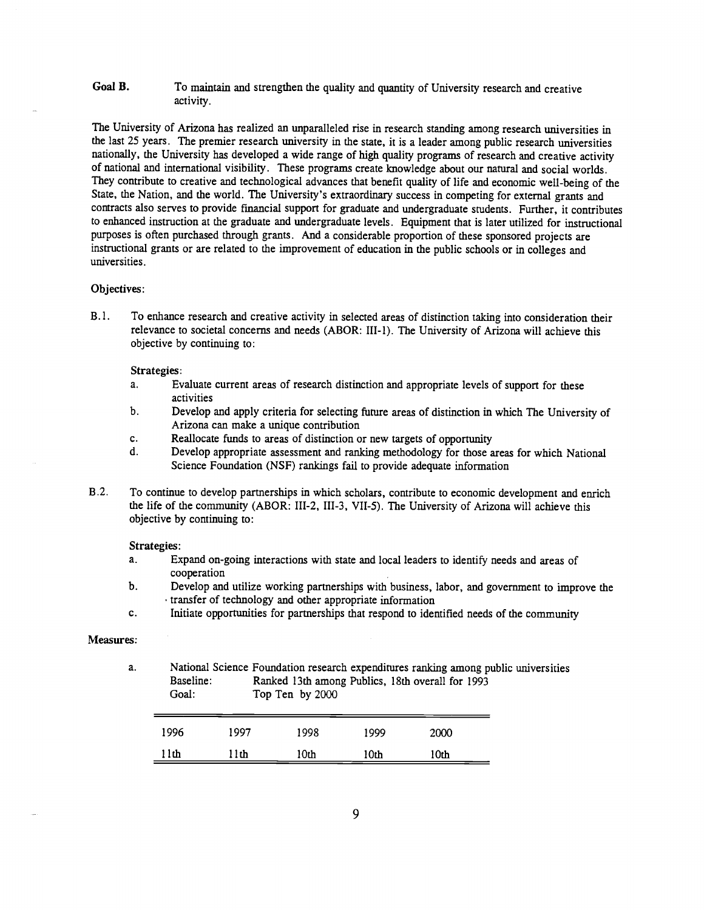**Goal B.** To maintain and strengthen the quality and quantity of University research and creative activity.

The University of Arizona has realized an unparalleled rise in research standing among research universities in the last 25 years. The premier research university in the state, it is a leader among public research universities nationally, the University has developed a wide range of high quality programs of research and creative activity of national and international visibility. These programs create knowledge about our natural and social worlds. They contribute to creative and technological advances that benefit quality of life and economic well-being of the State, the Nation, and the world. The University's extraordinary success in competing for external grants and contracts also serves to provide financial support for graduate and undergraduate students. Further, it contributes to enhanced instruction at the graduate and undergraduate levels. Equipment that is later utilized for instructional purposes is often purchased through grants. And a considerable proportion of these sponsored projects are instructional grants or are related to the improvement of education in the public schools or in colleges and universities.

**Objectives:**

B.1. To enhance research and creative activity in selected areas of distinction taking into consideration their relevance to societal concerns and needs (ABOR: III-1). The University of Arizona will achieve this objective by continuing to:

**Strategies:**

a. Evaluate current areas of research distinction and appropriate levels of support for these activities
b. Develop and apply criteria for selecting future areas of distinction in which The University of Arizona can make a unique contribution
c. Reallocate funds to areas of distinction or new targets of opportunity
d. Develop appropriate assessment and ranking methodology for those areas for which National Science Foundation (NSF) rankings fail to provide adequate information

B.2. To continue to develop partnerships in which scholars, contribute to economic development and enrich the life of the community (ABOR: III-2, III-3, VII-5). The University of Arizona will achieve this objective by continuing to:

**Strategies:**

a. Expand on-going interactions with state and local leaders to identify needs and areas of cooperation
b. Develop and utilize working partnerships with business, labor, and government to improve the transfer of technology and other appropriate information
c. Initiate opportunities for partnerships that respond to identified needs of the community

**Measures:**

a. National Science Foundation research expenditures ranking among public universities
Baseline: Ranked 13th among Publics, 18th overall for 1993
Goal: Top Ten by 2000

| 1996 | 1997 | 1998 | 1999 | 2000 |
|---|---|---|---|---|
| 11th | 11th | 10th | 10th | 10th |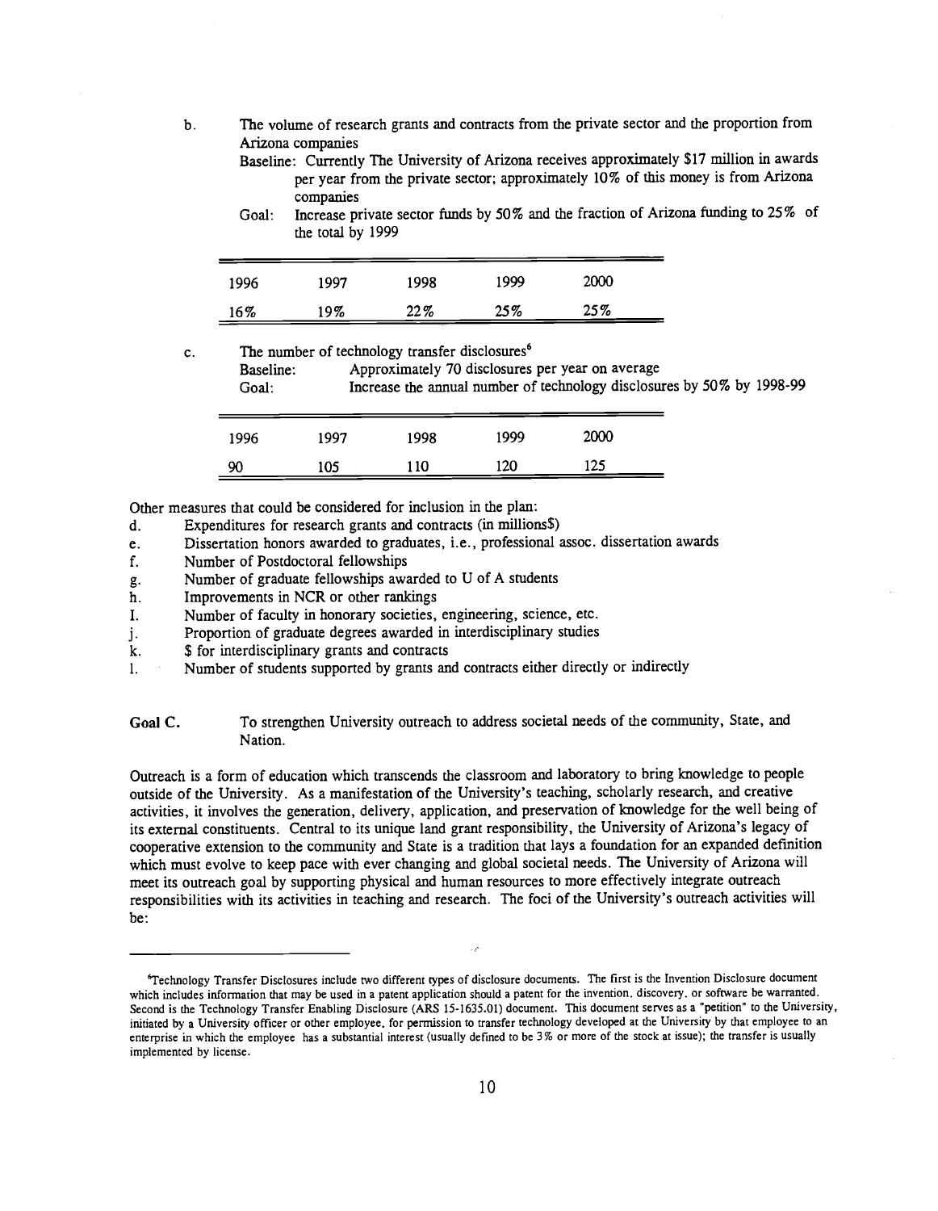b. The volume of research grants and contracts from the private sector and the proportion from Arizona companies

   Baseline: Currently The University of Arizona receives approximately $17 million in awards per year from the private sector; approximately 10% of this money is from Arizona companies

   Goal: Increase private sector funds by 50% and the fraction of Arizona funding to 25% of the total by 1999

| 1996 | 1997 | 1998 | 1999 | 2000 |
|---|---|---|---|---|
| 16% | 19% | 22% | 25% | 25% |

c. The number of technology transfer disclosures[6]

   Baseline: Approximately 70 disclosures per year on average

   Goal: Increase the annual number of technology disclosures by 50% by 1998-99

| 1996 | 1997 | 1998 | 1999 | 2000 |
|---|---|---|---|---|
| 90 | 105 | 110 | 120 | 125 |

Other measures that could be considered for inclusion in the plan:

d. Expenditures for research grants and contracts (in millions$)
e. Dissertation honors awarded to graduates, i.e., professional assoc. dissertation awards
f. Number of Postdoctoral fellowships
g. Number of graduate fellowships awarded to U of A students
h. Improvements in NCR or other rankings
I. Number of faculty in honorary societies, engineering, science, etc.
j. Proportion of graduate degrees awarded in interdisciplinary studies
k. $ for interdisciplinary grants and contracts
l. Number of students supported by grants and contracts either directly or indirectly

**Goal C.** To strengthen University outreach to address societal needs of the community, State, and Nation.

Outreach is a form of education which transcends the classroom and laboratory to bring knowledge to people outside of the University. As a manifestation of the University's teaching, scholarly research, and creative activities, it involves the generation, delivery, application, and preservation of knowledge for the well being of its external constituents. Central to its unique land grant responsibility, the University of Arizona's legacy of cooperative extension to the community and State is a tradition that lays a foundation for an expanded definition which must evolve to keep pace with ever changing and global societal needs. The University of Arizona will meet its outreach goal by supporting physical and human resources to more effectively integrate outreach responsibilities with its activities in teaching and research. The foci of the University's outreach activities will be:

---

[6]Technology Transfer Disclosures include two different types of disclosure documents. The first is the Invention Disclosure document which includes information that may be used in a patent application should a patent for the invention, discovery, or software be warranted. Second is the Technology Transfer Enabling Disclosure (ARS 15-1635.01) document. This document serves as a "petition" to the University, initiated by a University officer or other employee, for permission to transfer technology developed at the University by that employee to an enterprise in which the employee has a substantial interest (usually defined to be 3% or more of the stock at issue); the transfer is usually implemented by license.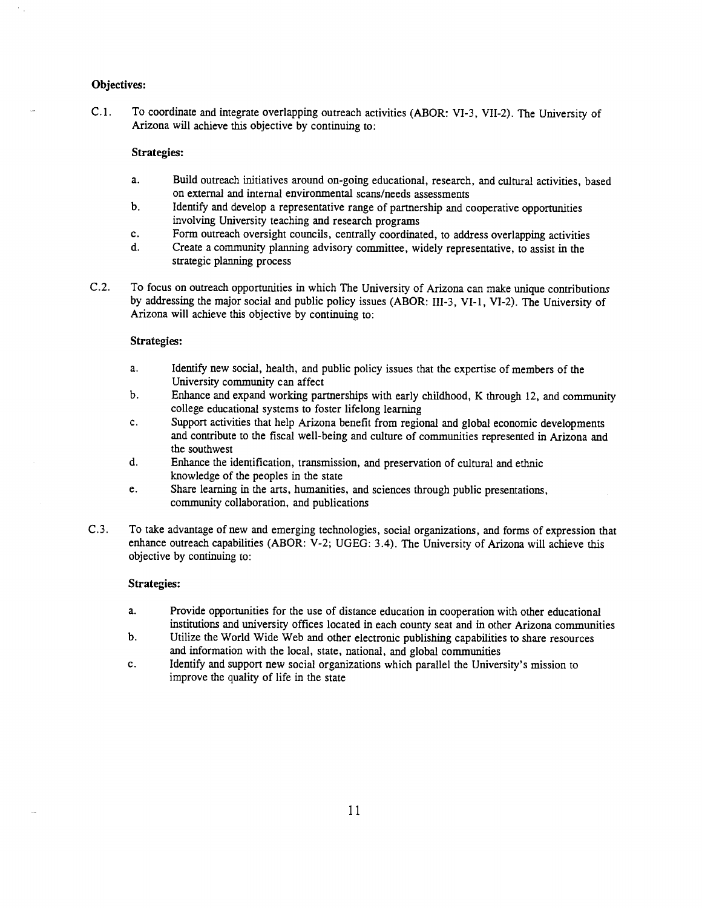**Objectives:**

C.1. To coordinate and integrate overlapping outreach activities (ABOR: VI-3, VII-2). The University of Arizona will achieve this objective by continuing to:

**Strategies:**

a. Build outreach initiatives around on-going educational, research, and cultural activities, based on external and internal environmental scans/needs assessments

b. Identify and develop a representative range of partnership and cooperative opportunities involving University teaching and research programs

c. Form outreach oversight councils, centrally coordinated, to address overlapping activities

d. Create a community planning advisory committee, widely representative, to assist in the strategic planning process

C.2. To focus on outreach opportunities in which The University of Arizona can make unique contributions by addressing the major social and public policy issues (ABOR: III-3, VI-1, VI-2). The University of Arizona will achieve this objective by continuing to:

**Strategies:**

a. Identify new social, health, and public policy issues that the expertise of members of the University community can affect

b. Enhance and expand working partnerships with early childhood, K through 12, and community college educational systems to foster lifelong learning

c. Support activities that help Arizona benefit from regional and global economic developments and contribute to the fiscal well-being and culture of communities represented in Arizona and the southwest

d. Enhance the identification, transmission, and preservation of cultural and ethnic knowledge of the peoples in the state

e. Share learning in the arts, humanities, and sciences through public presentations, community collaboration, and publications

C.3. To take advantage of new and emerging technologies, social organizations, and forms of expression that enhance outreach capabilities (ABOR: V-2; UGEG: 3.4). The University of Arizona will achieve this objective by continuing to:

**Strategies:**

a. Provide opportunities for the use of distance education in cooperation with other educational institutions and university offices located in each county seat and in other Arizona communities

b. Utilize the World Wide Web and other electronic publishing capabilities to share resources and information with the local, state, national, and global communities

c. Identify and support new social organizations which parallel the University's mission to improve the quality of life in the state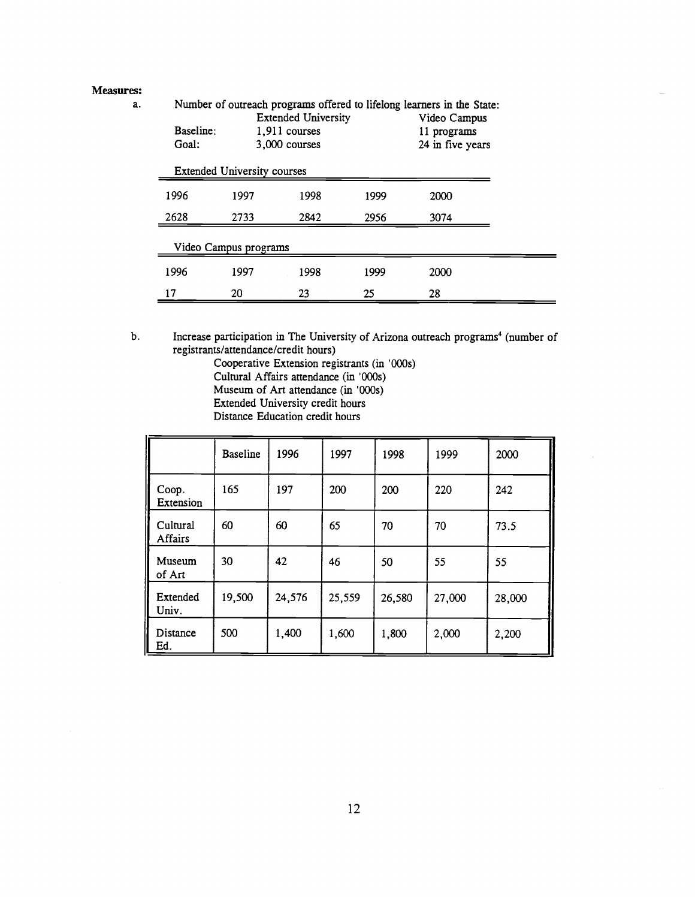**Measures:**

a. Number of outreach programs offered to lifelong learners in the State:

| | Extended University | Video Campus |
|---|---|---|
| Baseline: | 1,911 courses | 11 programs |
| Goal: | 3,000 courses | 24 in five years |

Extended University courses

| 1996 | 1997 | 1998 | 1999 | 2000 |
|---|---|---|---|---|
| 2628 | 2733 | 2842 | 2956 | 3074 |

Video Campus programs

| 1996 | 1997 | 1998 | 1999 | 2000 |
|---|---|---|---|---|
| 17 | 20 | 23 | 25 | 28 |

b. Increase participation in The University of Arizona outreach programs[4] (number of registrants/attendance/credit hours)

Cooperative Extension registrants (in '000s)
Cultural Affairs attendance (in '000s)
Museum of Art attendance (in '000s)
Extended University credit hours
Distance Education credit hours

| | Baseline | 1996 | 1997 | 1998 | 1999 | 2000 |
|---|---|---|---|---|---|---|
| Coop. Extension | 165 | 197 | 200 | 200 | 220 | 242 |
| Cultural Affairs | 60 | 60 | 65 | 70 | 70 | 73.5 |
| Museum of Art | 30 | 42 | 46 | 50 | 55 | 55 |
| Extended Univ. | 19,500 | 24,576 | 25,559 | 26,580 | 27,000 | 28,000 |
| Distance Ed. | 500 | 1,400 | 1,600 | 1,800 | 2,000 | 2,200 |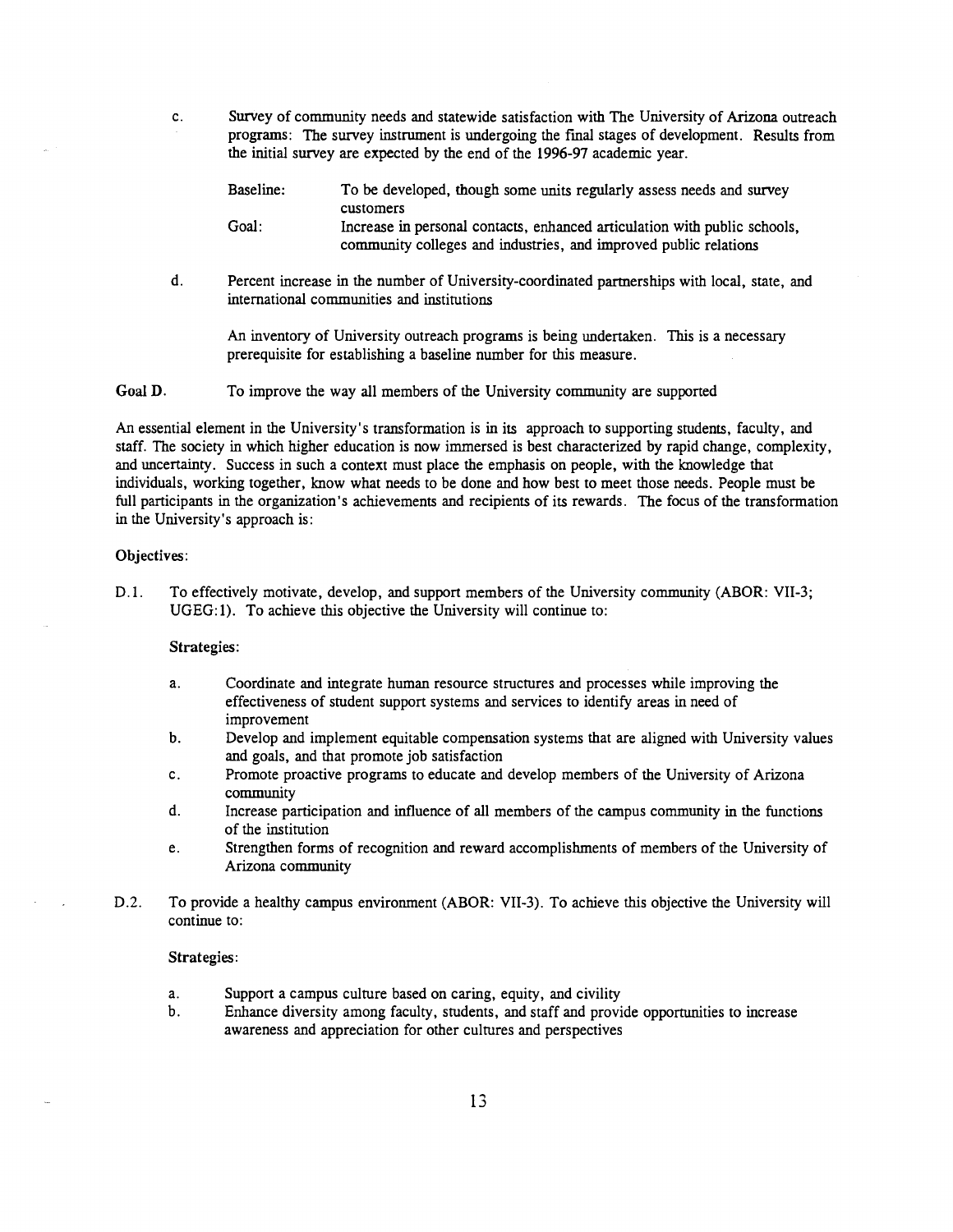c. Survey of community needs and statewide satisfaction with The University of Arizona outreach programs: The survey instrument is undergoing the final stages of development. Results from the initial survey are expected by the end of the 1996-97 academic year.

   Baseline: To be developed, though some units regularly assess needs and survey customers

   Goal: Increase in personal contacts, enhanced articulation with public schools, community colleges and industries, and improved public relations

d. Percent increase in the number of University-coordinated partnerships with local, state, and international communities and institutions

   An inventory of University outreach programs is being undertaken. This is a necessary prerequisite for establishing a baseline number for this measure.

**Goal D.** To improve the way all members of the University community are supported

An essential element in the University's transformation is in its approach to supporting students, faculty, and staff. The society in which higher education is now immersed is best characterized by rapid change, complexity, and uncertainty. Success in such a context must place the emphasis on people, with the knowledge that individuals, working together, know what needs to be done and how best to meet those needs. People must be full participants in the organization's achievements and recipients of its rewards. The focus of the transformation in the University's approach is:

**Objectives:**

D.1. To effectively motivate, develop, and support members of the University community (ABOR: VII-3; UGEG:1). To achieve this objective the University will continue to:

**Strategies:**

a. Coordinate and integrate human resource structures and processes while improving the effectiveness of student support systems and services to identify areas in need of improvement
b. Develop and implement equitable compensation systems that are aligned with University values and goals, and that promote job satisfaction
c. Promote proactive programs to educate and develop members of the University of Arizona community
d. Increase participation and influence of all members of the campus community in the functions of the institution
e. Strengthen forms of recognition and reward accomplishments of members of the University of Arizona community

D.2. To provide a healthy campus environment (ABOR: VII-3). To achieve this objective the University will continue to:

**Strategies:**

a. Support a campus culture based on caring, equity, and civility
b. Enhance diversity among faculty, students, and staff and provide opportunities to increase awareness and appreciation for other cultures and perspectives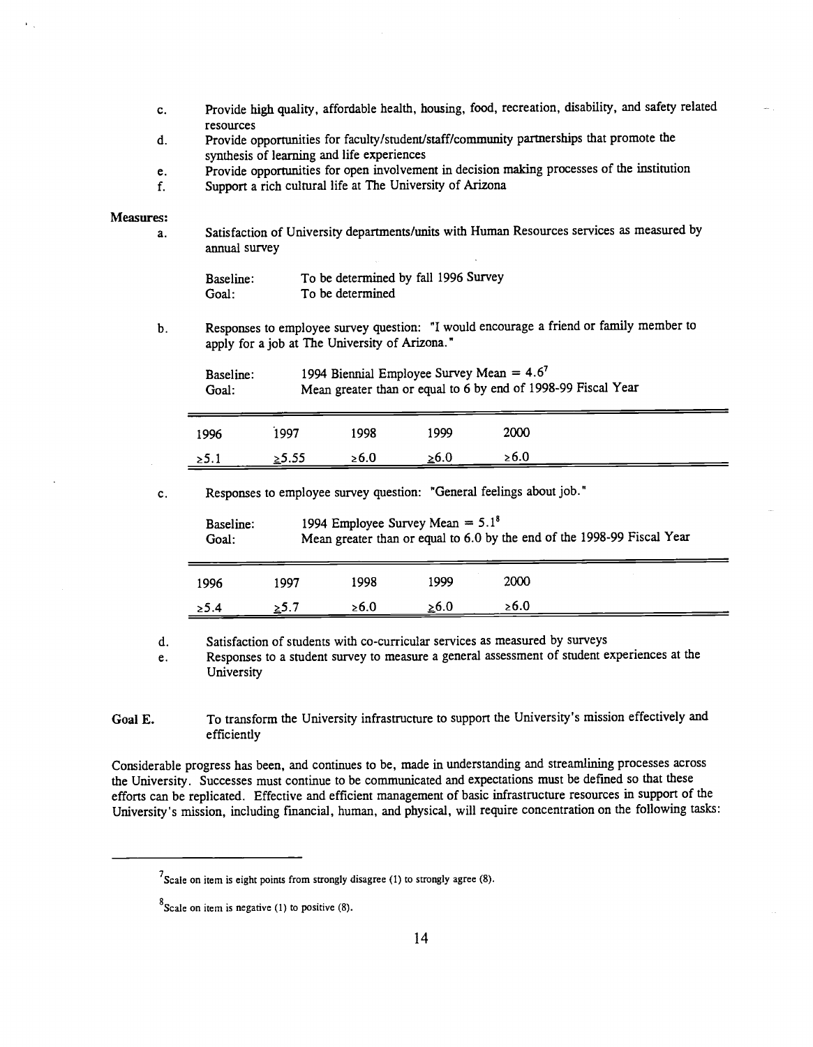c. Provide high quality, affordable health, housing, food, recreation, disability, and safety related resources
d. Provide opportunities for faculty/student/staff/community partnerships that promote the synthesis of learning and life experiences
e. Provide opportunities for open involvement in decision making processes of the institution
f. Support a rich cultural life at The University of Arizona

**Measures:**

a. Satisfaction of University departments/units with Human Resources services as measured by annual survey

Baseline: To be determined by fall 1996 Survey
Goal: To be determined

b. Responses to employee survey question: "I would encourage a friend or family member to apply for a job at The University of Arizona."

Baseline: 1994 Biennial Employee Survey Mean = 4.6[7]
Goal: Mean greater than or equal to 6 by end of 1998-99 Fiscal Year

| 1996 | 1997 | 1998 | 1999 | 2000 |
|---|---|---|---|---|
| ≥5.1 | ≥5.55 | ≥6.0 | ≥6.0 | ≥6.0 |

c. Responses to employee survey question: "General feelings about job."

Baseline: 1994 Employee Survey Mean = 5.1[8]
Goal: Mean greater than or equal to 6.0 by the end of the 1998-99 Fiscal Year

| 1996 | 1997 | 1998 | 1999 | 2000 |
|---|---|---|---|---|
| ≥5.4 | ≥5.7 | ≥6.0 | ≥6.0 | ≥6.0 |

d. Satisfaction of students with co-curricular services as measured by surveys
e. Responses to a student survey to measure a general assessment of student experiences at the University

**Goal E.** To transform the University infrastructure to support the University's mission effectively and efficiently

Considerable progress has been, and continues to be, made in understanding and streamlining processes across the University. Successes must continue to be communicated and expectations must be defined so that these efforts can be replicated. Effective and efficient management of basic infrastructure resources in support of the University's mission, including financial, human, and physical, will require concentration on the following tasks:

---

[7] Scale on item is eight points from strongly disagree (1) to strongly agree (8).

[8] Scale on item is negative (1) to positive (8).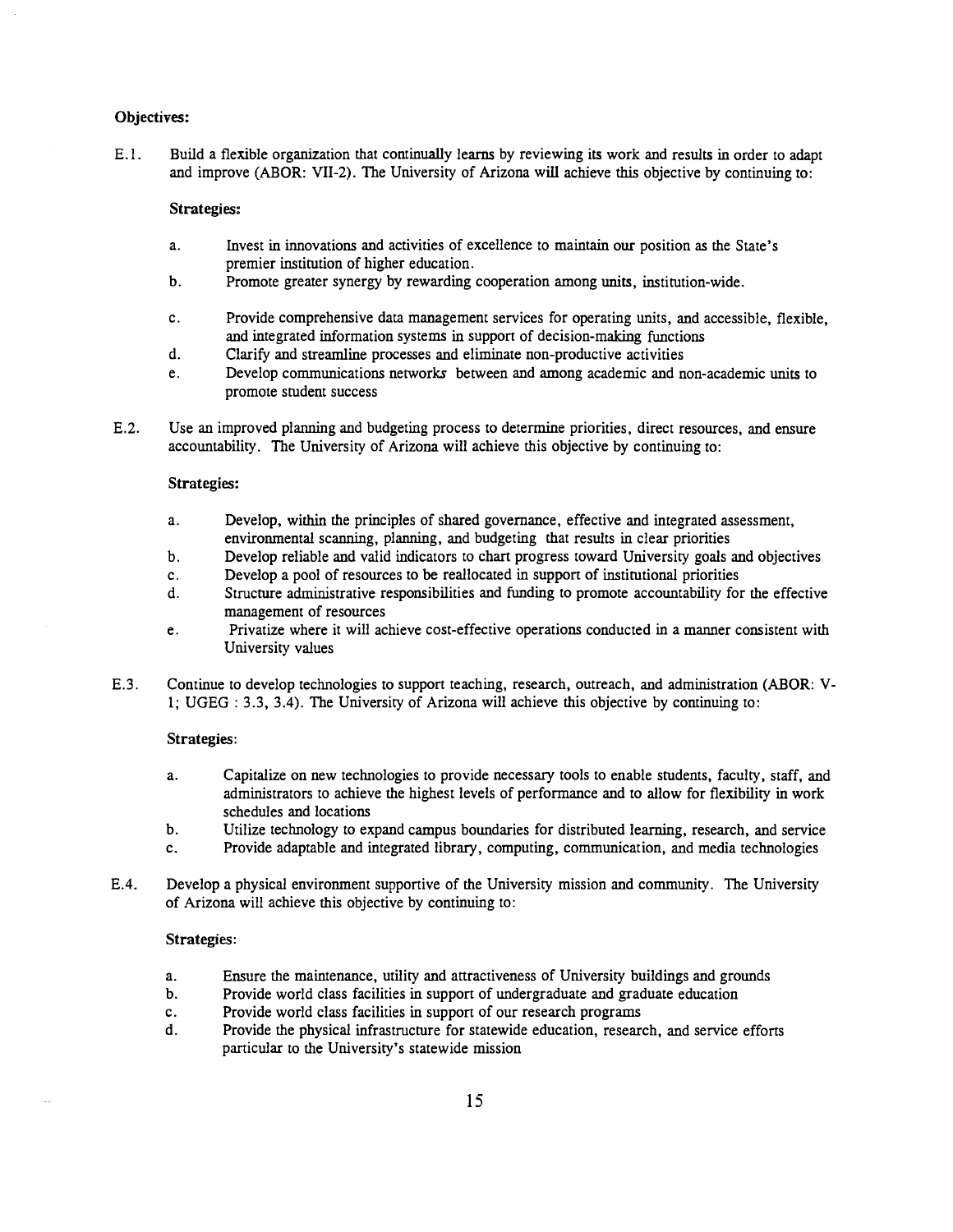**Objectives:**

E.1. Build a flexible organization that continually learns by reviewing its work and results in order to adapt and improve (ABOR: VII-2). The University of Arizona will achieve this objective by continuing to:

**Strategies:**

a. Invest in innovations and activities of excellence to maintain our position as the State's premier institution of higher education.
b. Promote greater synergy by rewarding cooperation among units, institution-wide.
c. Provide comprehensive data management services for operating units, and accessible, flexible, and integrated information systems in support of decision-making functions
d. Clarify and streamline processes and eliminate non-productive activities
e. Develop communications networks between and among academic and non-academic units to promote student success

E.2. Use an improved planning and budgeting process to determine priorities, direct resources, and ensure accountability. The University of Arizona will achieve this objective by continuing to:

**Strategies:**

a. Develop, within the principles of shared governance, effective and integrated assessment, environmental scanning, planning, and budgeting that results in clear priorities
b. Develop reliable and valid indicators to chart progress toward University goals and objectives
c. Develop a pool of resources to be reallocated in support of institutional priorities
d. Structure administrative responsibilities and funding to promote accountability for the effective management of resources
e. Privatize where it will achieve cost-effective operations conducted in a manner consistent with University values

E.3. Continue to develop technologies to support teaching, research, outreach, and administration (ABOR: V-1; UGEG : 3.3, 3.4). The University of Arizona will achieve this objective by continuing to:

**Strategies:**

a. Capitalize on new technologies to provide necessary tools to enable students, faculty, staff, and administrators to achieve the highest levels of performance and to allow for flexibility in work schedules and locations
b. Utilize technology to expand campus boundaries for distributed learning, research, and service
c. Provide adaptable and integrated library, computing, communication, and media technologies

E.4. Develop a physical environment supportive of the University mission and community. The University of Arizona will achieve this objective by continuing to:

**Strategies:**

a. Ensure the maintenance, utility and attractiveness of University buildings and grounds
b. Provide world class facilities in support of undergraduate and graduate education
c. Provide world class facilities in support of our research programs
d. Provide the physical infrastructure for statewide education, research, and service efforts particular to the University's statewide mission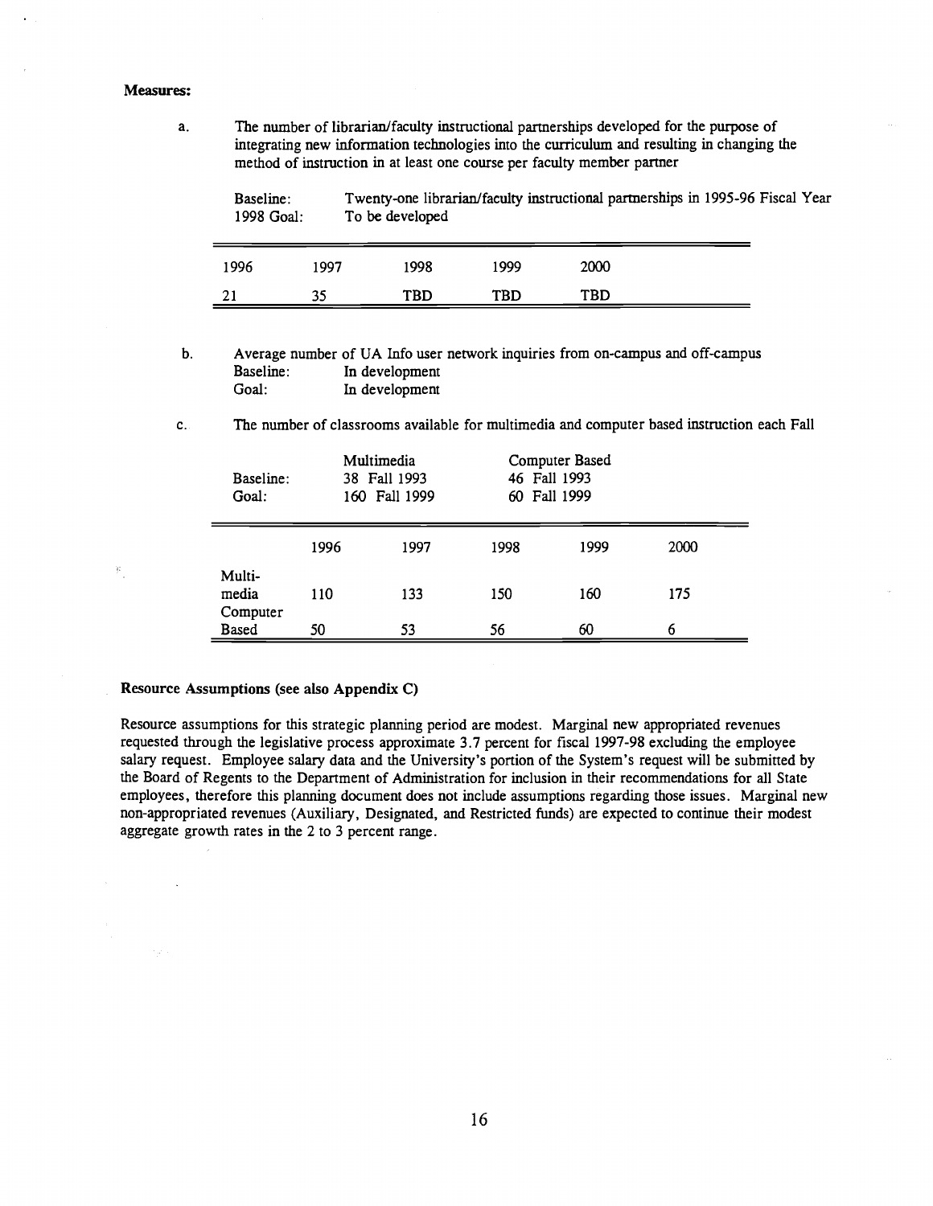**Measures:**

a. The number of librarian/faculty instructional partnerships developed for the purpose of integrating new information technologies into the curriculum and resulting in changing the method of instruction in at least one course per faculty member partner

Baseline: Twenty-one librarian/faculty instructional partnerships in 1995-96 Fiscal Year
1998 Goal: To be developed

| 1996 | 1997 | 1998 | 1999 | 2000 |
|---|---|---|---|---|
| 21 | 35 | TBD | TBD | TBD |

b. Average number of UA Info user network inquiries from on-campus and off-campus
Baseline: In development
Goal: In development

c. The number of classrooms available for multimedia and computer based instruction each Fall

| | Multimedia | Computer Based |
|---|---|---|
| Baseline: | 38 Fall 1993 | 46 Fall 1993 |
| Goal: | 160 Fall 1999 | 60 Fall 1999 |

| | 1996 | 1997 | 1998 | 1999 | 2000 |
|---|---|---|---|---|---|
| Multi-media | 110 | 133 | 150 | 160 | 175 |
| Computer Based | 50 | 53 | 56 | 60 | 6 |

**Resource Assumptions (see also Appendix C)**

Resource assumptions for this strategic planning period are modest. Marginal new appropriated revenues requested through the legislative process approximate 3.7 percent for fiscal 1997-98 excluding the employee salary request. Employee salary data and the University's portion of the System's request will be submitted by the Board of Regents to the Department of Administration for inclusion in their recommendations for all State employees, therefore this planning document does not include assumptions regarding those issues. Marginal new non-appropriated revenues (Auxiliary, Designated, and Restricted funds) are expected to continue their modest aggregate growth rates in the 2 to 3 percent range.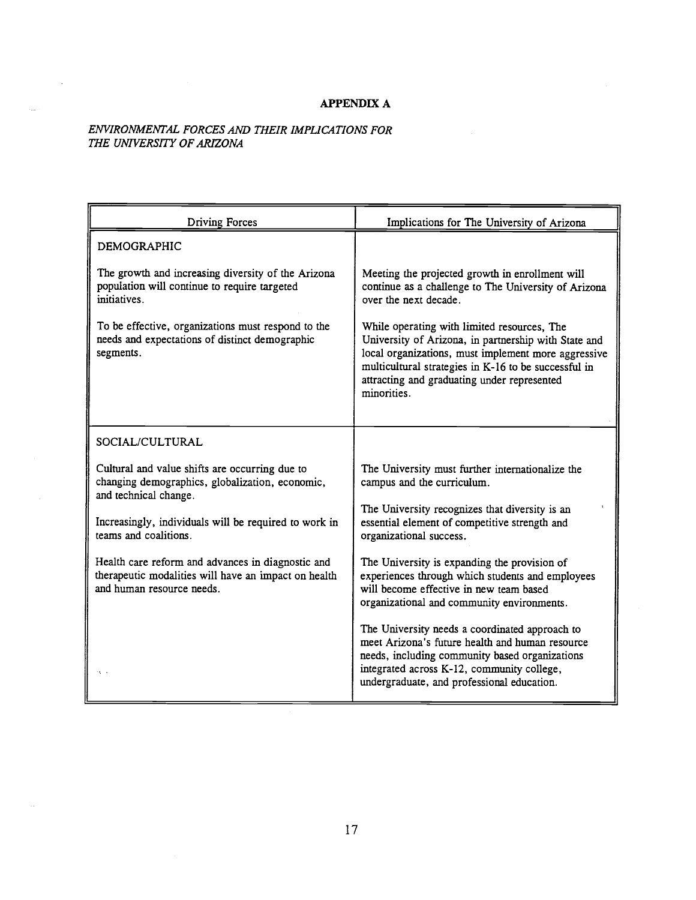# APPENDIX A

*ENVIRONMENTAL FORCES AND THEIR IMPLICATIONS FOR THE UNIVERSITY OF ARIZONA*

| Driving Forces | Implications for The University of Arizona |
| --- | --- |
| DEMOGRAPHIC | |
| The growth and increasing diversity of the Arizona population will continue to require targeted initiatives. | Meeting the projected growth in enrollment will continue as a challenge to The University of Arizona over the next decade. |
| To be effective, organizations must respond to the needs and expectations of distinct demographic segments. | While operating with limited resources, The University of Arizona, in partnership with State and local organizations, must implement more aggressive multicultural strategies in K-16 to be successful in attracting and graduating under represented minorities. |
| SOCIAL/CULTURAL | |
| Cultural and value shifts are occurring due to changing demographics, globalization, economic, and technical change. | The University must further internationalize the campus and the curriculum. |
| Increasingly, individuals will be required to work in teams and coalitions. | The University recognizes that diversity is an essential element of competitive strength and organizational success. |
| Health care reform and advances in diagnostic and therapeutic modalities will have an impact on health and human resource needs. | The University is expanding the provision of experiences through which students and employees will become effective in new team based organizational and community environments. |
| | The University needs a coordinated approach to meet Arizona's future health and human resource needs, including community based organizations integrated across K-12, community college, undergraduate, and professional education. |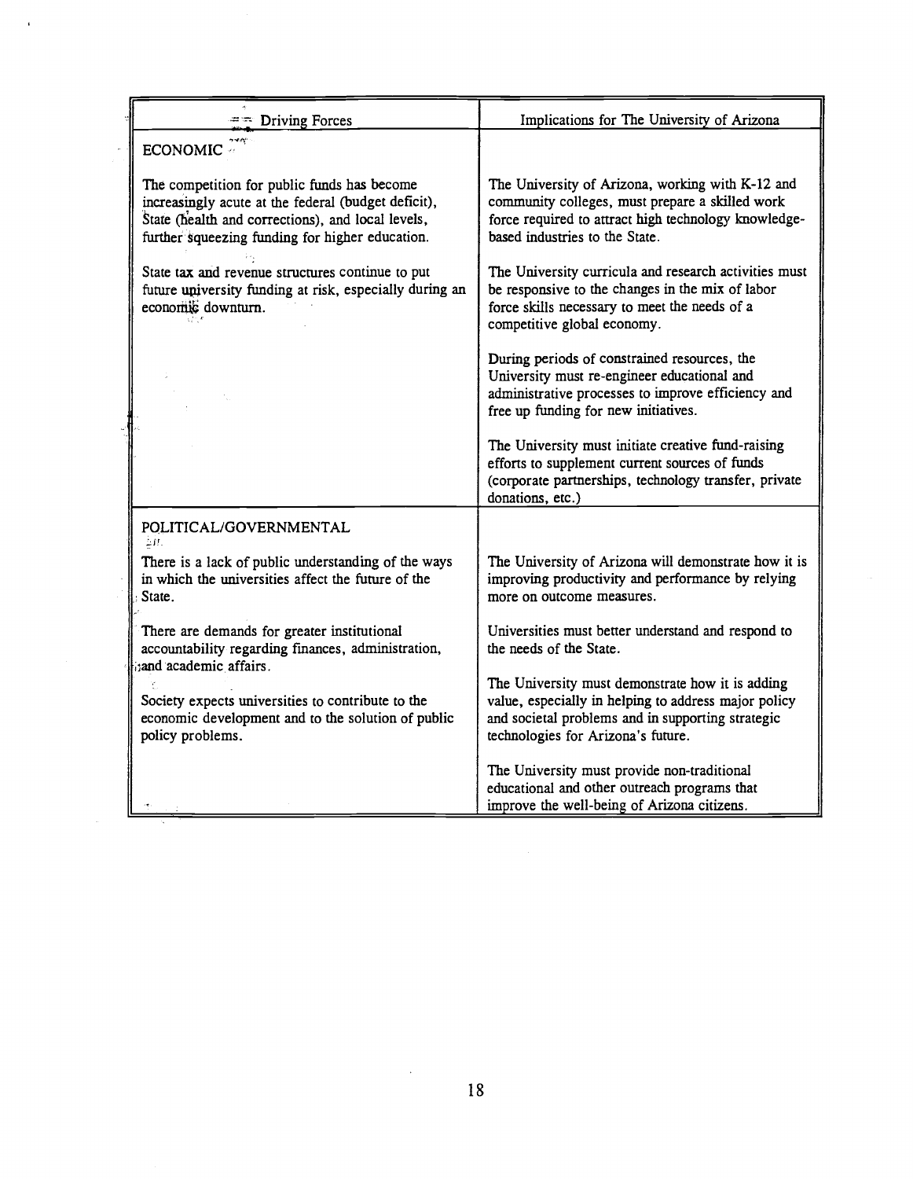| Driving Forces | Implications for The University of Arizona |
|---|---|
| ECONOMIC | |
| The competition for public funds has become increasingly acute at the federal (budget deficit), State (health and corrections), and local levels, further squeezing funding for higher education.<br><br>State tax and revenue structures continue to put future university funding at risk, especially during an economic downturn. | The University of Arizona, working with K-12 and community colleges, must prepare a skilled work force required to attract high technology knowledge-based industries to the State.<br><br>The University curricula and research activities must be responsive to the changes in the mix of labor force skills necessary to meet the needs of a competitive global economy.<br><br>During periods of constrained resources, the University must re-engineer educational and administrative processes to improve efficiency and free up funding for new initiatives.<br><br>The University must initiate creative fund-raising efforts to supplement current sources of funds (corporate partnerships, technology transfer, private donations, etc.) |
| POLITICAL/GOVERNMENTAL | |
| There is a lack of public understanding of the ways in which the universities affect the future of the State.<br><br>There are demands for greater institutional accountability regarding finances, administration, and academic affairs.<br><br>Society expects universities to contribute to the economic development and to the solution of public policy problems. | The University of Arizona will demonstrate how it is improving productivity and performance by relying more on outcome measures.<br><br>Universities must better understand and respond to the needs of the State.<br><br>The University must demonstrate how it is adding value, especially in helping to address major policy and societal problems and in supporting strategic technologies for Arizona's future.<br><br>The University must provide non-traditional educational and other outreach programs that improve the well-being of Arizona citizens. |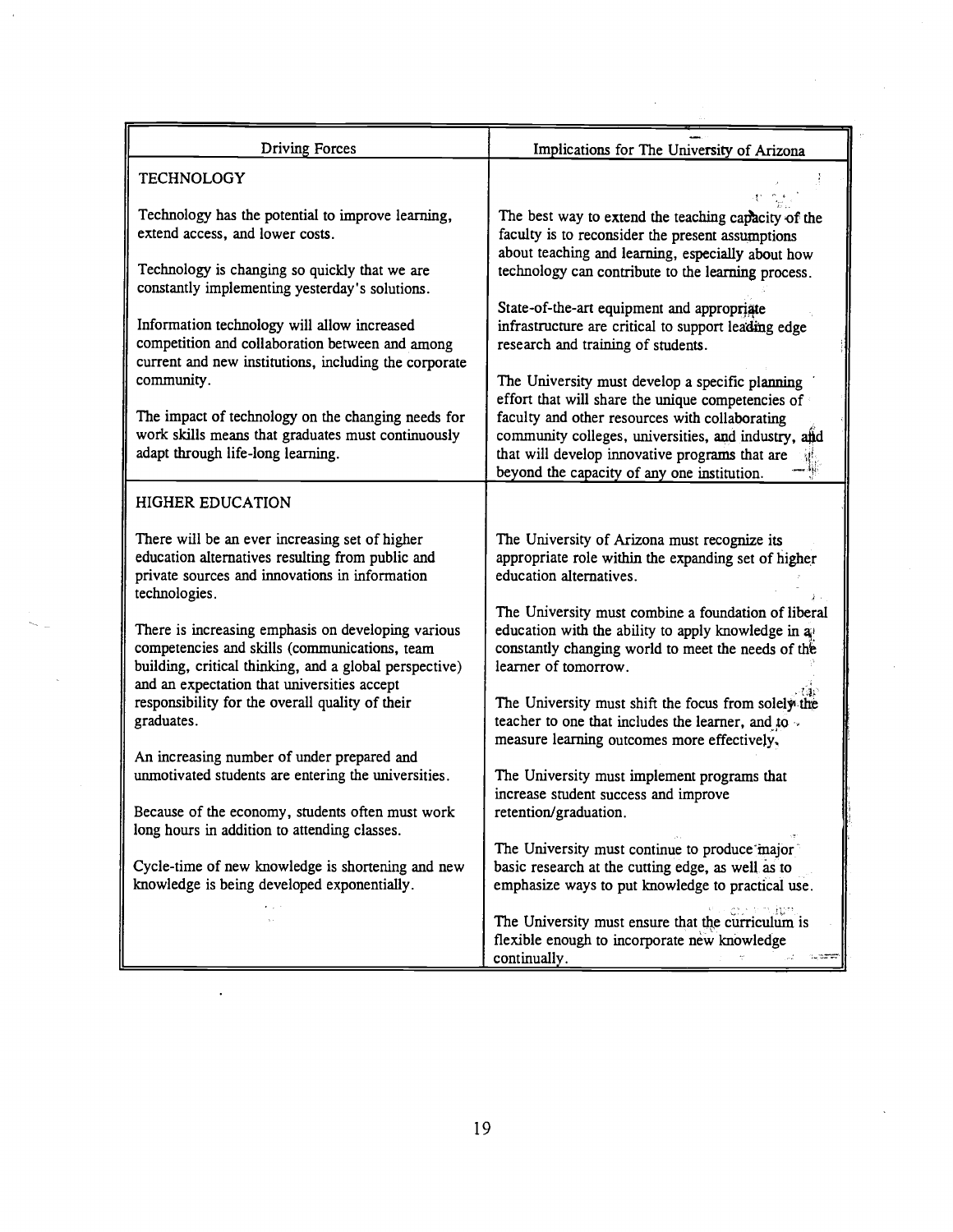| Driving Forces | Implications for The University of Arizona |
|---|---|
| TECHNOLOGY<br><br>Technology has the potential to improve learning, extend access, and lower costs.<br><br>Technology is changing so quickly that we are constantly implementing yesterday's solutions.<br><br>Information technology will allow increased competition and collaboration between and among current and new institutions, including the corporate community.<br><br>The impact of technology on the changing needs for work skills means that graduates must continuously adapt through life-long learning. | The best way to extend the teaching capacity of the faculty is to reconsider the present assumptions about teaching and learning, especially about how technology can contribute to the learning process.<br><br>State-of-the-art equipment and appropriate infrastructure are critical to support leading edge research and training of students.<br><br>The University must develop a specific planning effort that will share the unique competencies of faculty and other resources with collaborating community colleges, universities, and industry, and that will develop innovative programs that are beyond the capacity of any one institution. |
| HIGHER EDUCATION<br><br>There will be an ever increasing set of higher education alternatives resulting from public and private sources and innovations in information technologies.<br><br>There is increasing emphasis on developing various competencies and skills (communications, team building, critical thinking, and a global perspective) and an expectation that universities accept responsibility for the overall quality of their graduates.<br><br>An increasing number of under prepared and unmotivated students are entering the universities.<br><br>Because of the economy, students often must work long hours in addition to attending classes.<br><br>Cycle-time of new knowledge is shortening and new knowledge is being developed exponentially. | The University of Arizona must recognize its appropriate role within the expanding set of higher education alternatives.<br><br>The University must combine a foundation of liberal education with the ability to apply knowledge in a constantly changing world to meet the needs of the learner of tomorrow.<br><br>The University must shift the focus from solely the teacher to one that includes the learner, and to measure learning outcomes more effectively.<br><br>The University must implement programs that increase student success and improve retention/graduation.<br><br>The University must continue to produce major basic research at the cutting edge, as well as to emphasize ways to put knowledge to practical use.<br><br>The University must ensure that the curriculum is flexible enough to incorporate new knowledge continually. |